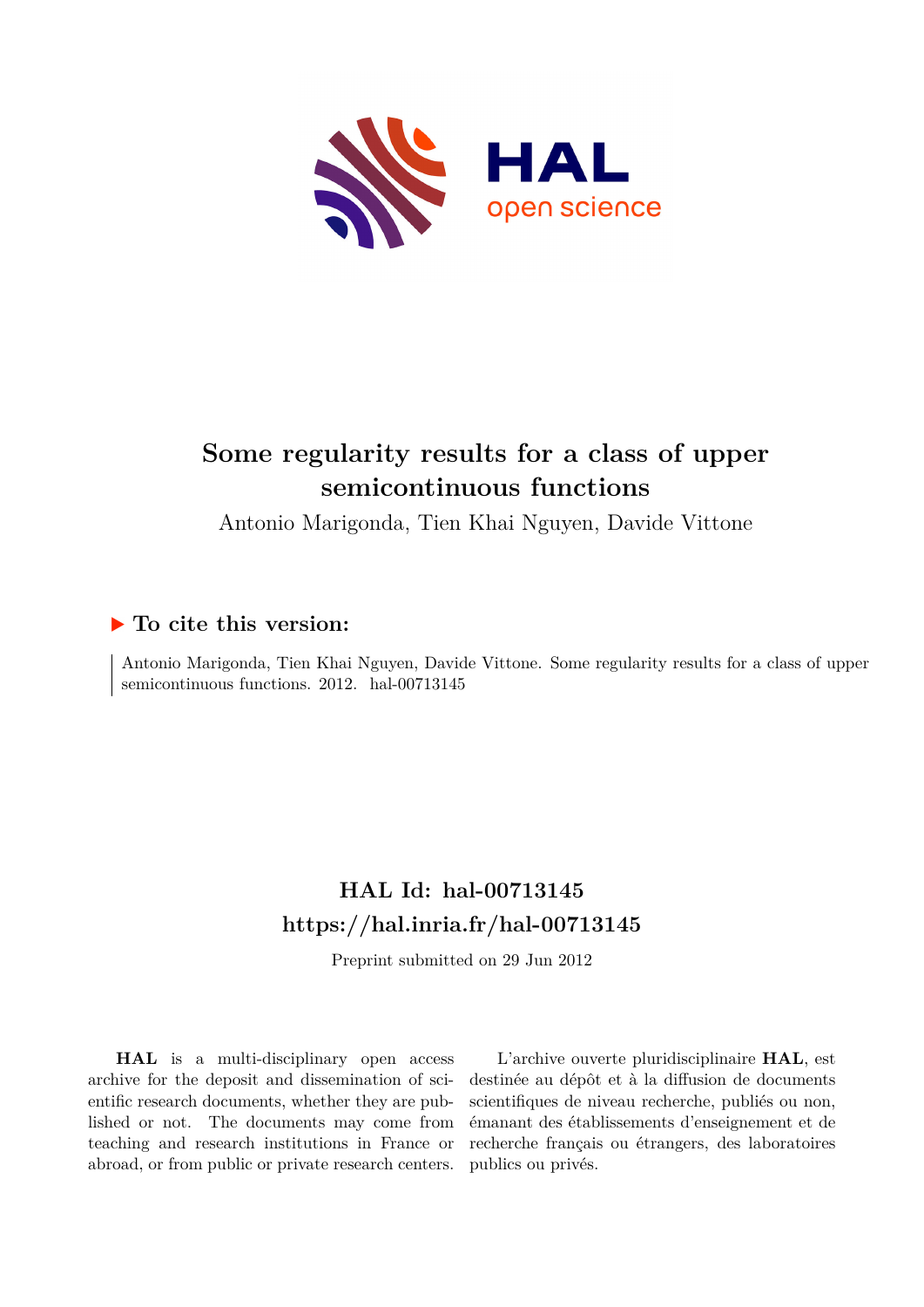# Some regularity results for a class of upper semicontinuous functions

Antonio Marigonda, Tien Khai Nguyen, Davide Vittone

## ▶ To cite this version:

Antonio Marigonda, Tien Khai Nguyen, Davide Vittone. Some regularity results for a class of upper semicontinuous functions. 2012. hal-00713145

## HAL Id: hal-00713145

## https://hal.inria.fr/hal-00713145

Preprint submitted on 29 Jun 2012

**HAL** is a multi-disciplinary open access archive for the deposit and dissemination of scientific research documents, whether they are published or not. The documents may come from teaching and research institutions in France or abroad, or from public or private research centers.

L'archive ouverte pluridisciplinaire **HAL**, est destinée au dépôt et à la diffusion de documents scientifiques de niveau recherche, publiés ou non, émanant des établissements d'enseignement et de recherche français ou étrangers, des laboratoires publics ou privés.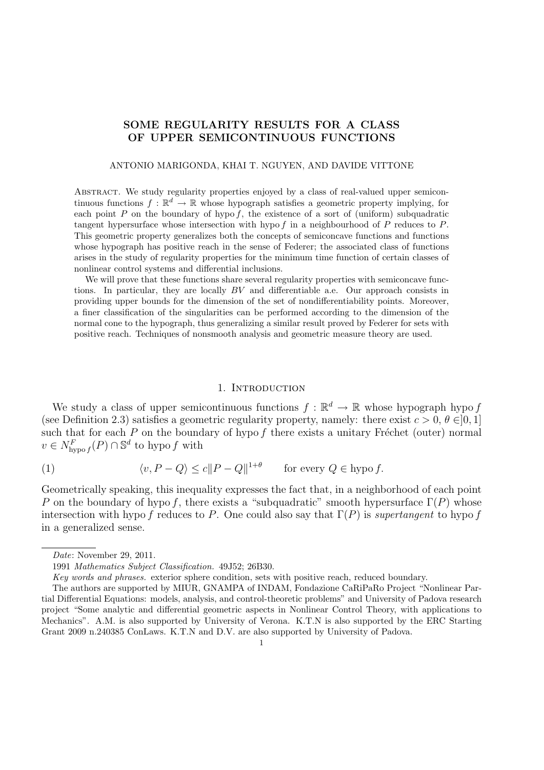# SOME REGULARITY RESULTS FOR A CLASS OF UPPER SEMICONTINUOUS FUNCTIONS

ANTONIO MARIGONDA, KHAI T. NGUYEN, AND DAVIDE VITTONE

Abstract. We study regularity properties enjoyed by a class of real-valued upper semicontinuous functions $f : \mathbb{R}^d \to \mathbb{R}$ whose hypograph satisfies a geometric property implying, for each point $P$ on the boundary of hypo $f$, the existence of a sort of (uniform) subquadratic tangent hypersurface whose intersection with hypo $f$ in a neighbourhood of $P$ reduces to $P$. This geometric property generalizes both the concepts of semiconcave functions and functions whose hypograph has positive reach in the sense of Federer; the associated class of functions arises in the study of regularity properties for the minimum time function of certain classes of nonlinear control systems and differential inclusions.

We will prove that these functions share several regularity properties with semiconcave functions. In particular, they are locally $BV$ and differentiable a.e. Our approach consists in providing upper bounds for the dimension of the set of nondifferentiability points. Moreover, a finer classification of the singularities can be performed according to the dimension of the normal cone to the hypograph, thus generalizing a similar result proved by Federer for sets with positive reach. Techniques of nonsmooth analysis and geometric measure theory are used.

## 1. Introduction

We study a class of upper semicontinuous functions $f : \mathbb{R}^d \to \mathbb{R}$ whose hypograph hypo $f$ (see Definition 2.3) satisfies a geometric regularity property, namely: there exist $c > 0$, $\theta \in ]0, 1]$ such that for each $P$ on the boundary of hypo $f$ there exists a unitary Fréchet (outer) normal $v \in N^F_{\text{hypo}\, f}(P) \cap \mathbb{S}^d$ to hypo $f$ with

$$(1) \qquad \langle v, P - Q\rangle \leq c\|P - Q\|^{1+\theta} \qquad \text{for every } Q \in \text{hypo}\, f.$$

Geometrically speaking, this inequality expresses the fact that, in a neighborhood of each point $P$ on the boundary of hypo $f$, there exists a "subquadratic" smooth hypersurface $\Gamma(P)$ whose intersection with hypo $f$ reduces to $P$. One could also say that $\Gamma(P)$ is *supertangent* to hypo $f$ in a generalized sense.

*Date*: November 29, 2011.

1991 *Mathematics Subject Classification.* 49J52; 26B30.

*Key words and phrases.* exterior sphere condition, sets with positive reach, reduced boundary.

The authors are supported by MIUR, GNAMPA of INDAM, Fondazione CaRiPaRo Project "Nonlinear Partial Differential Equations: models, analysis, and control-theoretic problems" and University of Padova research project "Some analytic and differential geometric aspects in Nonlinear Control Theory, with applications to Mechanics". A.M. is also supported by University of Verona. K.T.N is also supported by the ERC Starting Grant 2009 n.240385 ConLaws. K.T.N and D.V. are also supported by University of Padova.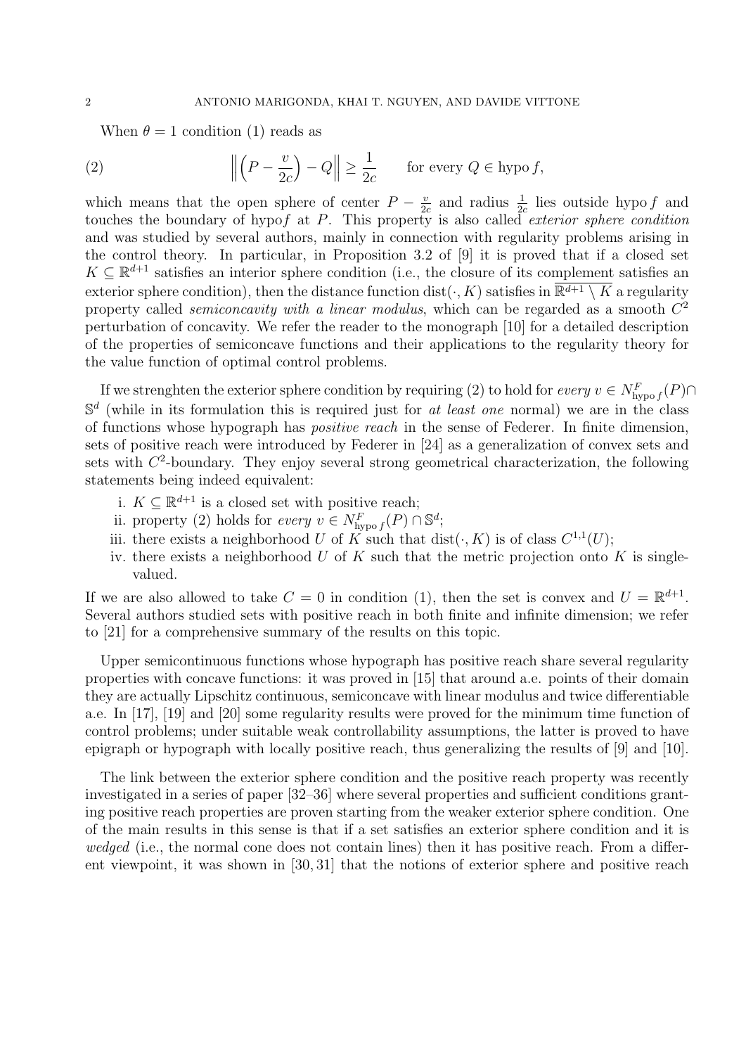When $\theta = 1$ condition (1) reads as

$$\left\| \left( P - \frac{v}{2c} \right) - Q \right\| \geq \frac{1}{2c} \qquad \text{for every } Q \in \operatorname{hypo} f, \tag{2}$$

which means that the open sphere of center $P - \frac{v}{2c}$ and radius $\frac{1}{2c}$ lies outside hypo $f$ and touches the boundary of hypo$f$ at $P$. This property is also called *exterior sphere condition* and was studied by several authors, mainly in connection with regularity problems arising in the control theory. In particular, in Proposition 3.2 of [9] it is proved that if a closed set $K \subseteq \mathbb{R}^{d+1}$ satisfies an interior sphere condition (i.e., the closure of its complement satisfies an exterior sphere condition), then the distance function $\operatorname{dist}(\cdot, K)$ satisfies in $\overline{\mathbb{R}^{d+1} \setminus K}$ a regularity property called *semiconcavity with a linear modulus*, which can be regarded as a smooth $C^2$ perturbation of concavity. We refer the reader to the monograph [10] for a detailed description of the properties of semiconcave functions and their applications to the regularity theory for the value function of optimal control problems.

If we strenghten the exterior sphere condition by requiring (2) to hold for *every* $v \in N^F_{\operatorname{hypo} f}(P) \cap \mathbb{S}^d$ (while in its formulation this is required just for *at least one* normal) we are in the class of functions whose hypograph has *positive reach* in the sense of Federer. In finite dimension, sets of positive reach were introduced by Federer in [24] as a generalization of convex sets and sets with $C^2$-boundary. They enjoy several strong geometrical characterization, the following statements being indeed equivalent:

i. $K \subseteq \mathbb{R}^{d+1}$ is a closed set with positive reach;
ii. property (2) holds for *every* $v \in N^F_{\operatorname{hypo} f}(P) \cap \mathbb{S}^d$;
iii. there exists a neighborhood $U$ of $K$ such that $\operatorname{dist}(\cdot, K)$ is of class $C^{1,1}(U)$;
iv. there exists a neighborhood $U$ of $K$ such that the metric projection onto $K$ is single-valued.

If we are also allowed to take $C = 0$ in condition (1), then the set is convex and $U = \mathbb{R}^{d+1}$. Several authors studied sets with positive reach in both finite and infinite dimension; we refer to [21] for a comprehensive summary of the results on this topic.

Upper semicontinuous functions whose hypograph has positive reach share several regularity properties with concave functions: it was proved in [15] that around a.e. points of their domain they are actually Lipschitz continuous, semiconcave with linear modulus and twice differentiable a.e. In [17], [19] and [20] some regularity results were proved for the minimum time function of control problems; under suitable weak controllability assumptions, the latter is proved to have epigraph or hypograph with locally positive reach, thus generalizing the results of [9] and [10].

The link between the exterior sphere condition and the positive reach property was recently investigated in a series of paper [32–36] where several properties and sufficient conditions granting positive reach properties are proven starting from the weaker exterior sphere condition. One of the main results in this sense is that if a set satisfies an exterior sphere condition and it is *wedged* (i.e., the normal cone does not contain lines) then it has positive reach. From a different viewpoint, it was shown in [30, 31] that the notions of exterior sphere and positive reach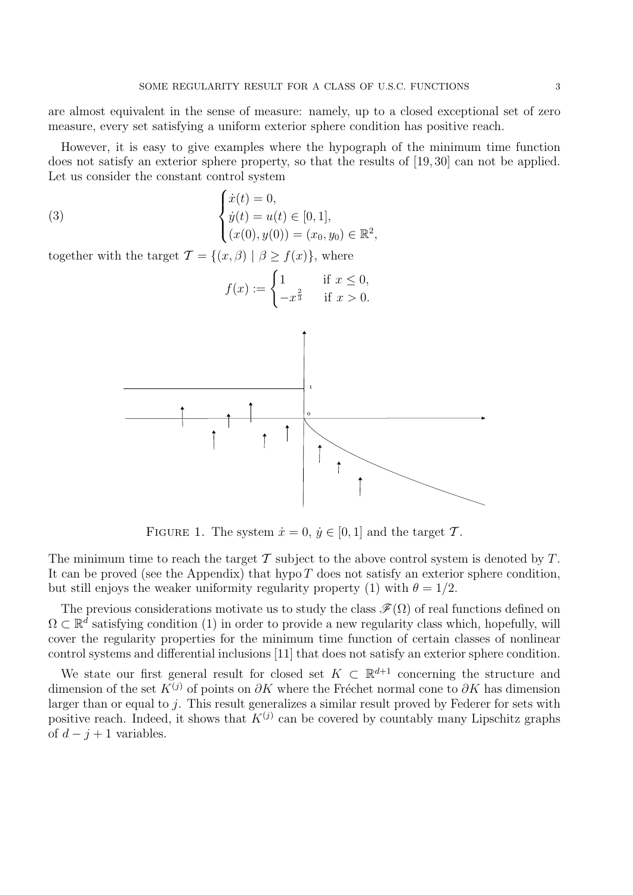are almost equivalent in the sense of measure: namely, up to a closed exceptional set of zero measure, every set satisfying a uniform exterior sphere condition has positive reach.

However, it is easy to give examples where the hypograph of the minimum time function does not satisfy an exterior sphere property, so that the results of [19, 30] can not be applied. Let us consider the constant control system

$$
\begin{cases}
\dot{x}(t) = 0, \\
\dot{y}(t) = u(t) \in [0,1], \\
(x(0), y(0)) = (x_0, y_0) \in \mathbb{R}^2,
\end{cases} \tag{3}
$$

together with the target $\mathcal{T} = \{(x, \beta) \mid \beta \geq f(x)\}$, where

$$
f(x) := \begin{cases} 1 & \text{if } x \leq 0, \\ -x^{\frac{2}{3}} & \text{if } x > 0. \end{cases}
$$

FIGURE 1. The system $\dot{x} = 0$, $\dot{y} \in [0, 1]$ and the target $\mathcal{T}$.

The minimum time to reach the target $\mathcal{T}$ subject to the above control system is denoted by $T$. It can be proved (see the Appendix) that hypo $T$ does not satisfy an exterior sphere condition, but still enjoys the weaker uniformity regularity property (1) with $\theta = 1/2$.

The previous considerations motivate us to study the class $\mathscr{F}(\Omega)$ of real functions defined on $\Omega \subset \mathbb{R}^d$ satisfying condition (1) in order to provide a new regularity class which, hopefully, will cover the regularity properties for the minimum time function of certain classes of nonlinear control systems and differential inclusions [11] that does not satisfy an exterior sphere condition.

We state our first general result for closed set $K \subset \mathbb{R}^{d+1}$ concerning the structure and dimension of the set $K^{(j)}$ of points on $\partial K$ where the Fréchet normal cone to $\partial K$ has dimension larger than or equal to $j$. This result generalizes a similar result proved by Federer for sets with positive reach. Indeed, it shows that $K^{(j)}$ can be covered by countably many Lipschitz graphs of $d - j + 1$ variables.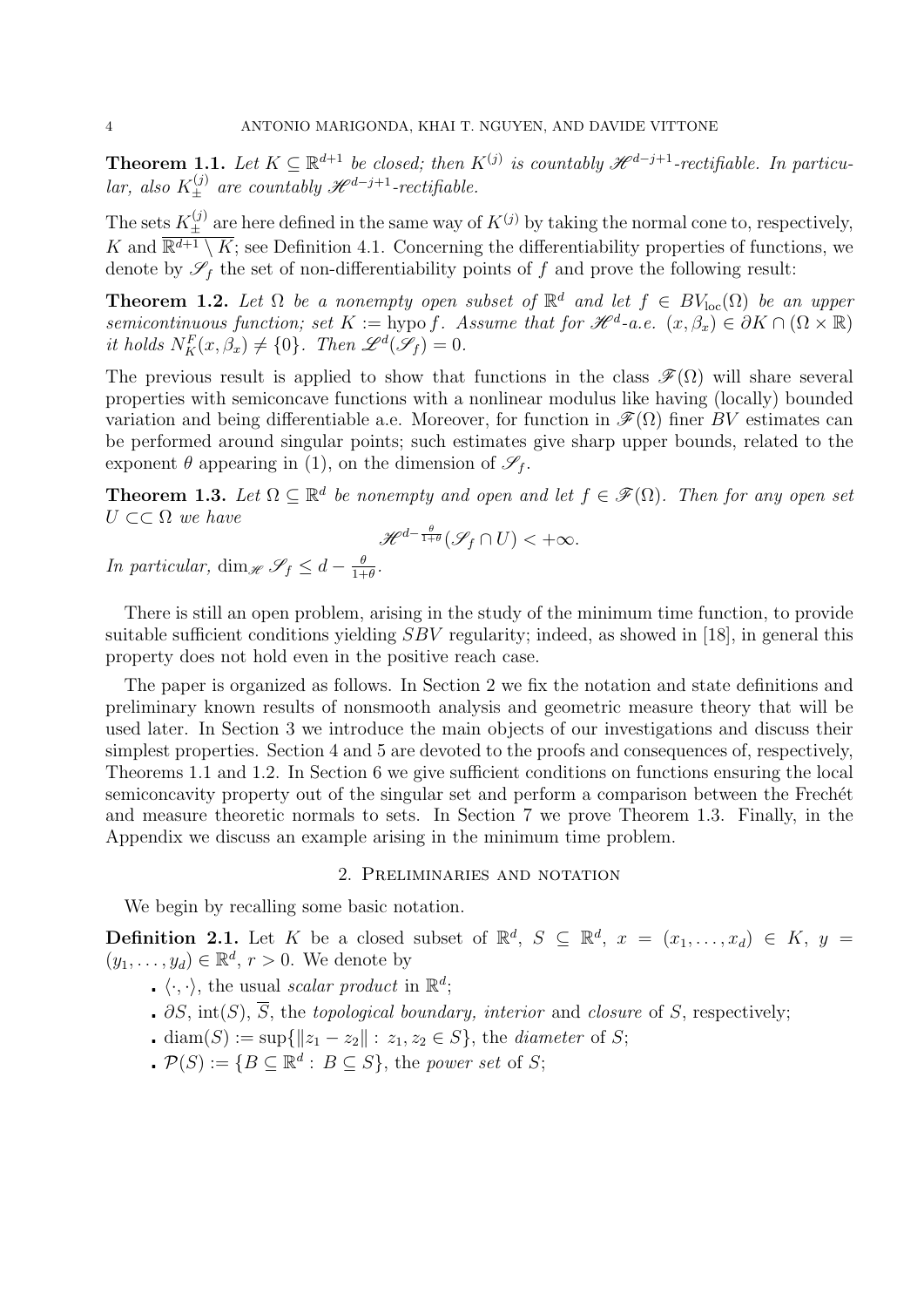**Theorem 1.1.** *Let $K \subseteq \mathbb{R}^{d+1}$ be closed; then $K^{(j)}$ is countably $\mathscr{H}^{d-j+1}$-rectifiable. In particular, also $K^{(j)}_{\pm}$ are countably $\mathscr{H}^{d-j+1}$-rectifiable.*

The sets $K^{(j)}_{\pm}$ are here defined in the same way of $K^{(j)}$ by taking the normal cone to, respectively, $K$ and $\overline{\mathbb{R}^{d+1} \setminus K}$; see Definition 4.1. Concerning the differentiability properties of functions, we denote by $\mathscr{S}_f$ the set of non-differentiability points of $f$ and prove the following result:

**Theorem 1.2.** *Let $\Omega$ be a nonempty open subset of $\mathbb{R}^d$ and let $f \in BV_{\mathrm{loc}}(\Omega)$ be an upper semicontinuous function; set $K := \mathrm{hypo}\, f$. Assume that for $\mathscr{H}^d$-a.e. $(x, \beta_x) \in \partial K \cap (\Omega \times \mathbb{R})$ it holds $N^F_K(x, \beta_x) \neq \{0\}$. Then $\mathscr{L}^d(\mathscr{S}_f) = 0$.*

The previous result is applied to show that functions in the class $\mathscr{F}(\Omega)$ will share several properties with semiconcave functions with a nonlinear modulus like having (locally) bounded variation and being differentiable a.e. Moreover, for function in $\mathscr{F}(\Omega)$ finer $BV$ estimates can be performed around singular points; such estimates give sharp upper bounds, related to the exponent $\theta$ appearing in (1), on the dimension of $\mathscr{S}_f$.

**Theorem 1.3.** *Let $\Omega \subseteq \mathbb{R}^d$ be nonempty and open and let $f \in \mathscr{F}(\Omega)$. Then for any open set $U \subset\subset \Omega$ we have*

$$\mathscr{H}^{d-\frac{\theta}{1+\theta}}(\mathscr{S}_f \cap U) < +\infty.$$

*In particular, $\dim_{\mathscr{H}} \mathscr{S}_f \leq d - \frac{\theta}{1+\theta}$.*

There is still an open problem, arising in the study of the minimum time function, to provide suitable sufficient conditions yielding $SBV$ regularity; indeed, as showed in [18], in general this property does not hold even in the positive reach case.

The paper is organized as follows. In Section 2 we fix the notation and state definitions and preliminary known results of nonsmooth analysis and geometric measure theory that will be used later. In Section 3 we introduce the main objects of our investigations and discuss their simplest properties. Section 4 and 5 are devoted to the proofs and consequences of, respectively, Theorems 1.1 and 1.2. In Section 6 we give sufficient conditions on functions ensuring the local semiconcavity property out of the singular set and perform a comparison between the Frechét and measure theoretic normals to sets. In Section 7 we prove Theorem 1.3. Finally, in the Appendix we discuss an example arising in the minimum time problem.

## 2. Preliminaries and notation

We begin by recalling some basic notation.

**Definition 2.1.** Let $K$ be a closed subset of $\mathbb{R}^d$, $S \subseteq \mathbb{R}^d$, $x = (x_1, \dots, x_d) \in K$, $y = (y_1, \dots, y_d) \in \mathbb{R}^d$, $r > 0$. We denote by

- $\langle \cdot, \cdot \rangle$, the usual *scalar product* in $\mathbb{R}^d$;
- $\partial S$, $\mathrm{int}(S)$, $\overline{S}$, the *topological boundary, interior* and *closure* of $S$, respectively;
- $\mathrm{diam}(S) := \sup\{\|z_1 - z_2\| : z_1, z_2 \in S\}$, the *diameter* of $S$;
- $\mathcal{P}(S) := \{B \subseteq \mathbb{R}^d : B \subseteq S\}$, the *power set* of $S$;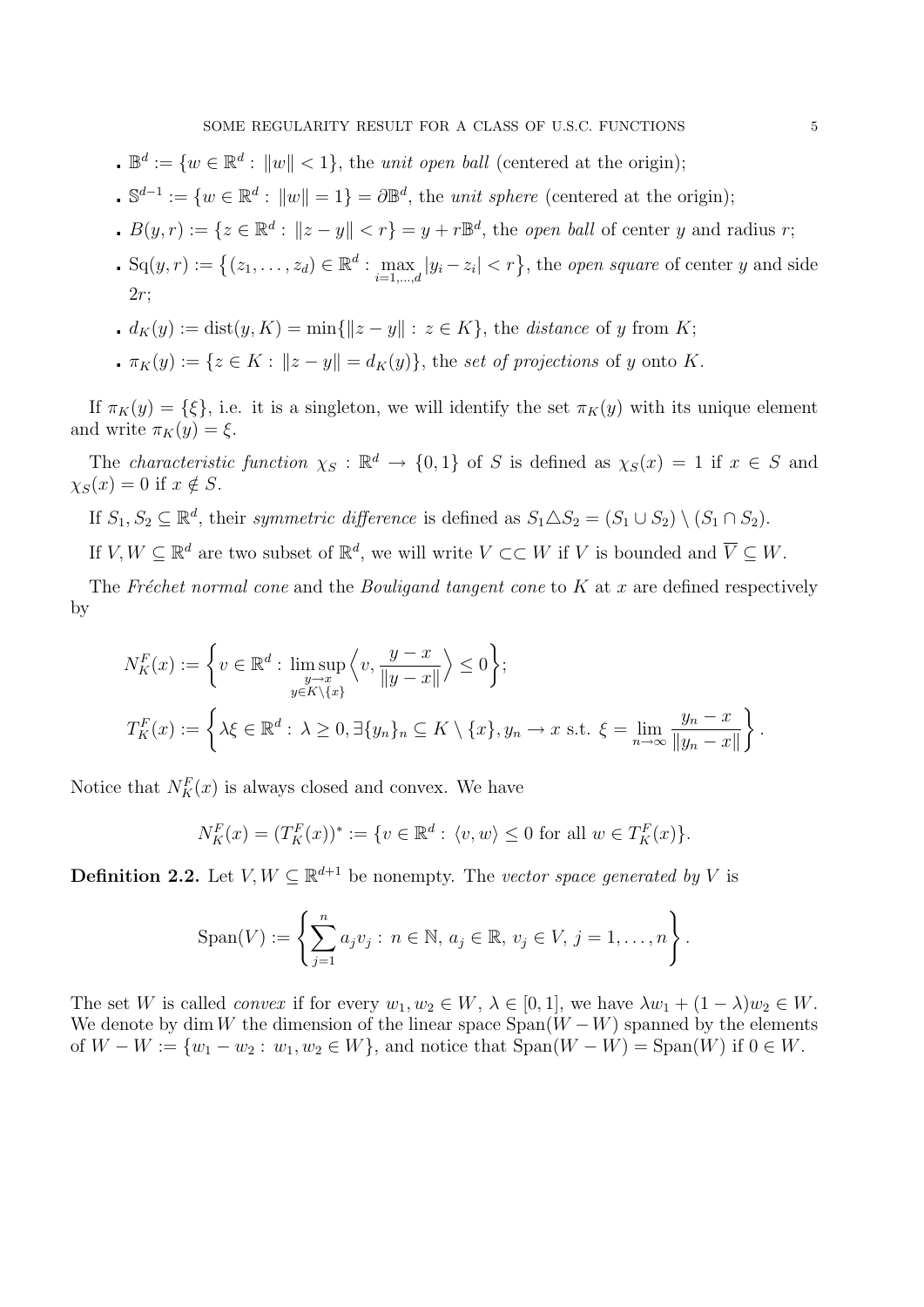- $\mathbb{B}^d := \{w \in \mathbb{R}^d : \|w\| < 1\}$, the *unit open ball* (centered at the origin);
- $\mathbb{S}^{d-1} := \{w \in \mathbb{R}^d : \|w\| = 1\} = \partial\mathbb{B}^d$, the *unit sphere* (centered at the origin);
- $B(y, r) := \{z \in \mathbb{R}^d : \|z - y\| < r\} = y + r\mathbb{B}^d$, the *open ball* of center $y$ and radius $r$;
- $\mathrm{Sq}(y, r) := \{(z_1, \dots, z_d) \in \mathbb{R}^d : \max_{i=1,\dots,d} |y_i - z_i| < r\}$, the *open square* of center $y$ and side $2r$;
- $d_K(y) := \mathrm{dist}(y, K) = \min\{\|z - y\| : z \in K\}$, the *distance* of $y$ from $K$;
- $\pi_K(y) := \{z \in K : \|z - y\| = d_K(y)\}$, the *set of projections* of $y$ onto $K$.

If $\pi_K(y) = \{\xi\}$, i.e. it is a singleton, we will identify the set $\pi_K(y)$ with its unique element and write $\pi_K(y) = \xi$.

The *characteristic function* $\chi_S : \mathbb{R}^d \to \{0, 1\}$ of $S$ is defined as $\chi_S(x) = 1$ if $x \in S$ and $\chi_S(x) = 0$ if $x \notin S$.

If $S_1, S_2 \subseteq \mathbb{R}^d$, their *symmetric difference* is defined as $S_1 \triangle S_2 = (S_1 \cup S_2) \setminus (S_1 \cap S_2)$.

If $V, W \subseteq \mathbb{R}^d$ are two subset of $\mathbb{R}^d$, we will write $V \subset\subset W$ if $V$ is bounded and $\overline{V} \subseteq W$.

The *Fréchet normal cone* and the *Bouligand tangent cone* to $K$ at $x$ are defined respectively by

$$N_K^F(x) := \left\{ v \in \mathbb{R}^d : \limsup_{\substack{y \to x \\ y \in K \setminus \{x\}}} \left\langle v, \frac{y - x}{\|y - x\|} \right\rangle \leq 0 \right\};$$

$$T_K^F(x) := \left\{ \lambda\xi \in \mathbb{R}^d : \lambda \geq 0, \exists \{y_n\}_n \subseteq K \setminus \{x\}, y_n \to x \text{ s.t. } \xi = \lim_{n \to \infty} \frac{y_n - x}{\|y_n - x\|} \right\}.$$

Notice that $N_K^F(x)$ is always closed and convex. We have

$$N_K^F(x) = (T_K^F(x))^* := \{v \in \mathbb{R}^d : \langle v, w \rangle \leq 0 \text{ for all } w \in T_K^F(x)\}.$$

**Definition 2.2.** Let $V, W \subseteq \mathbb{R}^{d+1}$ be nonempty. The *vector space generated by* $V$ is

$$\mathrm{Span}(V) := \left\{ \sum_{j=1}^{n} a_j v_j : n \in \mathbb{N}, a_j \in \mathbb{R}, v_j \in V, j = 1, \dots, n \right\}.$$

The set $W$ is called *convex* if for every $w_1, w_2 \in W$, $\lambda \in [0, 1]$, we have $\lambda w_1 + (1 - \lambda)w_2 \in W$. We denote by $\dim W$ the dimension of the linear space $\mathrm{Span}(W - W)$ spanned by the elements of $W - W := \{w_1 - w_2 : w_1, w_2 \in W\}$, and notice that $\mathrm{Span}(W - W) = \mathrm{Span}(W)$ if $0 \in W$.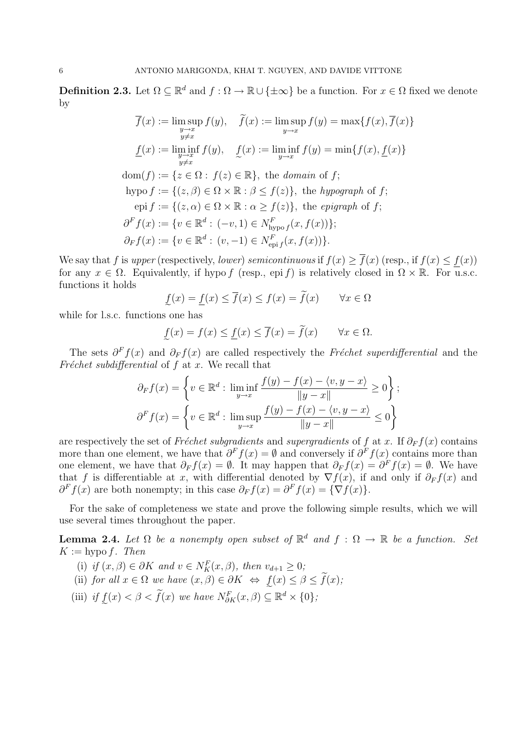**Definition 2.3.** Let $\Omega \subseteq \mathbb{R}^d$ and $f : \Omega \to \mathbb{R} \cup \{\pm\infty\}$ be a function. For $x \in \Omega$ fixed we denote by

$$
\begin{aligned}
&\overline{f}(x) := \limsup_{\substack{y\to x\\ y\neq x}} f(y), \quad \widetilde{f}(x) := \limsup_{y\to x} f(y) = \max\{f(x), \overline{f}(x)\}\\
&\underline{f}(x) := \liminf_{\substack{y\to x\\ y\neq x}} f(y), \quad \underset{\sim}{f}(x) := \liminf_{y\to x} f(y) = \min\{f(x), \underline{f}(x)\}\\
&\mathrm{dom}(f) := \{z \in \Omega : f(z) \in \mathbb{R}\}, \text{ the } \textit{domain} \text{ of } f;\\
&\mathrm{hypo}\, f := \{(z,\beta) \in \Omega \times \mathbb{R} : \beta \le f(z)\}, \text{ the } \textit{hypograph} \text{ of } f;\\
&\mathrm{epi}\, f := \{(z,\alpha) \in \Omega \times \mathbb{R} : \alpha \ge f(z)\}, \text{ the } \textit{epigraph} \text{ of } f;\\
&\partial^F f(x) := \{v \in \mathbb{R}^d : (-v, 1) \in N^F_{\mathrm{hypo}\, f}(x, f(x))\};\\
&\partial_F f(x) := \{v \in \mathbb{R}^d : (v, -1) \in N^F_{\mathrm{epi}\, f}(x, f(x))\}.
\end{aligned}
$$

We say that $f$ is *upper* (respectively, *lower*) *semicontinuous* if $f(x) \ge \overline{f}(x)$ (resp., if $f(x) \le \underline{f}(x)$) for any $x \in \Omega$. Equivalently, if hypo $f$ (resp., epi $f$) is relatively closed in $\Omega \times \mathbb{R}$. For u.s.c. functions it holds

$$
\underset{\sim}{f}(x) = \underline{f}(x) \le \overline{f}(x) \le f(x) = \widetilde{f}(x) \qquad \forall x \in \Omega
$$

while for l.s.c. functions one has

$$
\underset{\sim}{f}(x) = f(x) \le \underline{f}(x) \le \overline{f}(x) = \widetilde{f}(x) \qquad \forall x \in \Omega.
$$

The sets $\partial^F f(x)$ and $\partial_F f(x)$ are called respectively the *Fréchet superdifferential* and the *Fréchet subdifferential* of $f$ at $x$. We recall that

$$
\partial_F f(x) = \left\{ v \in \mathbb{R}^d : \liminf_{y\to x} \frac{f(y) - f(x) - \langle v, y - x\rangle}{\|y - x\|} \ge 0 \right\};
$$

$$
\partial^F f(x) = \left\{ v \in \mathbb{R}^d : \limsup_{y\to x} \frac{f(y) - f(x) - \langle v, y - x\rangle}{\|y - x\|} \le 0 \right\}
$$

are respectively the set of *Fréchet subgradients* and *supergradients* of $f$ at $x$. If $\partial_F f(x)$ contains more than one element, we have that $\partial^F f(x) = \emptyset$ and conversely if $\partial^F f(x)$ contains more than one element, we have that $\partial_F f(x) = \emptyset$. It may happen that $\partial_F f(x) = \partial^F f(x) = \emptyset$. We have that $f$ is differentiable at $x$, with differential denoted by $\nabla f(x)$, if and only if $\partial_F f(x)$ and $\partial^F f(x)$ are both nonempty; in this case $\partial_F f(x) = \partial^F f(x) = \{\nabla f(x)\}$.

For the sake of completeness we state and prove the following simple results, which we will use several times throughout the paper.

**Lemma 2.4.** *Let $\Omega$ be a nonempty open subset of $\mathbb{R}^d$ and $f : \Omega \to \mathbb{R}$ be a function. Set $K := \mathrm{hypo}\, f$. Then*

(i) *if $(x,\beta) \in \partial K$ and $v \in N^F_K(x,\beta)$, then $v_{d+1} \ge 0$;*

(ii) *for all $x \in \Omega$ we have $(x,\beta) \in \partial K \iff \underset{\sim}{f}(x) \le \beta \le \widetilde{f}(x)$;*

(iii) *if $\underset{\sim}{f}(x) < \beta < \widetilde{f}(x)$ we have $N^F_{\partial K}(x,\beta) \subseteq \mathbb{R}^d \times \{0\}$;*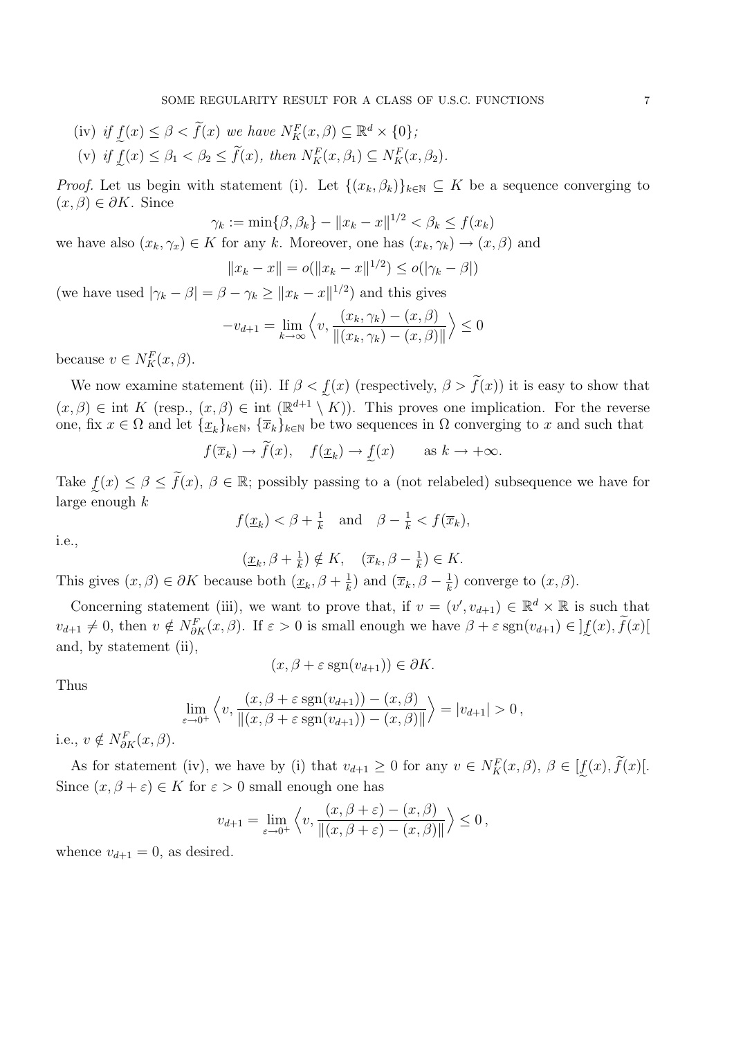(iv) *if* $\underset{\sim}{f}(x) \le \beta < \widetilde{f}(x)$ *we have* $N_K^F(x,\beta) \subseteq \mathbb{R}^d \times \{0\}$*;*

(v) *if* $\underset{\sim}{f}(x) \le \beta_1 < \beta_2 \le \widetilde{f}(x)$*, then* $N_K^F(x,\beta_1) \subseteq N_K^F(x,\beta_2)$.

*Proof.* Let us begin with statement (i). Let $\{(x_k,\beta_k)\}_{k\in\mathbb{N}} \subseteq K$ be a sequence converging to $(x,\beta) \in \partial K$. Since

$$\gamma_k := \min\{\beta,\beta_k\} - \|x_k - x\|^{1/2} < \beta_k \le f(x_k)$$

we have also $(x_k,\gamma_x) \in K$ for any $k$. Moreover, one has $(x_k,\gamma_k) \to (x,\beta)$ and

$$\|x_k - x\| = o(\|x_k - x\|^{1/2}) \le o(|\gamma_k - \beta|)$$

(we have used $|\gamma_k - \beta| = \beta - \gamma_k \ge \|x_k - x\|^{1/2}$) and this gives

$$-v_{d+1} = \lim_{k\to\infty} \left\langle v, \frac{(x_k,\gamma_k) - (x,\beta)}{\|(x_k,\gamma_k) - (x,\beta)\|} \right\rangle \le 0$$

because $v \in N_K^F(x,\beta)$.

We now examine statement (ii). If $\beta < \underset{\sim}{f}(x)$ (respectively, $\beta > \widetilde{f}(x)$) it is easy to show that $(x,\beta) \in \text{int } K$ (resp., $(x,\beta) \in \text{int } (\mathbb{R}^{d+1} \setminus K)$). This proves one implication. For the reverse one, fix $x \in \Omega$ and let $\{\underline{x}_k\}_{k\in\mathbb{N}}$, $\{\overline{x}_k\}_{k\in\mathbb{N}}$ be two sequences in $\Omega$ converging to $x$ and such that

$$f(\overline{x}_k) \to \widetilde{f}(x), \quad f(\underline{x}_k) \to \underset{\sim}{f}(x) \qquad \text{as } k \to +\infty.$$

Take $\underset{\sim}{f}(x) \le \beta \le \widetilde{f}(x)$, $\beta \in \mathbb{R}$; possibly passing to a (not relabeled) subsequence we have for large enough $k$

$$f(\underline{x}_k) < \beta + \tfrac{1}{k} \quad \text{and} \quad \beta - \tfrac{1}{k} < f(\overline{x}_k),$$

i.e.,

$$(\underline{x}_k, \beta + \tfrac{1}{k}) \notin K, \quad (\overline{x}_k, \beta - \tfrac{1}{k}) \in K.$$

This gives $(x,\beta) \in \partial K$ because both $(\underline{x}_k, \beta + \frac{1}{k})$ and $(\overline{x}_k, \beta - \frac{1}{k})$ converge to $(x,\beta)$.

Concerning statement (iii), we want to prove that, if $v = (v', v_{d+1}) \in \mathbb{R}^d \times \mathbb{R}$ is such that $v_{d+1} \ne 0$, then $v \notin N_{\partial K}^F(x,\beta)$. If $\varepsilon > 0$ is small enough we have $\beta + \varepsilon \operatorname{sgn}(v_{d+1}) \in ]\underset{\sim}{f}(x), \widetilde{f}(x)[$ and, by statement (ii),

$$(x, \beta + \varepsilon \operatorname{sgn}(v_{d+1})) \in \partial K.$$

Thus

$$\lim_{\varepsilon\to 0^+} \left\langle v, \frac{(x,\beta + \varepsilon \operatorname{sgn}(v_{d+1})) - (x,\beta)}{\|(x,\beta + \varepsilon \operatorname{sgn}(v_{d+1})) - (x,\beta)\|} \right\rangle = |v_{d+1}| > 0\,,$$

i.e., $v \notin N_{\partial K}^F(x,\beta)$.

As for statement (iv), we have by (i) that $v_{d+1} \ge 0$ for any $v \in N_K^F(x,\beta)$, $\beta \in [\underset{\sim}{f}(x), \widetilde{f}(x)[$. Since $(x,\beta+\varepsilon) \in K$ for $\varepsilon > 0$ small enough one has

$$v_{d+1} = \lim_{\varepsilon\to 0^+} \left\langle v, \frac{(x,\beta+\varepsilon) - (x,\beta)}{\|(x,\beta+\varepsilon) - (x,\beta)\|} \right\rangle \le 0\,,$$

whence $v_{d+1} = 0$, as desired.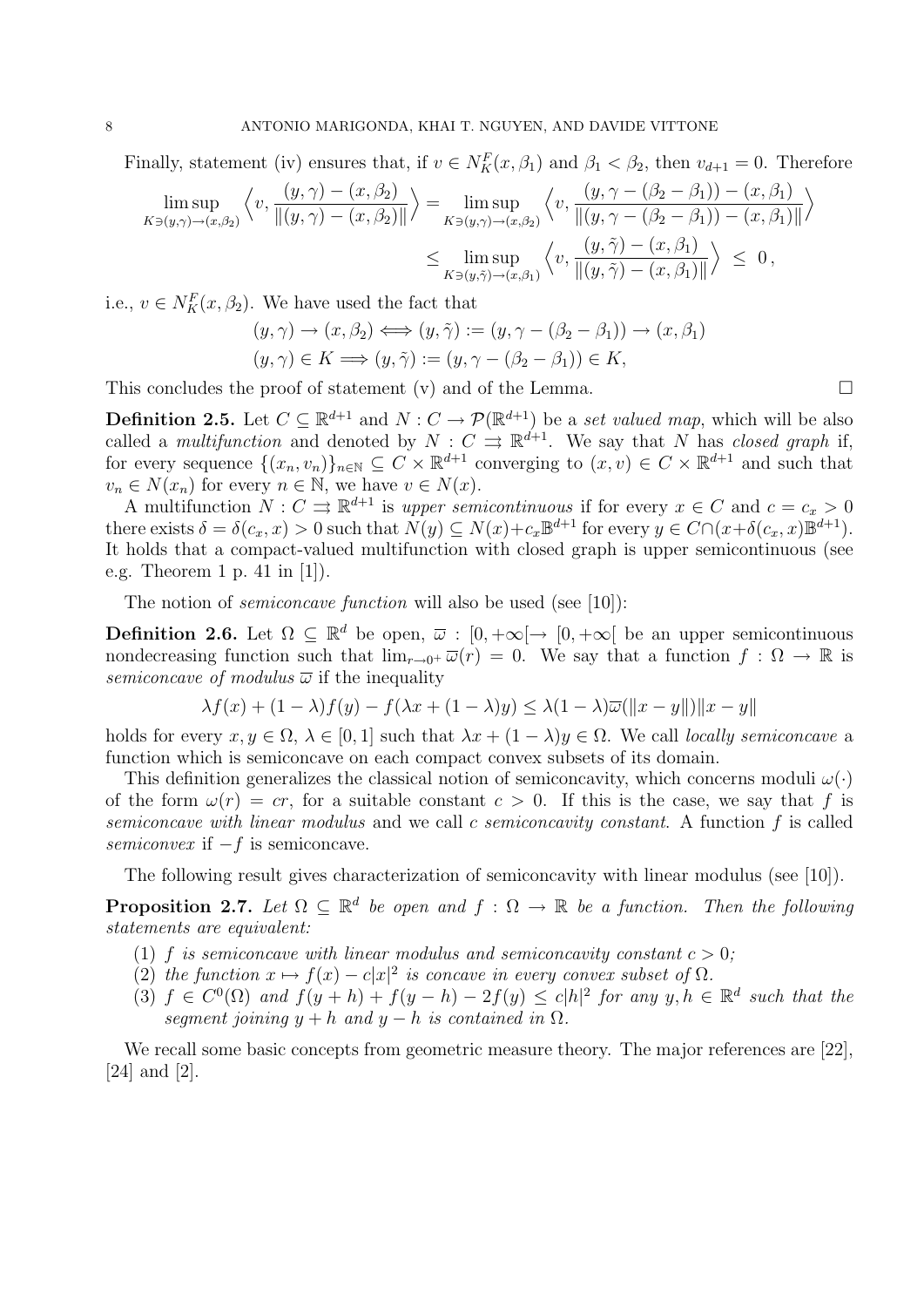Finally, statement (iv) ensures that, if $v \in N^F_K(x,\beta_1)$ and $\beta_1 < \beta_2$, then $v_{d+1} = 0$. Therefore

$$
\begin{aligned}
\limsup_{K \ni (y,\gamma) \to (x,\beta_2)} \left\langle v, \frac{(y,\gamma)-(x,\beta_2)}{\|(y,\gamma)-(x,\beta_2)\|}\right\rangle &= \limsup_{K \ni (y,\gamma) \to (x,\beta_2)} \left\langle v, \frac{(y,\gamma-(\beta_2-\beta_1))-(x,\beta_1)}{\|(y,\gamma-(\beta_2-\beta_1))-(x,\beta_1)\|}\right\rangle \\
&\leq \limsup_{K \ni (y,\tilde{\gamma}) \to (x,\beta_1)} \left\langle v, \frac{(y,\tilde{\gamma})-(x,\beta_1)}{\|(y,\tilde{\gamma})-(x,\beta_1)\|}\right\rangle \;\leq\; 0\,,
\end{aligned}
$$

i.e., $v \in N^F_K(x,\beta_2)$. We have used the fact that

$$
\begin{aligned}
&(y,\gamma) \to (x,\beta_2) \Longleftrightarrow (y,\tilde{\gamma}) := (y,\gamma-(\beta_2-\beta_1)) \to (x,\beta_1)\\
&(y,\gamma) \in K \Longrightarrow (y,\tilde{\gamma}) := (y,\gamma-(\beta_2-\beta_1)) \in K,
\end{aligned}
$$

This concludes the proof of statement (v) and of the Lemma. $\square$

**Definition 2.5.** Let $C \subseteq \mathbb{R}^{d+1}$ and $N : C \to \mathcal{P}(\mathbb{R}^{d+1})$ be a *set valued map*, which will be also called a *multifunction* and denoted by $N : C \rightrightarrows \mathbb{R}^{d+1}$. We say that $N$ has *closed graph* if, for every sequence $\{(x_n, v_n)\}_{n\in\mathbb{N}} \subseteq C \times \mathbb{R}^{d+1}$ converging to $(x, v) \in C \times \mathbb{R}^{d+1}$ and such that $v_n \in N(x_n)$ for every $n \in \mathbb{N}$, we have $v \in N(x)$.

A multifunction $N : C \rightrightarrows \mathbb{R}^{d+1}$ is *upper semicontinuous* if for every $x \in C$ and $c = c_x > 0$ there exists $\delta = \delta(c_x, x) > 0$ such that $N(y) \subseteq N(x)+c_x\mathbb{B}^{d+1}$ for every $y \in C\cap(x+\delta(c_x, x)\mathbb{B}^{d+1})$. It holds that a compact-valued multifunction with closed graph is upper semicontinuous (see e.g. Theorem 1 p. 41 in [1]).

The notion of *semiconcave function* will also be used (see [10]):

**Definition 2.6.** Let $\Omega \subseteq \mathbb{R}^d$ be open, $\varpi : [0,+\infty[\to [0,+\infty[$ be an upper semicontinuous nondecreasing function such that $\lim_{r\to 0^+} \varpi(r) = 0$. We say that a function $f : \Omega \to \mathbb{R}$ is *semiconcave of modulus* $\varpi$ if the inequality

$$
\lambda f(x) + (1-\lambda)f(y) - f(\lambda x + (1-\lambda)y) \leq \lambda(1-\lambda)\varpi(\|x-y\|)\|x-y\|
$$

holds for every $x, y \in \Omega$, $\lambda \in [0, 1]$ such that $\lambda x + (1-\lambda)y \in \Omega$. We call *locally semiconcave* a function which is semiconcave on each compact convex subsets of its domain.

This definition generalizes the classical notion of semiconcavity, which concerns moduli $\omega(\cdot)$ of the form $\omega(r) = cr$, for a suitable constant $c > 0$. If this is the case, we say that $f$ is *semiconcave with linear modulus* and we call $c$ *semiconcavity constant*. A function $f$ is called *semiconvex* if $-f$ is semiconcave.

The following result gives characterization of semiconcavity with linear modulus (see [10]).

**Proposition 2.7.** *Let $\Omega \subseteq \mathbb{R}^d$ be open and $f : \Omega \to \mathbb{R}$ be a function. Then the following statements are equivalent:*

1. *$f$ is semiconcave with linear modulus and semiconcavity constant $c > 0$;*
2. *the function $x \mapsto f(x) - c|x|^2$ is concave in every convex subset of $\Omega$.*
3. *$f \in C^0(\Omega)$ and $f(y + h) + f(y - h) - 2f(y) \leq c|h|^2$ for any $y, h \in \mathbb{R}^d$ such that the segment joining $y + h$ and $y - h$ is contained in $\Omega$.*

We recall some basic concepts from geometric measure theory. The major references are [22], [24] and [2].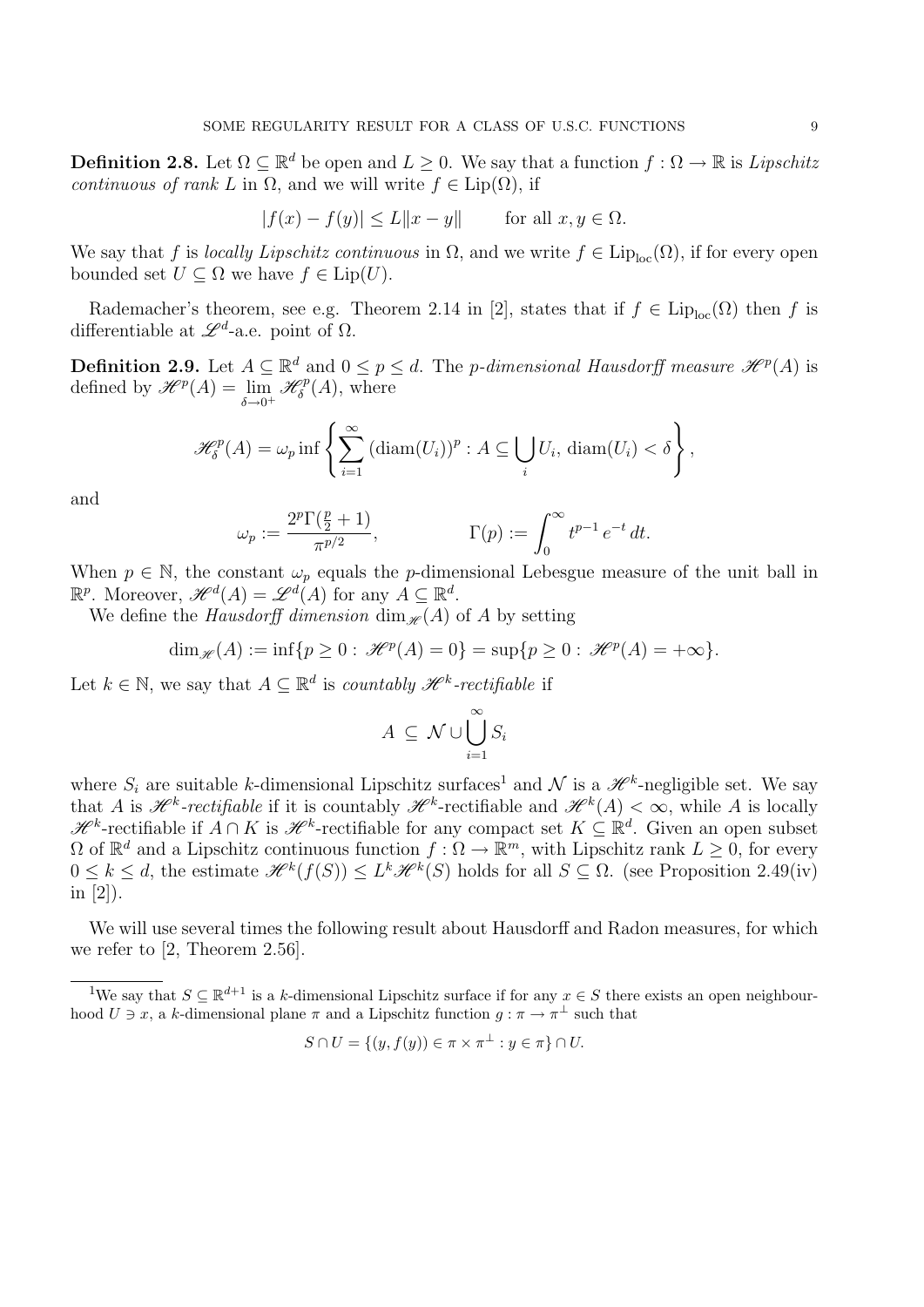**Definition 2.8.** Let $\Omega \subseteq \mathbb{R}^d$ be open and $L \geq 0$. We say that a function $f : \Omega \to \mathbb{R}$ is *Lipschitz continuous of rank* $L$ in $\Omega$, and we will write $f \in \mathrm{Lip}(\Omega)$, if

$$|f(x) - f(y)| \leq L\|x - y\| \qquad \text{for all } x, y \in \Omega.$$

We say that $f$ is *locally Lipschitz continuous* in $\Omega$, and we write $f \in \mathrm{Lip}_{\mathrm{loc}}(\Omega)$, if for every open bounded set $U \subseteq \Omega$ we have $f \in \mathrm{Lip}(U)$.

Rademacher's theorem, see e.g. Theorem 2.14 in [2], states that if $f \in \mathrm{Lip}_{\mathrm{loc}}(\Omega)$ then $f$ is differentiable at $\mathscr{L}^d$-a.e. point of $\Omega$.

**Definition 2.9.** Let $A \subseteq \mathbb{R}^d$ and $0 \leq p \leq d$. The *p-dimensional Hausdorff measure* $\mathscr{H}^p(A)$ is defined by $\mathscr{H}^p(A) = \lim_{\delta \to 0^+} \mathscr{H}^p_\delta(A)$, where

$$\mathscr{H}^p_\delta(A) = \omega_p \inf \left\{ \sum_{i=1}^{\infty} (\mathrm{diam}(U_i))^p : A \subseteq \bigcup_i U_i,\, \mathrm{diam}(U_i) < \delta \right\},$$

and

$$\omega_p := \frac{2^p \Gamma(\frac{p}{2} + 1)}{\pi^{p/2}}, \qquad\qquad \Gamma(p) := \int_0^\infty t^{p-1}\, e^{-t}\, dt.$$

When $p \in \mathbb{N}$, the constant $\omega_p$ equals the $p$-dimensional Lebesgue measure of the unit ball in $\mathbb{R}^p$. Moreover, $\mathscr{H}^d(A) = \mathscr{L}^d(A)$ for any $A \subseteq \mathbb{R}^d$.

We define the *Hausdorff dimension* $\dim_{\mathscr{H}}(A)$ of $A$ by setting

$$\dim_{\mathscr{H}}(A) := \inf\{p \geq 0 : \mathscr{H}^p(A) = 0\} = \sup\{p \geq 0 : \mathscr{H}^p(A) = +\infty\}.$$

Let $k \in \mathbb{N}$, we say that $A \subseteq \mathbb{R}^d$ is *countably* $\mathscr{H}^k$*-rectifiable* if

$$A \subseteq \mathcal{N} \cup \bigcup_{i=1}^{\infty} S_i$$

where $S_i$ are suitable $k$-dimensional Lipschitz surfaces[1] and $\mathcal{N}$ is a $\mathscr{H}^k$-negligible set. We say that $A$ is $\mathscr{H}^k$*-rectifiable* if it is countably $\mathscr{H}^k$-rectifiable and $\mathscr{H}^k(A) < \infty$, while $A$ is locally $\mathscr{H}^k$-rectifiable if $A \cap K$ is $\mathscr{H}^k$-rectifiable for any compact set $K \subseteq \mathbb{R}^d$. Given an open subset $\Omega$ of $\mathbb{R}^d$ and a Lipschitz continuous function $f : \Omega \to \mathbb{R}^m$, with Lipschitz rank $L \geq 0$, for every $0 \leq k \leq d$, the estimate $\mathscr{H}^k(f(S)) \leq L^k \mathscr{H}^k(S)$ holds for all $S \subseteq \Omega$. (see Proposition 2.49(iv) in [2]).

We will use several times the following result about Hausdorff and Radon measures, for which we refer to [2, Theorem 2.56].

---

[1] We say that $S \subseteq \mathbb{R}^{d+1}$ is a $k$-dimensional Lipschitz surface if for any $x \in S$ there exists an open neighbourhood $U \ni x$, a $k$-dimensional plane $\pi$ and a Lipschitz function $g : \pi \to \pi^\perp$ such that

$$S \cap U = \{(y, f(y)) \in \pi \times \pi^\perp : y \in \pi\} \cap U.$$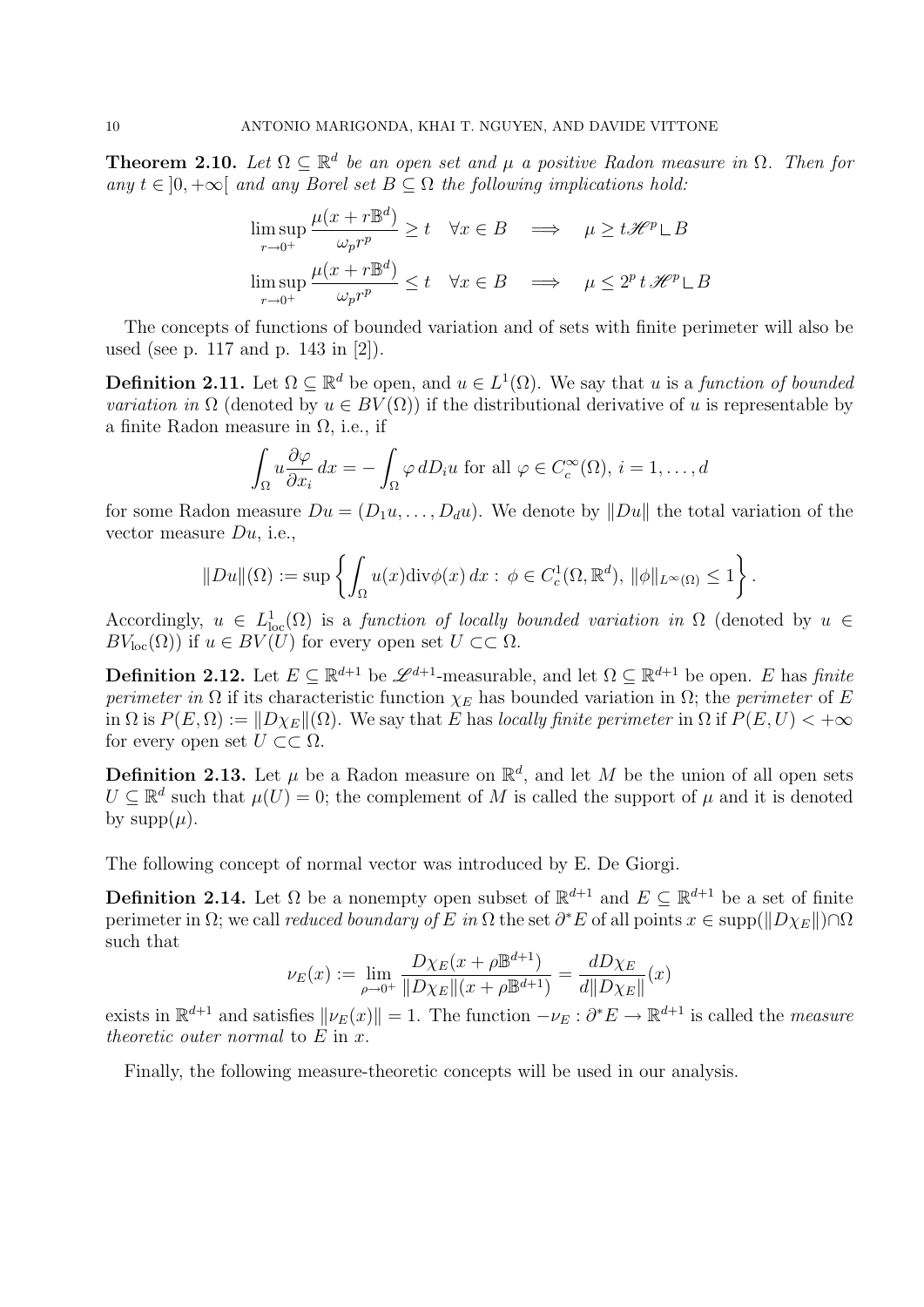**Theorem 2.10.** *Let $\Omega \subseteq \mathbb{R}^d$ be an open set and $\mu$ a positive Radon measure in $\Omega$. Then for any $t \in ]0, +\infty[$ and any Borel set $B \subseteq \Omega$ the following implications hold:*

$$\limsup_{r\to 0^+} \frac{\mu(x + r\mathbb{B}^d)}{\omega_p r^p} \geq t \quad \forall x \in B \quad \Longrightarrow \quad \mu \geq t\mathscr{H}^p \llcorner B$$

$$\limsup_{r\to 0^+} \frac{\mu(x + r\mathbb{B}^d)}{\omega_p r^p} \leq t \quad \forall x \in B \quad \Longrightarrow \quad \mu \leq 2^p\, t\, \mathscr{H}^p \llcorner B$$

The concepts of functions of bounded variation and of sets with finite perimeter will also be used (see p. 117 and p. 143 in [2]).

**Definition 2.11.** Let $\Omega \subseteq \mathbb{R}^d$ be open, and $u \in L^1(\Omega)$. We say that $u$ is a *function of bounded variation in* $\Omega$ (denoted by $u \in BV(\Omega)$) if the distributional derivative of $u$ is representable by a finite Radon measure in $\Omega$, i.e., if

$$\int_\Omega u \frac{\partial \varphi}{\partial x_i}\, dx = -\int_\Omega \varphi\, dD_i u \text{ for all } \varphi \in C_c^\infty(\Omega),\ i = 1, \dots, d$$

for some Radon measure $Du = (D_1 u, \dots, D_d u)$. We denote by $\|Du\|$ the total variation of the vector measure $Du$, i.e.,

$$\|Du\|(\Omega) := \sup\left\{ \int_\Omega u(x) \mathrm{div}\phi(x)\, dx : \phi \in C_c^1(\Omega, \mathbb{R}^d),\ \|\phi\|_{L^\infty(\Omega)} \leq 1 \right\}.$$

Accordingly, $u \in L^1_{\mathrm{loc}}(\Omega)$ is a *function of locally bounded variation in* $\Omega$ (denoted by $u \in BV_{\mathrm{loc}}(\Omega)$) if $u \in BV(U)$ for every open set $U \subset\subset \Omega$.

**Definition 2.12.** Let $E \subseteq \mathbb{R}^{d+1}$ be $\mathscr{L}^{d+1}$-measurable, and let $\Omega \subseteq \mathbb{R}^{d+1}$ be open. $E$ has *finite perimeter in* $\Omega$ if its characteristic function $\chi_E$ has bounded variation in $\Omega$; the *perimeter* of $E$ in $\Omega$ is $P(E, \Omega) := \|D\chi_E\|(\Omega)$. We say that $E$ has *locally finite perimeter* in $\Omega$ if $P(E, U) < +\infty$ for every open set $U \subset\subset \Omega$.

**Definition 2.13.** Let $\mu$ be a Radon measure on $\mathbb{R}^d$, and let $M$ be the union of all open sets $U \subseteq \mathbb{R}^d$ such that $\mu(U) = 0$; the complement of $M$ is called the support of $\mu$ and it is denoted by $\mathrm{supp}(\mu)$.

The following concept of normal vector was introduced by E. De Giorgi.

**Definition 2.14.** Let $\Omega$ be a nonempty open subset of $\mathbb{R}^{d+1}$ and $E \subseteq \mathbb{R}^{d+1}$ be a set of finite perimeter in $\Omega$; we call *reduced boundary of $E$ in $\Omega$* the set $\partial^* E$ of all points $x \in \mathrm{supp}(\|D\chi_E\|) \cap \Omega$ such that

$$\nu_E(x) := \lim_{\rho \to 0^+} \frac{D\chi_E(x + \rho\mathbb{B}^{d+1})}{\|D\chi_E\|(x + \rho\mathbb{B}^{d+1})} = \frac{dD\chi_E}{d\|D\chi_E\|}(x)$$

exists in $\mathbb{R}^{d+1}$ and satisfies $\|\nu_E(x)\| = 1$. The function $-\nu_E : \partial^* E \to \mathbb{R}^{d+1}$ is called the *measure theoretic outer normal* to $E$ in $x$.

Finally, the following measure-theoretic concepts will be used in our analysis.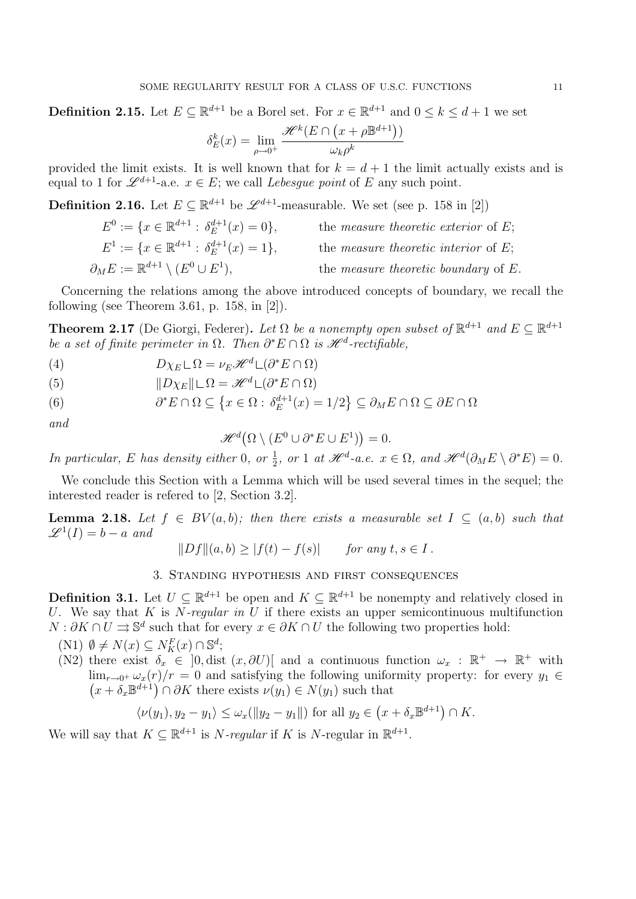**Definition 2.15.** Let $E \subseteq \mathbb{R}^{d+1}$ be a Borel set. For $x \in \mathbb{R}^{d+1}$ and $0 \le k \le d+1$ we set

$$\delta_E^k(x) = \lim_{\rho \to 0^+} \frac{\mathscr{H}^k(E \cap (x + \rho \mathbb{B}^{d+1}))}{\omega_k \rho^k}$$

provided the limit exists. It is well known that for $k = d+1$ the limit actually exists and is equal to 1 for $\mathscr{L}^{d+1}$-a.e. $x \in E$; we call *Lebesgue point* of $E$ any such point.

**Definition 2.16.** Let $E \subseteq \mathbb{R}^{d+1}$ be $\mathscr{L}^{d+1}$-measurable. We set (see p. 158 in [2])

$$E^0 := \{x \in \mathbb{R}^{d+1} : \delta_E^{d+1}(x) = 0\}, \qquad \text{the } \textit{measure theoretic exterior} \text{ of } E;$$

$$E^1 := \{x \in \mathbb{R}^{d+1} : \delta_E^{d+1}(x) = 1\}, \qquad \text{the } \textit{measure theoretic interior} \text{ of } E;$$

$$\partial_M E := \mathbb{R}^{d+1} \setminus (E^0 \cup E^1), \qquad \text{the } \textit{measure theoretic boundary} \text{ of } E.$$

Concerning the relations among the above introduced concepts of boundary, we recall the following (see Theorem 3.61, p. 158, in [2]).

**Theorem 2.17** (De Giorgi, Federer). *Let $\Omega$ be a nonempty open subset of $\mathbb{R}^{d+1}$ and $E \subseteq \mathbb{R}^{d+1}$ be a set of finite perimeter in $\Omega$. Then $\partial^* E \cap \Omega$ is $\mathscr{H}^d$-rectifiable,*

$$D\chi_E \llcorner \Omega = \nu_E \mathscr{H}^d \llcorner (\partial^* E \cap \Omega) \tag{4}$$

$$\|D\chi_E\| \llcorner \Omega = \mathscr{H}^d \llcorner (\partial^* E \cap \Omega) \tag{5}$$

$$\partial^* E \cap \Omega \subseteq \{x \in \Omega : \delta_E^{d+1}(x) = 1/2\} \subseteq \partial_M E \cap \Omega \subseteq \partial E \cap \Omega \tag{6}$$

*and*

$$\mathscr{H}^d(\Omega \setminus (E^0 \cup \partial^* E \cup E^1)) = 0.$$

*In particular, $E$ has density either $0$, or $\frac{1}{2}$, or $1$ at $\mathscr{H}^d$-a.e. $x \in \Omega$, and $\mathscr{H}^d(\partial_M E \setminus \partial^* E) = 0$.*

We conclude this Section with a Lemma which will be used several times in the sequel; the interested reader is refered to [2, Section 3.2].

**Lemma 2.18.** *Let $f \in BV(a,b)$; then there exists a measurable set $I \subseteq (a,b)$ such that $\mathscr{L}^1(I) = b - a$ and*

$$\|Df\|(a,b) \ge |f(t) - f(s)| \qquad \text{for any } t, s \in I\,.$$

## 3. Standing hypothesis and first consequences

**Definition 3.1.** Let $U \subseteq \mathbb{R}^{d+1}$ be open and $K \subseteq \mathbb{R}^{d+1}$ be nonempty and relatively closed in $U$. We say that $K$ is *$N$-regular in $U$* if there exists an upper semicontinuous multifunction $N : \partial K \cap U \rightrightarrows \mathbb{S}^d$ such that for every $x \in \partial K \cap U$ the following two properties hold:

(N1) $\emptyset \neq N(x) \subseteq N_K^F(x) \cap \mathbb{S}^d$;

(N2) there exist $\delta_x \in \,]0, \operatorname{dist}(x, \partial U)[$ and a continuous function $\omega_x : \mathbb{R}^+ \to \mathbb{R}^+$ with $\lim_{r \to 0^+} \omega_x(r)/r = 0$ and satisfying the following uniformity property: for every $y_1 \in (x + \delta_x \mathbb{B}^{d+1}) \cap \partial K$ there exists $\nu(y_1) \in N(y_1)$ such that

$$\langle \nu(y_1), y_2 - y_1 \rangle \le \omega_x(\|y_2 - y_1\|) \text{ for all } y_2 \in (x + \delta_x \mathbb{B}^{d+1}) \cap K.$$

We will say that $K \subseteq \mathbb{R}^{d+1}$ is *$N$-regular* if $K$ is $N$-regular in $\mathbb{R}^{d+1}$.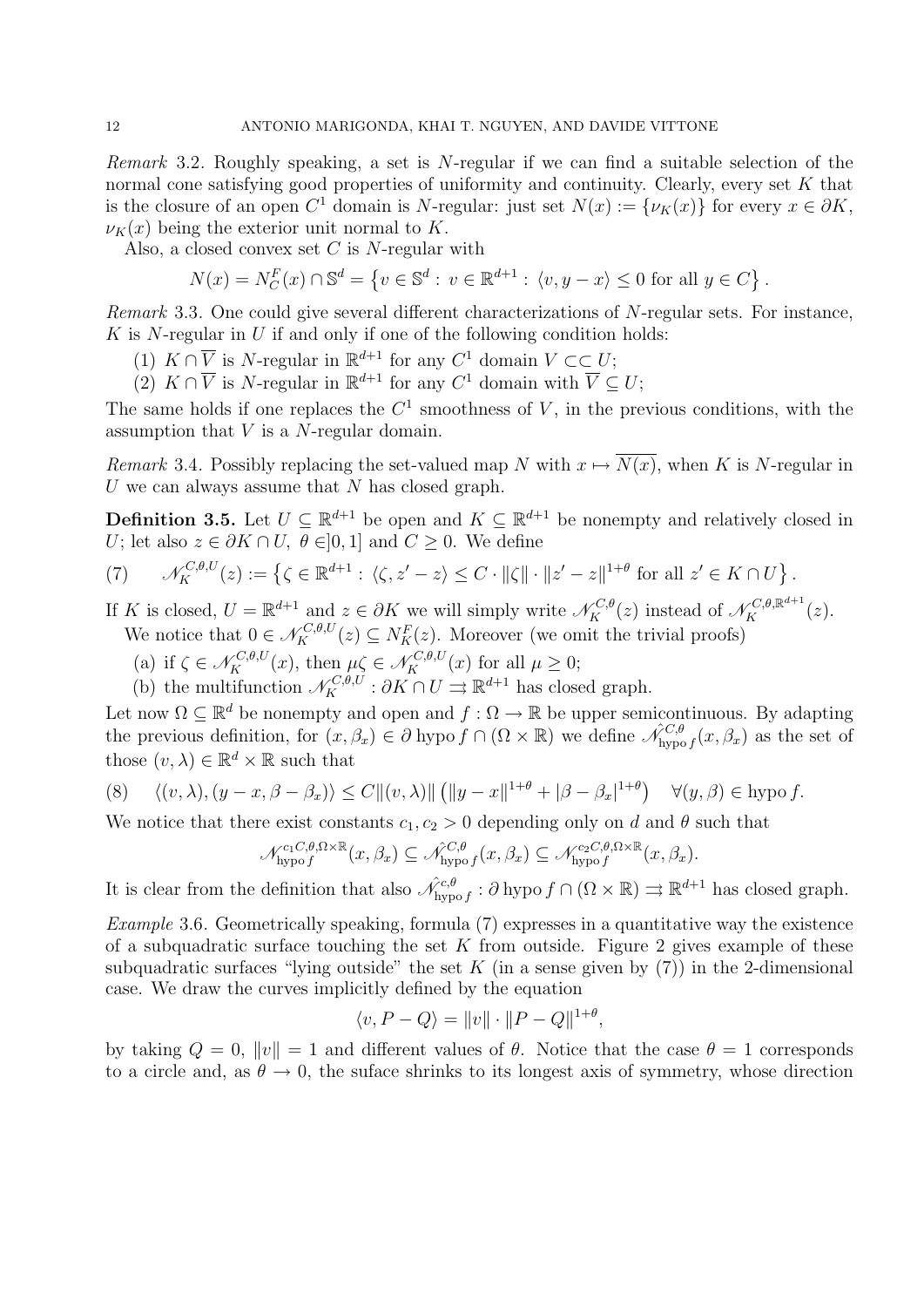*Remark* 3.2. Roughly speaking, a set is $N$-regular if we can find a suitable selection of the normal cone satisfying good properties of uniformity and continuity. Clearly, every set $K$ that is the closure of an open $C^1$ domain is $N$-regular: just set $N(x) := \{\nu_K(x)\}$ for every $x \in \partial K$, $\nu_K(x)$ being the exterior unit normal to $K$.

Also, a closed convex set $C$ is $N$-regular with

$$N(x) = N_C^F(x) \cap \mathbb{S}^d = \left\{ v \in \mathbb{S}^d : \, v \in \mathbb{R}^{d+1} : \, \langle v, y - x \rangle \leq 0 \text{ for all } y \in C \right\}.$$

*Remark* 3.3. One could give several different characterizations of $N$-regular sets. For instance, $K$ is $N$-regular in $U$ if and only if one of the following condition holds:

1. $K \cap \overline{V}$ is $N$-regular in $\mathbb{R}^{d+1}$ for any $C^1$ domain $V \subset\subset U$;
2. $K \cap \overline{V}$ is $N$-regular in $\mathbb{R}^{d+1}$ for any $C^1$ domain with $\overline{V} \subseteq U$;

The same holds if one replaces the $C^1$ smoothness of $V$, in the previous conditions, with the assumption that $V$ is a $N$-regular domain.

*Remark* 3.4. Possibly replacing the set-valued map $N$ with $x \mapsto \overline{N(x)}$, when $K$ is $N$-regular in $U$ we can always assume that $N$ has closed graph.

**Definition 3.5.** Let $U \subseteq \mathbb{R}^{d+1}$ be open and $K \subseteq \mathbb{R}^{d+1}$ be nonempty and relatively closed in $U$; let also $z \in \partial K \cap U$, $\theta \in ]0,1]$ and $C \geq 0$. We define

$$\mathscr{N}_K^{C,\theta,U}(z) := \left\{ \zeta \in \mathbb{R}^{d+1} : \, \langle \zeta, z' - z \rangle \leq C \cdot \|\zeta\| \cdot \|z' - z\|^{1+\theta} \text{ for all } z' \in K \cap U \right\}. \tag{7}$$

If $K$ is closed, $U = \mathbb{R}^{d+1}$ and $z \in \partial K$ we will simply write $\mathscr{N}_K^{C,\theta}(z)$ instead of $\mathscr{N}_K^{C,\theta,\mathbb{R}^{d+1}}(z)$.

We notice that $0 \in \mathscr{N}_K^{C,\theta,U}(z) \subseteq N_K^F(z)$. Moreover (we omit the trivial proofs)

(a) if $\zeta \in \mathscr{N}_K^{C,\theta,U}(x)$, then $\mu\zeta \in \mathscr{N}_K^{C,\theta,U}(x)$ for all $\mu \geq 0$;
(b) the multifunction $\mathscr{N}_K^{C,\theta,U} : \partial K \cap U \rightrightarrows \mathbb{R}^{d+1}$ has closed graph.

Let now $\Omega \subseteq \mathbb{R}^d$ be nonempty and open and $f : \Omega \to \mathbb{R}$ be upper semicontinuous. By adapting the previous definition, for $(x, \beta_x) \in \partial \operatorname{hypo} f \cap (\Omega \times \mathbb{R})$ we define $\hat{\mathscr{N}}_{\operatorname{hypo} f}^{C,\theta}(x, \beta_x)$ as the set of those $(v, \lambda) \in \mathbb{R}^d \times \mathbb{R}$ such that

$$\langle (v, \lambda), (y - x, \beta - \beta_x) \rangle \leq C \|(v, \lambda)\| \left( \|y - x\|^{1+\theta} + |\beta - \beta_x|^{1+\theta} \right) \quad \forall (y, \beta) \in \operatorname{hypo} f. \tag{8}$$

We notice that there exist constants $c_1, c_2 > 0$ depending only on $d$ and $\theta$ such that

$$\mathscr{N}_{\operatorname{hypo} f}^{c_1 C,\theta,\Omega\times\mathbb{R}}(x, \beta_x) \subseteq \hat{\mathscr{N}}_{\operatorname{hypo} f}^{C,\theta}(x, \beta_x) \subseteq \mathscr{N}_{\operatorname{hypo} f}^{c_2 C,\theta,\Omega\times\mathbb{R}}(x, \beta_x).$$

It is clear from the definition that also $\hat{\mathscr{N}}_{\operatorname{hypo} f}^{c,\theta} : \partial \operatorname{hypo} f \cap (\Omega \times \mathbb{R}) \rightrightarrows \mathbb{R}^{d+1}$ has closed graph.

*Example* 3.6. Geometrically speaking, formula (7) expresses in a quantitative way the existence of a subquadratic surface touching the set $K$ from outside. Figure 2 gives example of these subquadratic surfaces "lying outside" the set $K$ (in a sense given by (7)) in the 2-dimensional case. We draw the curves implicitly defined by the equation

$$\langle v, P - Q \rangle = \|v\| \cdot \|P - Q\|^{1+\theta},$$

by taking $Q = 0$, $\|v\| = 1$ and different values of $\theta$. Notice that the case $\theta = 1$ corresponds to a circle and, as $\theta \to 0$, the suface shrinks to its longest axis of symmetry, whose direction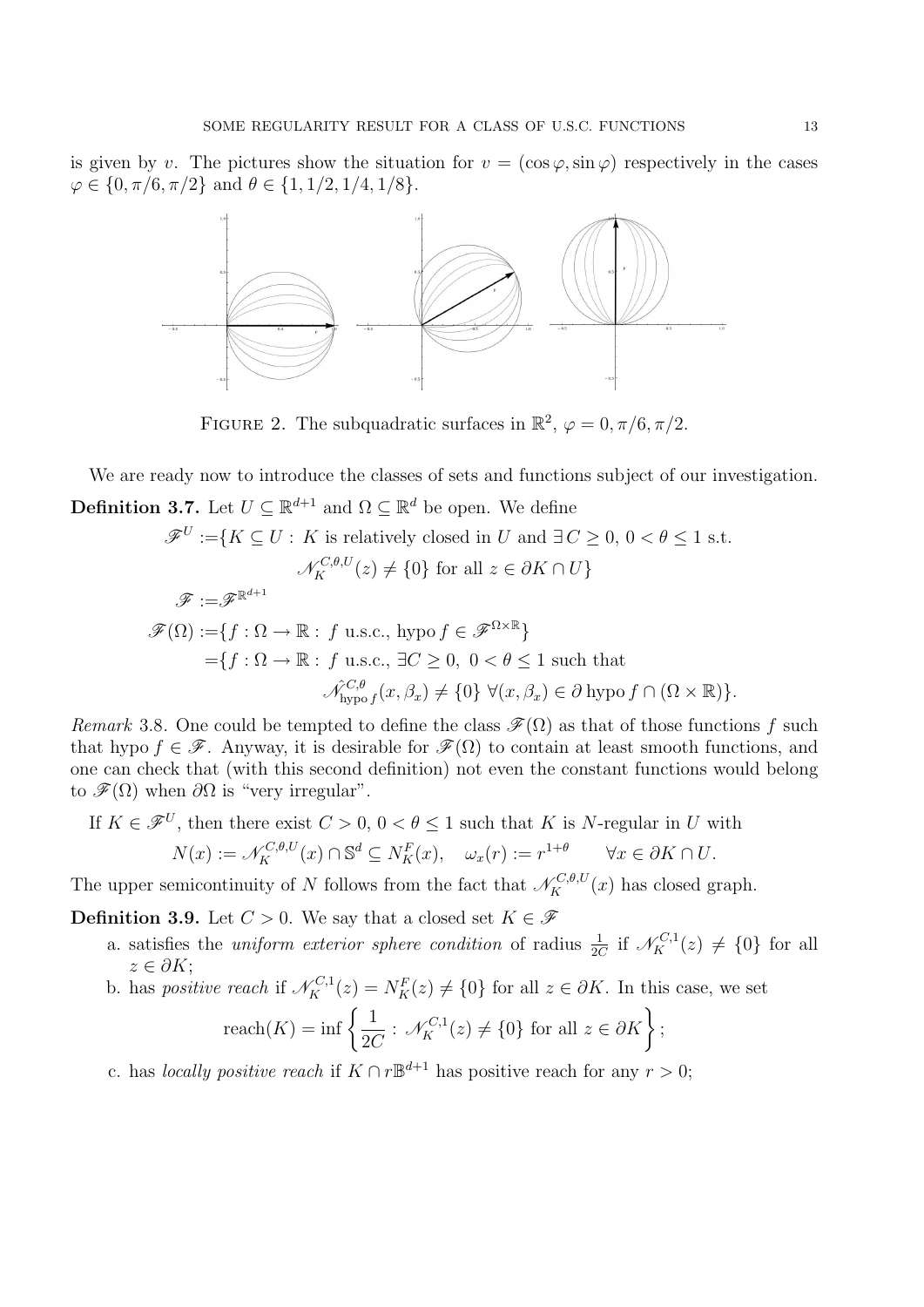is given by $v$. The pictures show the situation for $v = (\cos\varphi, \sin\varphi)$ respectively in the cases $\varphi \in \{0, \pi/6, \pi/2\}$ and $\theta \in \{1, 1/2, 1/4, 1/8\}$.

FIGURE 2. The subquadratic surfaces in $\mathbb{R}^2$, $\varphi = 0, \pi/6, \pi/2$.

We are ready now to introduce the classes of sets and functions subject of our investigation.

**Definition 3.7.** Let $U \subseteq \mathbb{R}^{d+1}$ and $\Omega \subseteq \mathbb{R}^d$ be open. We define

$$
\begin{aligned}
\mathscr{F}^U :=& \{K \subseteq U : K \text{ is relatively closed in } U \text{ and } \exists C \geq 0,\ 0 < \theta \leq 1 \text{ s.t.} \\
& \mathscr{N}_K^{C,\theta,U}(z) \neq \{0\} \text{ for all } z \in \partial K \cap U\} \\
\mathscr{F} :=& \mathscr{F}^{\mathbb{R}^{d+1}} \\
\mathscr{F}(\Omega) :=& \{f : \Omega \to \mathbb{R} : f \text{ u.s.c., hypo} f \in \mathscr{F}^{\Omega\times\mathbb{R}}\} \\
=& \{f : \Omega \to \mathbb{R} : f \text{ u.s.c., } \exists C \geq 0,\ 0 < \theta \leq 1 \text{ such that} \\
& \hat{\mathscr{N}}_{\text{hypo} f}^{C,\theta}(x, \beta_x) \neq \{0\}\ \forall (x, \beta_x) \in \partial \,\text{hypo} f \cap (\Omega \times \mathbb{R})\}.
\end{aligned}
$$

*Remark* 3.8. One could be tempted to define the class $\mathscr{F}(\Omega)$ as that of those functions $f$ such that hypo $f \in \mathscr{F}$. Anyway, it is desirable for $\mathscr{F}(\Omega)$ to contain at least smooth functions, and one can check that (with this second definition) not even the constant functions would belong to $\mathscr{F}(\Omega)$ when $\partial\Omega$ is "very irregular".

If $K \in \mathscr{F}^U$, then there exist $C > 0$, $0 < \theta \leq 1$ such that $K$ is $N$-regular in $U$ with

$$
N(x) := \mathscr{N}_K^{C,\theta,U}(x) \cap \mathbb{S}^d \subseteq N_K^F(x), \quad \omega_x(r) := r^{1+\theta} \qquad \forall x \in \partial K \cap U.
$$

The upper semicontinuity of $N$ follows from the fact that $\mathscr{N}_K^{C,\theta,U}(x)$ has closed graph.

**Definition 3.9.** Let $C > 0$. We say that a closed set $K \in \mathscr{F}$

a. satisfies the *uniform exterior sphere condition* of radius $\frac{1}{2C}$ if $\mathscr{N}_K^{C,1}(z) \neq \{0\}$ for all $z \in \partial K$;

b. has *positive reach* if $\mathscr{N}_K^{C,1}(z) = N_K^F(z) \neq \{0\}$ for all $z \in \partial K$. In this case, we set

$$
\text{reach}(K) = \inf\left\{\frac{1}{2C} : \mathscr{N}_K^{C,1}(z) \neq \{0\} \text{ for all } z \in \partial K\right\};
$$

c. has *locally positive reach* if $K \cap r\mathbb{B}^{d+1}$ has positive reach for any $r > 0$;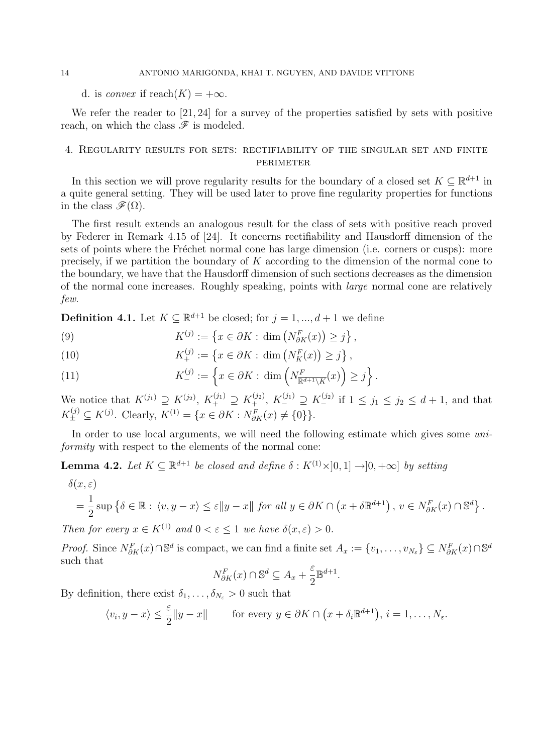d. is *convex* if $\text{reach}(K) = +\infty$.

We refer the reader to [21, 24] for a survey of the properties satisfied by sets with positive reach, on which the class $\mathscr{F}$ is modeled.

## 4. Regularity results for sets: rectifiability of the singular set and finite perimeter

In this section we will prove regularity results for the boundary of a closed set $K \subseteq \mathbb{R}^{d+1}$ in a quite general setting. They will be used later to prove fine regularity properties for functions in the class $\mathscr{F}(\Omega)$.

The first result extends an analogous result for the class of sets with positive reach proved by Federer in Remark 4.15 of [24]. It concerns rectifiability and Hausdorff dimension of the sets of points where the Fréchet normal cone has large dimension (i.e. corners or cusps): more precisely, if we partition the boundary of $K$ according to the dimension of the normal cone to the boundary, we have that the Hausdorff dimension of such sections decreases as the dimension of the normal cone increases. Roughly speaking, points with *large* normal cone are relatively *few*.

**Definition 4.1.** Let $K \subseteq \mathbb{R}^{d+1}$ be closed; for $j = 1, ..., d+1$ we define

$$K^{(j)} := \left\{x \in \partial K : \dim\left(N^F_{\partial K}(x)\right) \geq j\right\}, \tag{9}$$

$$K^{(j)}_+ := \left\{x \in \partial K : \dim\left(N^F_{K}(x)\right) \geq j\right\}, \tag{10}$$

$$K^{(j)}_- := \left\{x \in \partial K : \dim\left(N^F_{\mathbb{R}^{d+1}\setminus K}(x)\right) \geq j\right\}. \tag{11}$$

We notice that $K^{(j_1)} \supseteq K^{(j_2)}$, $K^{(j_1)}_+ \supseteq K^{(j_2)}_+$, $K^{(j_1)}_- \supseteq K^{(j_2)}_-$ if $1 \leq j_1 \leq j_2 \leq d+1$, and that $K^{(j)}_\pm \subseteq K^{(j)}$. Clearly, $K^{(1)} = \{x \in \partial K : N^F_{\partial K}(x) \neq \{0\}\}$.

In order to use local arguments, we will need the following estimate which gives some *uniformity* with respect to the elements of the normal cone:

**Lemma 4.2.** *Let $K \subseteq \mathbb{R}^{d+1}$ be closed and define $\delta : K^{(1)} \times ]0,1] \to ]0,+\infty]$ by setting*

$$\delta(x,\varepsilon) = \frac{1}{2}\sup\left\{\delta \in \mathbb{R} : \langle v, y-x\rangle \leq \varepsilon\|y-x\| \text{ for all } y \in \partial K \cap \left(x + \delta\mathbb{B}^{d+1}\right),\, v \in N^F_{\partial K}(x) \cap \mathbb{S}^d\right\}.$$

*Then for every $x \in K^{(1)}$ and $0 < \varepsilon \leq 1$ we have $\delta(x,\varepsilon) > 0$.*

*Proof.* Since $N^F_{\partial K}(x) \cap \mathbb{S}^d$ is compact, we can find a finite set $A_x := \{v_1, \ldots, v_{N_\varepsilon}\} \subseteq N^F_{\partial K}(x) \cap \mathbb{S}^d$ such that

$$N^F_{\partial K}(x) \cap \mathbb{S}^d \subseteq A_x + \frac{\varepsilon}{2}\mathbb{B}^{d+1}.$$

By definition, there exist $\delta_1, \ldots, \delta_{N_\varepsilon} > 0$ such that

$$\langle v_i, y-x\rangle \leq \frac{\varepsilon}{2}\|y-x\| \qquad \text{for every } y \in \partial K \cap \left(x + \delta_i\mathbb{B}^{d+1}\right),\, i = 1, \ldots, N_\varepsilon.$$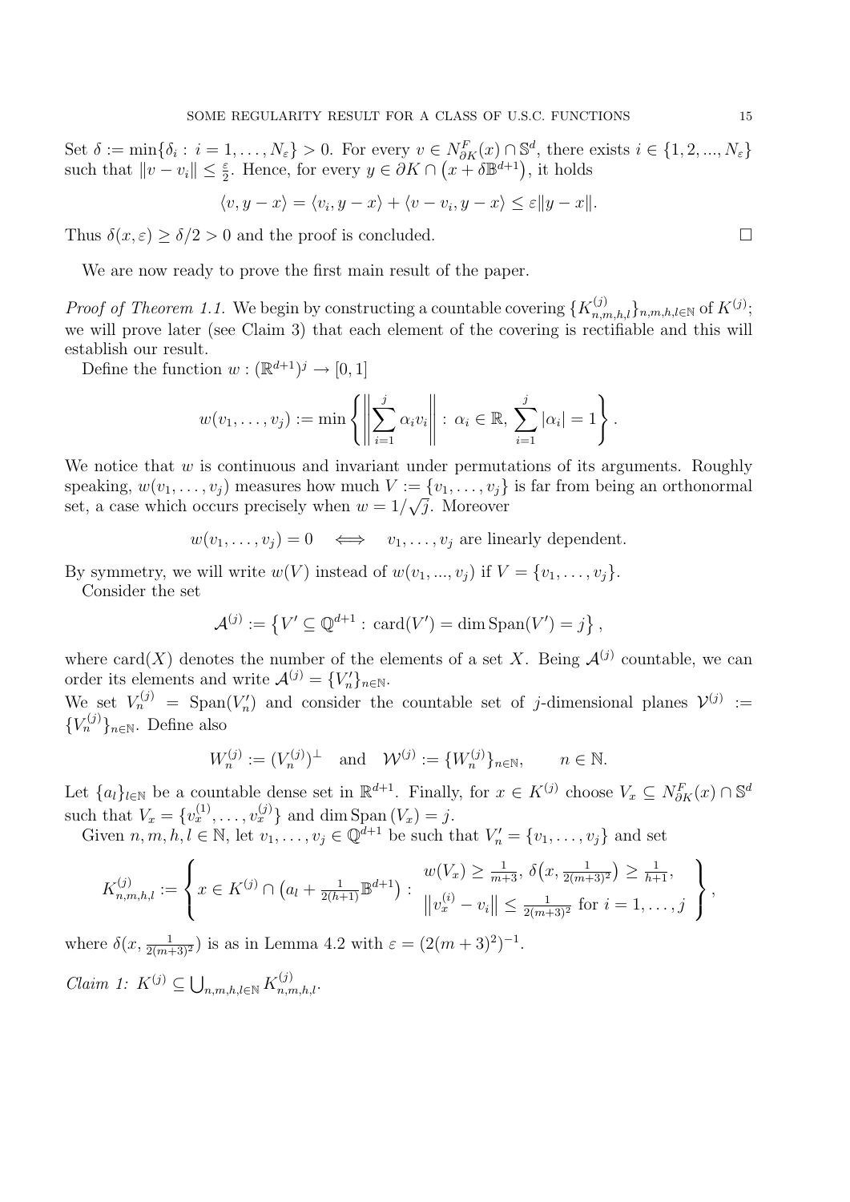Set $\delta := \min\{\delta_i : i = 1, \ldots, N_\varepsilon\} > 0$. For every $v \in N^F_{\partial K}(x) \cap \mathbb{S}^d$, there exists $i \in \{1, 2, ..., N_\varepsilon\}$ such that $\|v - v_i\| \leq \frac{\varepsilon}{2}$. Hence, for every $y \in \partial K \cap \left(x + \delta \mathbb{B}^{d+1}\right)$, it holds

$$\langle v, y - x \rangle = \langle v_i, y - x \rangle + \langle v - v_i, y - x \rangle \leq \varepsilon \|y - x\|.$$

Thus $\delta(x, \varepsilon) \geq \delta/2 > 0$ and the proof is concluded. $\square$

We are now ready to prove the first main result of the paper.

*Proof of Theorem 1.1.* We begin by constructing a countable covering $\{K^{(j)}_{n,m,h,l}\}_{n,m,h,l \in \mathbb{N}}$ of $K^{(j)}$; we will prove later (see Claim 3) that each element of the covering is rectifiable and this will establish our result.

Define the function $w : (\mathbb{R}^{d+1})^j \to [0, 1]$

$$w(v_1, \ldots, v_j) := \min \left\{ \left\| \sum_{i=1}^{j} \alpha_i v_i \right\| : \alpha_i \in \mathbb{R}, \sum_{i=1}^{j} |\alpha_i| = 1 \right\}.$$

We notice that $w$ is continuous and invariant under permutations of its arguments. Roughly speaking, $w(v_1, \ldots, v_j)$ measures how much $V := \{v_1, \ldots, v_j\}$ is far from being an orthonormal set, a case which occurs precisely when $w = 1/\sqrt{j}$. Moreover

$$w(v_1, \ldots, v_j) = 0 \quad \Longleftrightarrow \quad v_1, \ldots, v_j \text{ are linearly dependent.}$$

By symmetry, we will write $w(V)$ instead of $w(v_1, ..., v_j)$ if $V = \{v_1, \ldots, v_j\}$.

Consider the set

$$\mathcal{A}^{(j)} := \left\{ V' \subseteq \mathbb{Q}^{d+1} : \operatorname{card}(V') = \dim \operatorname{Span}(V') = j \right\},$$

where $\operatorname{card}(X)$ denotes the number of the elements of a set $X$. Being $\mathcal{A}^{(j)}$ countable, we can order its elements and write $\mathcal{A}^{(j)} = \{V'_n\}_{n \in \mathbb{N}}$.

We set $V^{(j)}_n = \operatorname{Span}(V'_n)$ and consider the countable set of $j$-dimensional planes $\mathcal{V}^{(j)} := \{V^{(j)}_n\}_{n \in \mathbb{N}}$. Define also

$$W^{(j)}_n := (V^{(j)}_n)^\perp \quad \text{and} \quad \mathcal{W}^{(j)} := \{W^{(j)}_n\}_{n \in \mathbb{N}}, \qquad n \in \mathbb{N}.$$

Let $\{a_l\}_{l \in \mathbb{N}}$ be a countable dense set in $\mathbb{R}^{d+1}$. Finally, for $x \in K^{(j)}$ choose $V_x \subseteq N^F_{\partial K}(x) \cap \mathbb{S}^d$ such that $V_x = \{v^{(1)}_x, \ldots, v^{(j)}_x\}$ and $\dim \operatorname{Span}(V_x) = j$.

Given $n, m, h, l \in \mathbb{N}$, let $v_1, \ldots, v_j \in \mathbb{Q}^{d+1}$ be such that $V'_n = \{v_1, \ldots, v_j\}$ and set

$$K^{(j)}_{n,m,h,l} := \left\{ x \in K^{(j)} \cap \left(a_l + \tfrac{1}{2(h+1)} \mathbb{B}^{d+1}\right) : \begin{array}{l} w(V_x) \geq \frac{1}{m+3},\ \delta\big(x, \frac{1}{2(m+3)^2}\big) \geq \frac{1}{h+1}, \\ \left\| v^{(i)}_x - v_i \right\| \leq \frac{1}{2(m+3)^2} \text{ for } i = 1, \ldots, j \end{array} \right\},$$

where $\delta(x, \frac{1}{2(m+3)^2})$ is as in Lemma 4.2 with $\varepsilon = (2(m+3)^2)^{-1}$.

*Claim 1:* $K^{(j)} \subseteq \bigcup_{n,m,h,l \in \mathbb{N}} K^{(j)}_{n,m,h,l}$.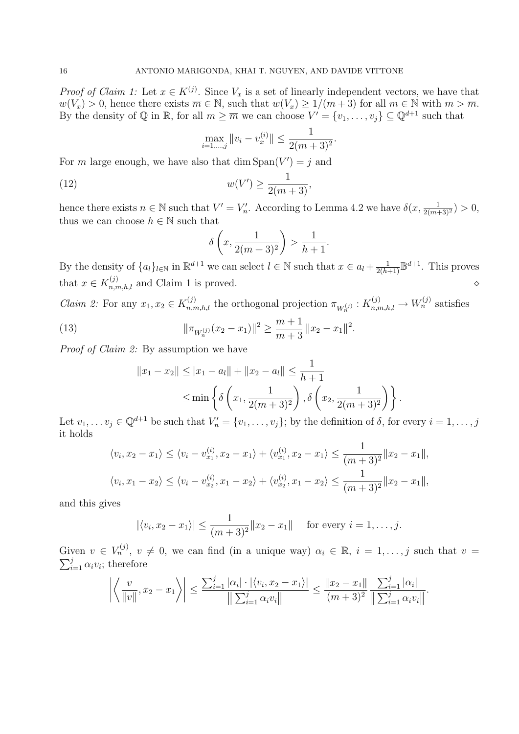*Proof of Claim 1:* Let $x \in K^{(j)}$. Since $V_x$ is a set of linearly independent vectors, we have that $w(V_x) > 0$, hence there exists $\overline{m} \in \mathbb{N}$, such that $w(V_x) \geq 1/(m+3)$ for all $m \in \mathbb{N}$ with $m > \overline{m}$. By the density of $\mathbb{Q}$ in $\mathbb{R}$, for all $m \geq \overline{m}$ we can choose $V' = \{v_1, \ldots, v_j\} \subseteq \mathbb{Q}^{d+1}$ such that

$$\max_{i=1,\ldots,j} \|v_i - v_x^{(i)}\| \leq \frac{1}{2(m+3)^2}.$$

For $m$ large enough, we have also that $\dim \operatorname{Span}(V') = j$ and

$$w(V') \geq \frac{1}{2(m+3)}, \tag{12}$$

hence there exists $n \in \mathbb{N}$ such that $V' = V'_n$. According to Lemma 4.2 we have $\delta(x, \frac{1}{2(m+3)^2}) > 0$, thus we can choose $h \in \mathbb{N}$ such that

$$\delta\left(x, \frac{1}{2(m+3)^2}\right) > \frac{1}{h+1}.$$

By the density of $\{a_l\}_{l \in \mathbb{N}}$ in $\mathbb{R}^{d+1}$ we can select $l \in \mathbb{N}$ such that $x \in a_l + \frac{1}{2(h+1)}\mathbb{B}^{d+1}$. This proves that $x \in K^{(j)}_{n,m,h,l}$ and Claim 1 is proved. $\diamond$

*Claim 2:* For any $x_1, x_2 \in K^{(j)}_{n,m,h,l}$ the orthogonal projection $\pi_{W_n^{(j)}} : K^{(j)}_{n,m,h,l} \to W_n^{(j)}$ satisfies

$$\|\pi_{W_n^{(j)}}(x_2 - x_1)\|^2 \geq \frac{m+1}{m+3}\|x_2 - x_1\|^2. \tag{13}$$

*Proof of Claim 2:* By assumption we have

$$\begin{aligned}
\|x_1 - x_2\| \leq& \|x_1 - a_l\| + \|x_2 - a_l\| \leq \frac{1}{h+1} \\
\leq& \min\left\{\delta\left(x_1, \frac{1}{2(m+3)^2}\right), \delta\left(x_2, \frac{1}{2(m+3)^2}\right)\right\}.
\end{aligned}$$

Let $v_1, \ldots v_j \in \mathbb{Q}^{d+1}$ be such that $V'_n = \{v_1, \ldots, v_j\}$; by the definition of $\delta$, for every $i = 1, \ldots, j$ it holds

$$\begin{aligned}
\langle v_i, x_2 - x_1 \rangle &\leq \langle v_i - v_{x_1}^{(i)}, x_2 - x_1 \rangle + \langle v_{x_1}^{(i)}, x_2 - x_1 \rangle \leq \frac{1}{(m+3)^2}\|x_2 - x_1\|, \\
\langle v_i, x_1 - x_2 \rangle &\leq \langle v_i - v_{x_2}^{(i)}, x_1 - x_2 \rangle + \langle v_{x_2}^{(i)}, x_1 - x_2 \rangle \leq \frac{1}{(m+3)^2}\|x_2 - x_1\|,
\end{aligned}$$

and this gives

$$|\langle v_i, x_2 - x_1 \rangle| \leq \frac{1}{(m+3)^2}\|x_2 - x_1\| \quad \text{ for every } i = 1, \ldots, j.$$

Given $v \in V_n^{(j)}$, $v \neq 0$, we can find (in a unique way) $\alpha_i \in \mathbb{R}$, $i = 1, \ldots, j$ such that $v = \sum_{i=1}^j \alpha_i v_i$; therefore

$$\left|\left\langle \frac{v}{\|v\|}, x_2 - x_1 \right\rangle\right| \leq \frac{\sum_{i=1}^j |\alpha_i| \cdot |\langle v_i, x_2 - x_1 \rangle|}{\|\sum_{i=1}^j \alpha_i v_i\|} \leq \frac{\|x_2 - x_1\|}{(m+3)^2} \frac{\sum_{i=1}^j |\alpha_i|}{\|\sum_{i=1}^j \alpha_i v_i\|}.$$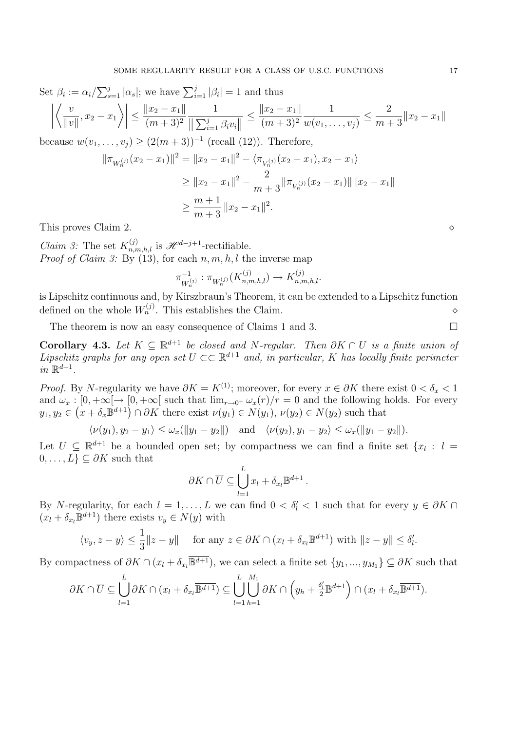Set $\beta_i := \alpha_i / \sum_{s=1}^{j} |\alpha_s|$; we have $\sum_{i=1}^{j} |\beta_i| = 1$ and thus

$$\left| \left\langle \frac{v}{\|v\|}, x_2 - x_1 \right\rangle \right| \leq \frac{\|x_2 - x_1\|}{(m+3)^2} \frac{1}{\left\| \sum_{i=1}^{j} \beta_i v_i \right\|} \leq \frac{\|x_2 - x_1\|}{(m+3)^2} \frac{1}{w(v_1, \ldots, v_j)} \leq \frac{2}{m+3} \|x_2 - x_1\|$$

because $w(v_1, \ldots, v_j) \geq (2(m+3))^{-1}$ (recall (12)). Therefore,

$$\begin{aligned}
\|\pi_{W_n^{(j)}}(x_2 - x_1)\|^2 &= \|x_2 - x_1\|^2 - \langle \pi_{V_n^{(j)}}(x_2 - x_1), x_2 - x_1 \rangle \\
&\geq \|x_2 - x_1\|^2 - \frac{2}{m+3} \|\pi_{V_n^{(j)}}(x_2 - x_1)\| \|x_2 - x_1\| \\
&\geq \frac{m+1}{m+3} \|x_2 - x_1\|^2.
\end{aligned}$$

This proves Claim 2. $\diamond$

*Claim 3:* The set $K_{n,m,h,l}^{(j)}$ is $\mathscr{H}^{d-j+1}$-rectifiable.

*Proof of Claim 3:* By (13), for each $n, m, h, l$ the inverse map

$$\pi_{W_n^{(j)}}^{-1} : \pi_{W_n^{(j)}}(K_{n,m,h,l}^{(j)}) \to K_{n,m,h,l}^{(j)}.$$

is Lipschitz continuous and, by Kirszbraun's Theorem, it can be extended to a Lipschitz function defined on the whole $W_n^{(j)}$. This establishes the Claim. $\diamond$

The theorem is now an easy consequence of Claims 1 and 3. $\square$

**Corollary 4.3.** *Let $K \subseteq \mathbb{R}^{d+1}$ be closed and $N$-regular. Then $\partial K \cap U$ is a finite union of Lipschitz graphs for any open set $U \subset\subset \mathbb{R}^{d+1}$ and, in particular, $K$ has locally finite perimeter in $\mathbb{R}^{d+1}$.*

*Proof.* By $N$-regularity we have $\partial K = K^{(1)}$; moreover, for every $x \in \partial K$ there exist $0 < \delta_x < 1$ and $\omega_x : [0, +\infty[ \to [0, +\infty[$ such that $\lim_{r \to 0^+} \omega_x(r)/r = 0$ and the following holds. For every $y_1, y_2 \in \left(x + \delta_x \mathbb{B}^{d+1}\right) \cap \partial K$ there exist $\nu(y_1) \in N(y_1)$, $\nu(y_2) \in N(y_2)$ such that

$$\langle \nu(y_1), y_2 - y_1 \rangle \leq \omega_x(\|y_1 - y_2\|) \quad \text{and} \quad \langle \nu(y_2), y_1 - y_2 \rangle \leq \omega_x(\|y_1 - y_2\|).$$

Let $U \subseteq \mathbb{R}^{d+1}$ be a bounded open set; by compactness we can find a finite set $\{x_l : l = 0, \ldots, L\} \subseteq \partial K$ such that

$$\partial K \cap \overline{U} \subseteq \bigcup_{l=1}^{L} x_l + \delta_{x_l} \mathbb{B}^{d+1}.$$

By $N$-regularity, for each $l = 1, \ldots, L$ we can find $0 < \delta_l' < 1$ such that for every $y \in \partial K \cap (x_l + \delta_{x_l} \mathbb{B}^{d+1})$ there exists $v_y \in N(y)$ with

$$\langle v_y, z - y \rangle \leq \frac{1}{3} \|z - y\| \quad \text{ for any } z \in \partial K \cap (x_l + \delta_{x_l} \mathbb{B}^{d+1}) \text{ with } \|z - y\| \leq \delta_l'.$$

By compactness of $\partial K \cap (x_l + \delta_{x_l} \overline{\mathbb{B}^{d+1}})$, we can select a finite set $\{y_1, ..., y_{M_1}\} \subseteq \partial K$ such that

$$\partial K \cap \overline{U} \subseteq \bigcup_{l=1}^{L} \partial K \cap (x_l + \delta_{x_l} \overline{\mathbb{B}^{d+1}}) \subseteq \bigcup_{l=1}^{L} \bigcup_{h=1}^{M_1} \partial K \cap \left(y_h + \tfrac{\delta_l'}{2} \mathbb{B}^{d+1}\right) \cap (x_l + \delta_{x_l} \overline{\mathbb{B}^{d+1}}).$$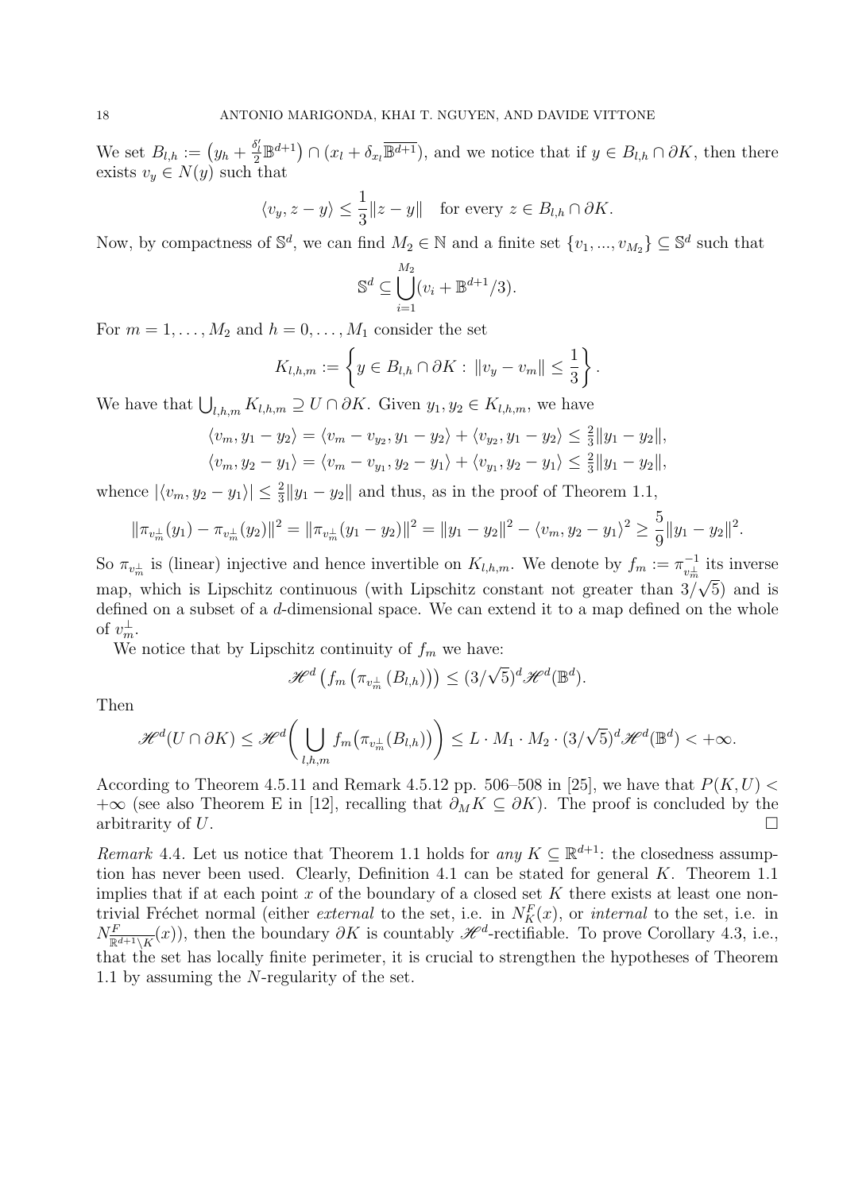We set $B_{l,h} := \left(y_h + \frac{\delta_l'}{2}\mathbb{B}^{d+1}\right) \cap (x_l + \delta_{x_l}\overline{\mathbb{B}^{d+1}})$, and we notice that if $y \in B_{l,h} \cap \partial K$, then there exists $v_y \in N(y)$ such that

$$\langle v_y, z - y\rangle \leq \frac{1}{3}\|z - y\| \quad \text{for every } z \in B_{l,h} \cap \partial K.$$

Now, by compactness of $\mathbb{S}^d$, we can find $M_2 \in \mathbb{N}$ and a finite set $\{v_1, ..., v_{M_2}\} \subseteq \mathbb{S}^d$ such that

$$\mathbb{S}^d \subseteq \bigcup_{i=1}^{M_2}(v_i + \mathbb{B}^{d+1}/3).$$

For $m = 1, \dots, M_2$ and $h = 0, \dots, M_1$ consider the set

$$K_{l,h,m} := \left\{ y \in B_{l,h} \cap \partial K : \|v_y - v_m\| \leq \frac{1}{3} \right\}.$$

We have that $\bigcup_{l,h,m} K_{l,h,m} \supseteq U \cap \partial K$. Given $y_1, y_2 \in K_{l,h,m}$, we have

$$\langle v_m, y_1 - y_2\rangle = \langle v_m - v_{y_2}, y_1 - y_2\rangle + \langle v_{y_2}, y_1 - y_2\rangle \leq \tfrac{2}{3}\|y_1 - y_2\|,$$
$$\langle v_m, y_2 - y_1\rangle = \langle v_m - v_{y_1}, y_2 - y_1\rangle + \langle v_{y_1}, y_2 - y_1\rangle \leq \tfrac{2}{3}\|y_1 - y_2\|,$$

whence $|\langle v_m, y_2 - y_1\rangle| \leq \frac{2}{3}\|y_1 - y_2\|$ and thus, as in the proof of Theorem 1.1,

$$\|\pi_{v_m^\perp}(y_1) - \pi_{v_m^\perp}(y_2)\|^2 = \|\pi_{v_m^\perp}(y_1 - y_2)\|^2 = \|y_1 - y_2\|^2 - \langle v_m, y_2 - y_1\rangle^2 \geq \frac{5}{9}\|y_1 - y_2\|^2.$$

So $\pi_{v_m^\perp}$ is (linear) injective and hence invertible on $K_{l,h,m}$. We denote by $f_m := \pi_{v_m^\perp}^{-1}$ its inverse map, which is Lipschitz continuous (with Lipschitz constant not greater than $3/\sqrt{5}$) and is defined on a subset of a $d$-dimensional space. We can extend it to a map defined on the whole of $v_m^\perp$.

We notice that by Lipschitz continuity of $f_m$ we have:

$$\mathscr{H}^d\left(f_m\left(\pi_{v_m^\perp}(B_{l,h})\right)\right) \leq (3/\sqrt{5})^d \mathscr{H}^d(\mathbb{B}^d).$$

Then

$$\mathscr{H}^d(U \cap \partial K) \leq \mathscr{H}^d\left(\bigcup_{l,h,m} f_m\big(\pi_{v_m^\perp}(B_{l,h})\big)\right) \leq L \cdot M_1 \cdot M_2 \cdot (3/\sqrt{5})^d \mathscr{H}^d(\mathbb{B}^d) < +\infty.$$

According to Theorem 4.5.11 and Remark 4.5.12 pp. 506–508 in [25], we have that $P(K, U) < +\infty$ (see also Theorem E in [12], recalling that $\partial_M K \subseteq \partial K$). The proof is concluded by the arbitrarity of $U$. $\square$

*Remark* 4.4. Let us notice that Theorem 1.1 holds for *any* $K \subseteq \mathbb{R}^{d+1}$: the closedness assumption has never been used. Clearly, Definition 4.1 can be stated for general $K$. Theorem 1.1 implies that if at each point $x$ of the boundary of a closed set $K$ there exists at least one nontrivial Fréchet normal (either *external* to the set, i.e. in $N_K^F(x)$, or *internal* to the set, i.e. in $N^F_{\overline{\mathbb{R}^{d+1}\setminus K}}(x)$), then the boundary $\partial K$ is countably $\mathscr{H}^d$-rectifiable. To prove Corollary 4.3, i.e., that the set has locally finite perimeter, it is crucial to strengthen the hypotheses of Theorem 1.1 by assuming the $N$-regularity of the set.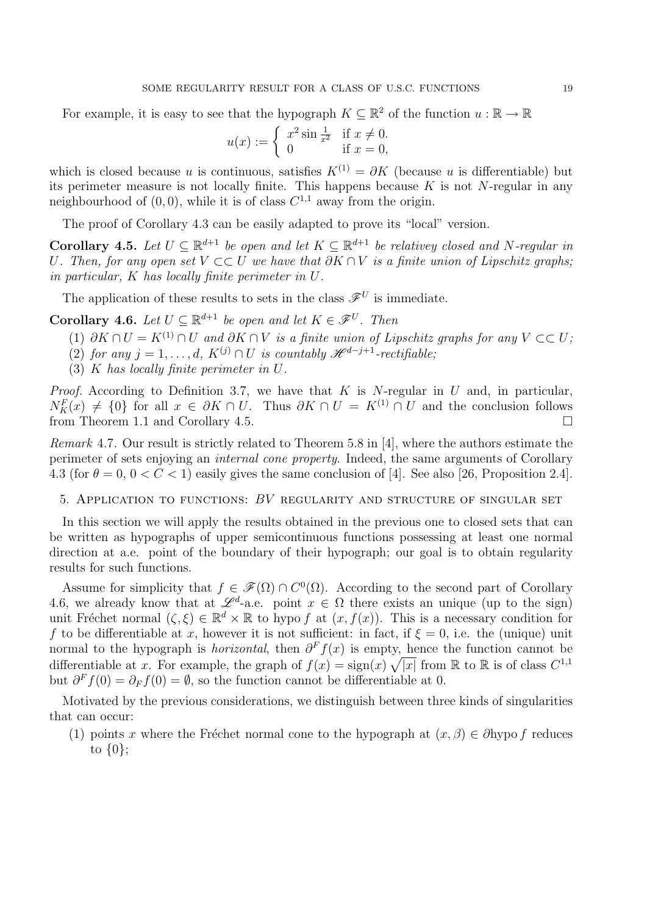For example, it is easy to see that the hypograph $K \subseteq \mathbb{R}^2$ of the function $u : \mathbb{R} \to \mathbb{R}$

$$u(x) := \begin{cases} x^2 \sin \frac{1}{x^2} & \text{if } x \neq 0. \\ 0 & \text{if } x = 0, \end{cases}$$

which is closed because $u$ is continuous, satisfies $K^{(1)} = \partial K$ (because $u$ is differentiable) but its perimeter measure is not locally finite. This happens because $K$ is not $N$-regular in any neighbourhood of $(0, 0)$, while it is of class $C^{1,1}$ away from the origin.

The proof of Corollary 4.3 can be easily adapted to prove its "local" version.

**Corollary 4.5.** *Let $U \subseteq \mathbb{R}^{d+1}$ be open and let $K \subseteq \mathbb{R}^{d+1}$ be relativey closed and $N$-regular in $U$. Then, for any open set $V \subset\subset U$ we have that $\partial K \cap V$ is a finite union of Lipschitz graphs; in particular, $K$ has locally finite perimeter in $U$.*

The application of these results to sets in the class $\mathscr{F}^U$ is immediate.

**Corollary 4.6.** *Let $U \subseteq \mathbb{R}^{d+1}$ be open and let $K \in \mathscr{F}^U$. Then*

1. *$\partial K \cap U = K^{(1)} \cap U$ and $\partial K \cap V$ is a finite union of Lipschitz graphs for any $V \subset\subset U$;*
2. *for any $j = 1, \dots, d$, $K^{(j)} \cap U$ is countably $\mathscr{H}^{d-j+1}$-rectifiable;*
3. *$K$ has locally finite perimeter in $U$.*

*Proof.* According to Definition 3.7, we have that $K$ is $N$-regular in $U$ and, in particular, $N_K^F(x) \neq \{0\}$ for all $x \in \partial K \cap U$. Thus $\partial K \cap U = K^{(1)} \cap U$ and the conclusion follows from Theorem 1.1 and Corollary 4.5. $\square$

*Remark* 4.7. Our result is strictly related to Theorem 5.8 in [4], where the authors estimate the perimeter of sets enjoying an *internal cone property*. Indeed, the same arguments of Corollary 4.3 (for $\theta = 0$, $0 < C < 1$) easily gives the same conclusion of [4]. See also [26, Proposition 2.4].

## 5. Application to functions: $BV$ regularity and structure of singular set

In this section we will apply the results obtained in the previous one to closed sets that can be written as hypographs of upper semicontinuous functions possessing at least one normal direction at a.e. point of the boundary of their hypograph; our goal is to obtain regularity results for such functions.

Assume for simplicity that $f \in \mathscr{F}(\Omega) \cap C^0(\Omega)$. According to the second part of Corollary 4.6, we already know that at $\mathscr{L}^d$-a.e. point $x \in \Omega$ there exists an unique (up to the sign) unit Fréchet normal $(\zeta, \xi) \in \mathbb{R}^d \times \mathbb{R}$ to hypo $f$ at $(x, f(x))$. This is a necessary condition for $f$ to be differentiable at $x$, however it is not sufficient: in fact, if $\xi = 0$, i.e. the (unique) unit normal to the hypograph is *horizontal*, then $\partial^F f(x)$ is empty, hence the function cannot be differentiable at $x$. For example, the graph of $f(x) = \text{sign}(x)\sqrt{|x|}$ from $\mathbb{R}$ to $\mathbb{R}$ is of class $C^{1,1}$ but $\partial^F f(0) = \partial_F f(0) = \emptyset$, so the function cannot be differentiable at 0.

Motivated by the previous considerations, we distinguish between three kinds of singularities that can occur:

1. points $x$ where the Fréchet normal cone to the hypograph at $(x, \beta) \in \partial\text{hypo}\, f$ reduces to $\{0\}$;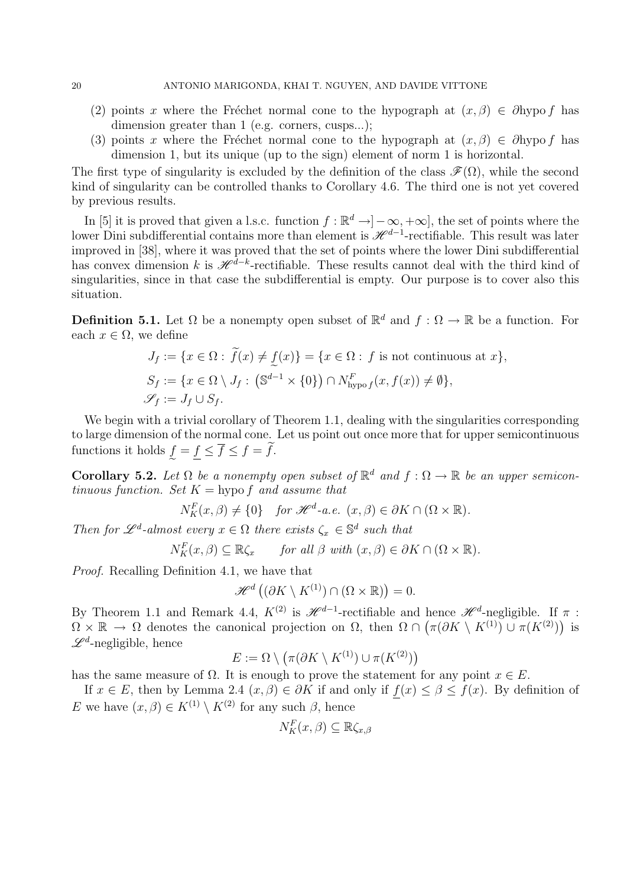(2) points $x$ where the Fréchet normal cone to the hypograph at $(x, \beta) \in \partial \text{hypo} f$ has dimension greater than 1 (e.g. corners, cusps...);

(3) points $x$ where the Fréchet normal cone to the hypograph at $(x, \beta) \in \partial \text{hypo} f$ has dimension 1, but its unique (up to the sign) element of norm 1 is horizontal.

The first type of singularity is excluded by the definition of the class $\mathscr{F}(\Omega)$, while the second kind of singularity can be controlled thanks to Corollary 4.6. The third one is not yet covered by previous results.

In [5] it is proved that given a l.s.c. function $f : \mathbb{R}^d \to ]-\infty, +\infty]$, the set of points where the lower Dini subdifferential contains more than element is $\mathscr{H}^{d-1}$-rectifiable. This result was later improved in [38], where it was proved that the set of points where the lower Dini subdifferential has convex dimension $k$ is $\mathscr{H}^{d-k}$-rectifiable. These results cannot deal with the third kind of singularities, since in that case the subdifferential is empty. Our purpose is to cover also this situation.

**Definition 5.1.** Let $\Omega$ be a nonempty open subset of $\mathbb{R}^d$ and $f : \Omega \to \mathbb{R}$ be a function. For each $x \in \Omega$, we define

$$
\begin{aligned}
J_f &:= \{x \in \Omega : \widetilde{f}(x) \neq \underset{\sim}{f}(x)\} = \{x \in \Omega : f \text{ is not continuous at } x\}, \\
S_f &:= \{x \in \Omega \setminus J_f : \left(\mathbb{S}^{d-1} \times \{0\}\right) \cap N^F_{\text{hypo} f}(x, f(x)) \neq \emptyset\}, \\
\mathscr{S}_f &:= J_f \cup S_f.
\end{aligned}
$$

We begin with a trivial corollary of Theorem 1.1, dealing with the singularities corresponding to large dimension of the normal cone. Let us point out once more that for upper semicontinuous functions it holds $\underset{\sim}{f} = \underline{f} \leq \overline{f} \leq f = \widetilde{f}$.

**Corollary 5.2.** *Let $\Omega$ be a nonempty open subset of $\mathbb{R}^d$ and $f : \Omega \to \mathbb{R}$ be an upper semicontinuous function. Set $K = \text{hypo} f$ and assume that*

$$
N^F_K(x, \beta) \neq \{0\} \quad \text{for } \mathscr{H}^d\text{-a.e. } (x, \beta) \in \partial K \cap (\Omega \times \mathbb{R}).
$$

*Then for $\mathscr{L}^d$-almost every $x \in \Omega$ there exists $\zeta_x \in \mathbb{S}^d$ such that*

$$
N^F_K(x, \beta) \subseteq \mathbb{R}\zeta_x \qquad \text{for all } \beta \text{ with } (x, \beta) \in \partial K \cap (\Omega \times \mathbb{R}).
$$

*Proof.* Recalling Definition 4.1, we have that

$$
\mathscr{H}^d\left((\partial K \setminus K^{(1)}) \cap (\Omega \times \mathbb{R})\right) = 0.
$$

By Theorem 1.1 and Remark 4.4, $K^{(2)}$ is $\mathscr{H}^{d-1}$-rectifiable and hence $\mathscr{H}^d$-negligible. If $\pi : \Omega \times \mathbb{R} \to \Omega$ denotes the canonical projection on $\Omega$, then $\Omega \cap \left(\pi(\partial K \setminus K^{(1)}) \cup \pi(K^{(2)})\right)$ is $\mathscr{L}^d$-negligible, hence

$$
E := \Omega \setminus \left(\pi(\partial K \setminus K^{(1)}) \cup \pi(K^{(2)})\right)
$$

has the same measure of $\Omega$. It is enough to prove the statement for any point $x \in E$.

If $x \in E$, then by Lemma 2.4 $(x, \beta) \in \partial K$ if and only if $\underline{f}(x) \leq \beta \leq f(x)$. By definition of $E$ we have $(x, \beta) \in K^{(1)} \setminus K^{(2)}$ for any such $\beta$, hence

$$
N^F_K(x, \beta) \subseteq \mathbb{R}\zeta_{x,\beta}
$$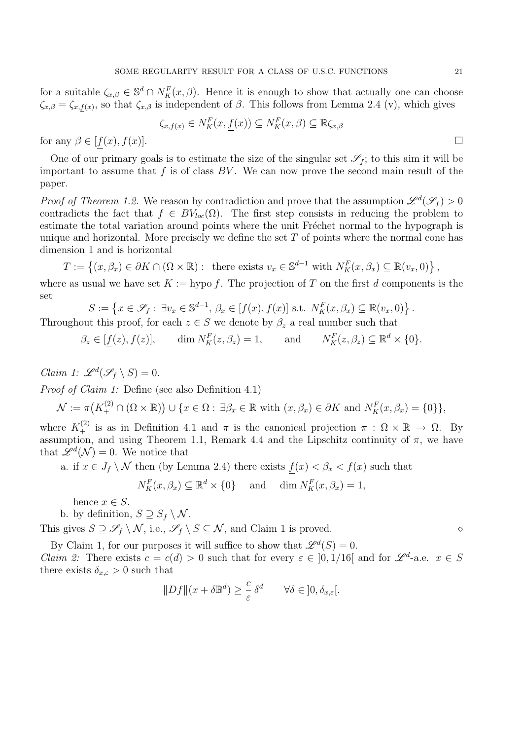for a suitable $\zeta_{x,\beta} \in \mathbb{S}^d \cap N^F_K(x,\beta)$. Hence it is enough to show that actually one can choose $\zeta_{x,\beta} = \zeta_{x,\underline{f}(x)}$, so that $\zeta_{x,\beta}$ is independent of $\beta$. This follows from Lemma 2.4 (v), which gives

$$\zeta_{x,\underline{f}(x)} \in N^F_K(x,\underline{f}(x)) \subseteq N^F_K(x,\beta) \subseteq \mathbb{R}\zeta_{x,\beta}$$

for any $\beta \in [\underline{f}(x), f(x)]$. □

One of our primary goals is to estimate the size of the singular set $\mathscr{S}_f$; to this aim it will be important to assume that $f$ is of class $BV$. We can now prove the second main result of the paper.

*Proof of Theorem 1.2.* We reason by contradiction and prove that the assumption $\mathscr{L}^d(\mathscr{S}_f) > 0$ contradicts the fact that $f \in BV_{loc}(\Omega)$. The first step consists in reducing the problem to estimate the total variation around points where the unit Fréchet normal to the hypograph is unique and horizontal. More precisely we define the set $T$ of points where the normal cone has dimension 1 and is horizontal

$$T := \left\{(x,\beta_x) \in \partial K \cap (\Omega \times \mathbb{R}) : \text{ there exists } v_x \in \mathbb{S}^{d-1} \text{ with } N^F_K(x,\beta_x) \subseteq \mathbb{R}(v_x, 0)\right\},$$

where as usual we have set $K := \operatorname{hypo} f$. The projection of $T$ on the first $d$ components is the set

$$S := \left\{x \in \mathscr{S}_f : \exists v_x \in \mathbb{S}^{d-1},\ \beta_x \in [\underline{f}(x), f(x)] \text{ s.t. } N^F_K(x,\beta_x) \subseteq \mathbb{R}(v_x,0)\right\}.$$

Throughout this proof, for each $z \in S$ we denote by $\beta_z$ a real number such that

$$\beta_z \in [\underline{f}(z), f(z)], \qquad \dim N^F_K(z,\beta_z) = 1, \qquad \text{and} \qquad N^F_K(z,\beta_z) \subseteq \mathbb{R}^d \times \{0\}.$$

*Claim 1:* $\mathscr{L}^d(\mathscr{S}_f \setminus S) = 0$.

*Proof of Claim 1:* Define (see also Definition 4.1)

$$\mathcal{N} := \pi\big(K^{(2)}_+ \cap (\Omega \times \mathbb{R})\big) \cup \{x \in \Omega : \exists \beta_x \in \mathbb{R} \text{ with } (x,\beta_x) \in \partial K \text{ and } N^F_K(x,\beta_x) = \{0\}\},$$

where $K^{(2)}_+$ is as in Definition 4.1 and $\pi$ is the canonical projection $\pi : \Omega \times \mathbb{R} \to \Omega$. By assumption, and using Theorem 1.1, Remark 4.4 and the Lipschitz continuity of $\pi$, we have that $\mathscr{L}^d(\mathcal{N}) = 0$. We notice that

a. if $x \in J_f \setminus \mathcal{N}$ then (by Lemma 2.4) there exists $\underline{f}(x) < \beta_x < f(x)$ such that

$$N^F_K(x,\beta_x) \subseteq \mathbb{R}^d \times \{0\} \quad \text{ and } \quad \dim N^F_K(x,\beta_x) = 1,$$

hence $x \in S$.

b. by definition, $S \supseteq S_f \setminus \mathcal{N}$.

This gives $S \supseteq \mathscr{S}_f \setminus \mathcal{N}$, i.e., $\mathscr{S}_f \setminus S \subseteq \mathcal{N}$, and Claim 1 is proved. ◇

By Claim 1, for our purposes it will suffice to show that $\mathscr{L}^d(S) = 0$.

*Claim 2:* There exists $c = c(d) > 0$ such that for every $\varepsilon \in ]0, 1/16[$ and for $\mathscr{L}^d$-a.e. $x \in S$ there exists $\delta_{x,\varepsilon} > 0$ such that

$$\|Df\|(x + \delta\mathbb{B}^d) \geq \frac{c}{\varepsilon}\,\delta^d \qquad \forall \delta \in ]0, \delta_{x,\varepsilon}[.$$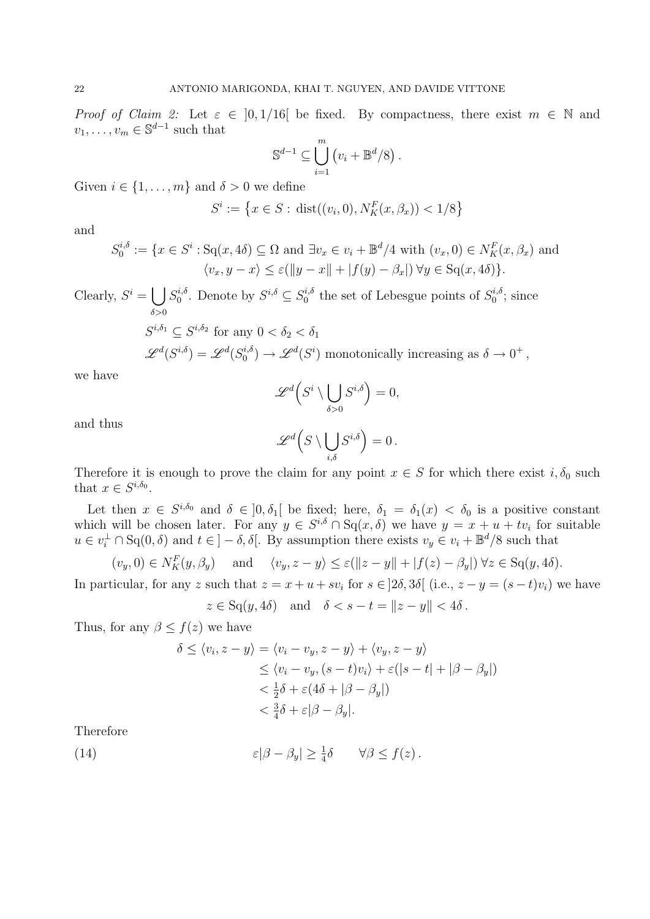*Proof of Claim 2:* Let $\varepsilon \in ]0, 1/16[$ be fixed. By compactness, there exist $m \in \mathbb{N}$ and $v_1, \dots, v_m \in \mathbb{S}^{d-1}$ such that

$$\mathbb{S}^{d-1} \subseteq \bigcup_{i=1}^{m} \left(v_i + \mathbb{B}^d/8\right).$$

Given $i \in \{1, \dots, m\}$ and $\delta > 0$ we define

$$S^i := \left\{x \in S : \operatorname{dist}((v_i, 0), N_K^F(x, \beta_x)) < 1/8\right\}$$

and

$$S_0^{i,\delta} := \{x \in S^i : \operatorname{Sq}(x, 4\delta) \subseteq \Omega \text{ and } \exists v_x \in v_i + \mathbb{B}^d/4 \text{ with } (v_x, 0) \in N_K^F(x, \beta_x) \text{ and } \langle v_x, y - x\rangle \leq \varepsilon(\|y - x\| + |f(y) - \beta_x|)\ \forall y \in \operatorname{Sq}(x, 4\delta)\}.$$

Clearly, $S^i = \bigcup_{\delta>0} S_0^{i,\delta}$. Denote by $S^{i,\delta} \subseteq S_0^{i,\delta}$ the set of Lebesgue points of $S_0^{i,\delta}$; since

$$S^{i,\delta_1} \subseteq S^{i,\delta_2} \text{ for any } 0 < \delta_2 < \delta_1$$
$$\mathscr{L}^d(S^{i,\delta}) = \mathscr{L}^d(S_0^{i,\delta}) \to \mathscr{L}^d(S^i) \text{ monotonically increasing as } \delta \to 0^+,$$

we have

$$\mathscr{L}^d\Big(S^i \setminus \bigcup_{\delta>0} S^{i,\delta}\Big) = 0,$$

and thus

$$\mathscr{L}^d\Big(S \setminus \bigcup_{i,\delta} S^{i,\delta}\Big) = 0.$$

Therefore it is enough to prove the claim for any point $x \in S$ for which there exist $i, \delta_0$ such that $x \in S^{i,\delta_0}$.

Let then $x \in S^{i,\delta_0}$ and $\delta \in ]0, \delta_1[$ be fixed; here, $\delta_1 = \delta_1(x) < \delta_0$ is a positive constant which will be chosen later. For any $y \in S^{i,\delta} \cap \operatorname{Sq}(x, \delta)$ we have $y = x + u + tv_i$ for suitable $u \in v_i^\perp \cap \operatorname{Sq}(0, \delta)$ and $t \in ]-\delta, \delta[$. By assumption there exists $v_y \in v_i + \mathbb{B}^d/8$ such that

$$(v_y, 0) \in N_K^F(y, \beta_y) \quad \text{ and } \quad \langle v_y, z - y\rangle \leq \varepsilon(\|z - y\| + |f(z) - \beta_y|)\ \forall z \in \operatorname{Sq}(y, 4\delta).$$

In particular, for any $z$ such that $z = x + u + sv_i$ for $s \in ]2\delta, 3\delta[$ (i.e., $z - y = (s - t)v_i$) we have

$$z \in \operatorname{Sq}(y, 4\delta) \quad \text{and} \quad \delta < s - t = \|z - y\| < 4\delta.$$

Thus, for any $\beta \leq f(z)$ we have

$$\begin{aligned}
\delta \leq \langle v_i, z - y\rangle &= \langle v_i - v_y, z - y\rangle + \langle v_y, z - y\rangle \\
&\leq \langle v_i - v_y, (s - t)v_i\rangle + \varepsilon(|s - t| + |\beta - \beta_y|) \\
&< \tfrac{1}{2}\delta + \varepsilon(4\delta + |\beta - \beta_y|) \\
&< \tfrac{3}{4}\delta + \varepsilon|\beta - \beta_y|.
\end{aligned}$$

Therefore

$$\varepsilon|\beta - \beta_y| \geq \tfrac{1}{4}\delta \qquad \forall \beta \leq f(z). \tag{14}$$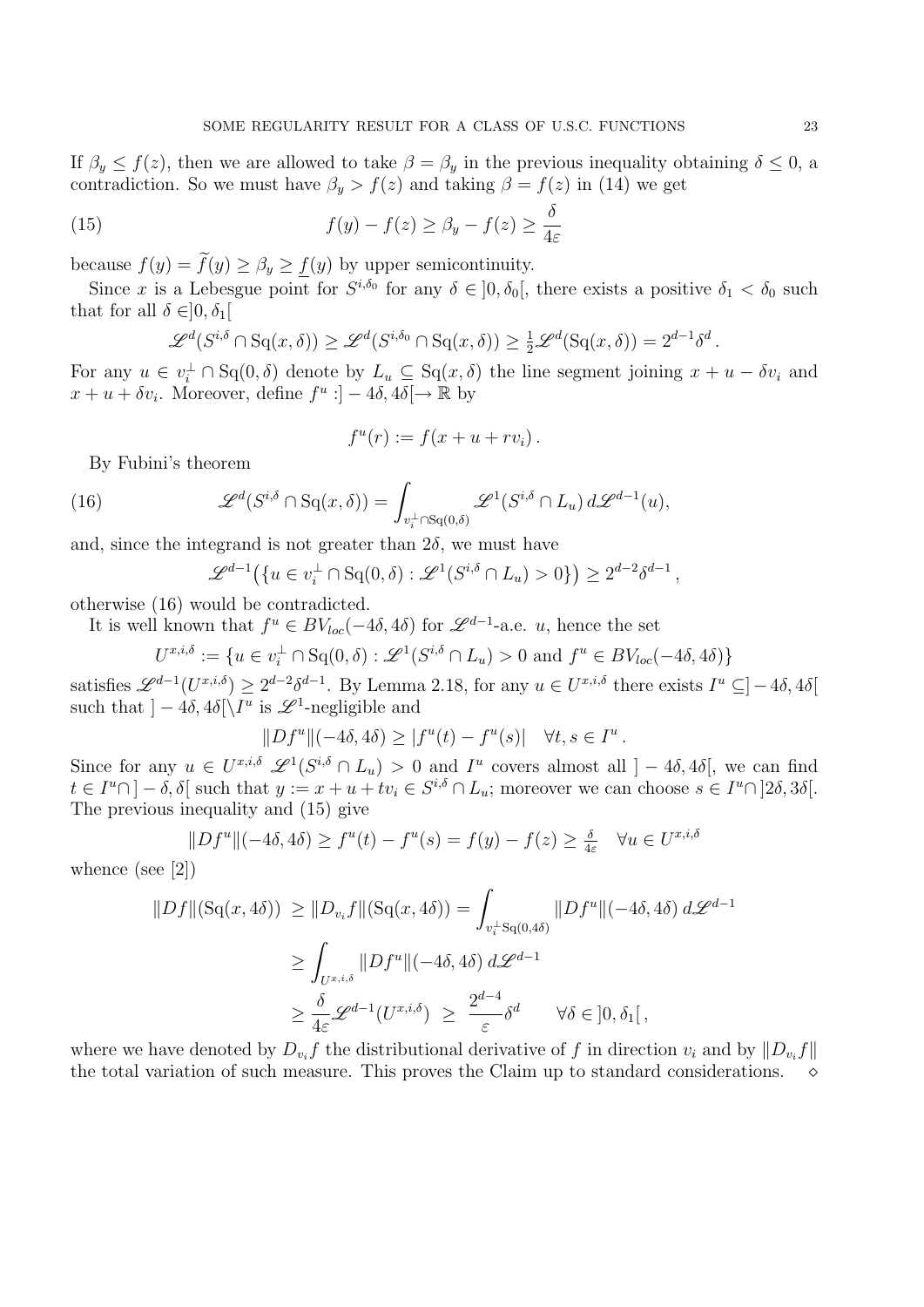If $\beta_y \le f(z)$, then we are allowed to take $\beta = \beta_y$ in the previous inequality obtaining $\delta \le 0$, a contradiction. So we must have $\beta_y > f(z)$ and taking $\beta = f(z)$ in (14) we get

$$f(y) - f(z) \ge \beta_y - f(z) \ge \frac{\delta}{4\varepsilon} \tag{15}$$

because $f(y) = \widetilde{f}(y) \ge \beta_y \ge \underline{f}(y)$ by upper semicontinuity.

Since $x$ is a Lebesgue point for $S^{i,\delta_0}$ for any $\delta \in ]0, \delta_0[$, there exists a positive $\delta_1 < \delta_0$ such that for all $\delta \in ]0, \delta_1[$

$$\mathscr{L}^d(S^{i,\delta} \cap \mathrm{Sq}(x,\delta)) \ge \mathscr{L}^d(S^{i,\delta_0} \cap \mathrm{Sq}(x,\delta)) \ge \tfrac{1}{2}\mathscr{L}^d(\mathrm{Sq}(x,\delta)) = 2^{d-1}\delta^d .$$

For any $u \in v_i^\perp \cap \mathrm{Sq}(0,\delta)$ denote by $L_u \subseteq \mathrm{Sq}(x,\delta)$ the line segment joining $x + u - \delta v_i$ and $x + u + \delta v_i$. Moreover, define $f^u : ]-4\delta, 4\delta[ \to \mathbb{R}$ by

$$f^u(r) := f(x + u + r v_i) .$$

By Fubini's theorem

$$\mathscr{L}^d(S^{i,\delta} \cap \mathrm{Sq}(x,\delta)) = \int_{v_i^\perp \cap \mathrm{Sq}(0,\delta)} \mathscr{L}^1(S^{i,\delta} \cap L_u) \, d\mathscr{L}^{d-1}(u), \tag{16}$$

and, since the integrand is not greater than $2\delta$, we must have

$$\mathscr{L}^{d-1}\big(\{u \in v_i^\perp \cap \mathrm{Sq}(0,\delta) : \mathscr{L}^1(S^{i,\delta} \cap L_u) > 0\}\big) \ge 2^{d-2}\delta^{d-1} ,$$

otherwise (16) would be contradicted.

It is well known that $f^u \in BV_{loc}(-4\delta, 4\delta)$ for $\mathscr{L}^{d-1}$-a.e. $u$, hence the set

$$U^{x,i,\delta} := \{u \in v_i^\perp \cap \mathrm{Sq}(0,\delta) : \mathscr{L}^1(S^{i,\delta} \cap L_u) > 0 \text{ and } f^u \in BV_{loc}(-4\delta, 4\delta)\}$$

satisfies $\mathscr{L}^{d-1}(U^{x,i,\delta}) \ge 2^{d-2}\delta^{d-1}$. By Lemma 2.18, for any $u \in U^{x,i,\delta}$ there exists $I^u \subseteq ]-4\delta, 4\delta[$ such that $]-4\delta, 4\delta[ \setminus I^u$ is $\mathscr{L}^1$-negligible and

$$\|Df^u\|(-4\delta, 4\delta) \ge |f^u(t) - f^u(s)| \quad \forall t, s \in I^u .$$

Since for any $u \in U^{x,i,\delta}$ $\mathscr{L}^1(S^{i,\delta} \cap L_u) > 0$ and $I^u$ covers almost all $]-4\delta, 4\delta[$, we can find $t \in I^u \cap ]-\delta, \delta[$ such that $y := x + u + t v_i \in S^{i,\delta} \cap L_u$; moreover we can choose $s \in I^u \cap ]2\delta, 3\delta[$. The previous inequality and (15) give

$$\|Df^u\|(-4\delta, 4\delta) \ge f^u(t) - f^u(s) = f(y) - f(z) \ge \tfrac{\delta}{4\varepsilon} \quad \forall u \in U^{x,i,\delta}$$

whence (see [2])

$$\begin{aligned}
\|Df\|(\mathrm{Sq}(x,4\delta)) &\ge \|D_{v_i} f\|(\mathrm{Sq}(x,4\delta)) = \int_{v_i^\perp \mathrm{Sq}(0,4\delta)} \|Df^u\|(-4\delta, 4\delta) \, d\mathscr{L}^{d-1} \\
&\ge \int_{U^{x,i,\delta}} \|Df^u\|(-4\delta, 4\delta) \, d\mathscr{L}^{d-1} \\
&\ge \frac{\delta}{4\varepsilon}\mathscr{L}^{d-1}(U^{x,i,\delta}) \ \ge \ \frac{2^{d-4}}{\varepsilon}\delta^d \qquad \forall \delta \in ]0, \delta_1[ ,
\end{aligned}$$

where we have denoted by $D_{v_i} f$ the distributional derivative of $f$ in direction $v_i$ and by $\|D_{v_i} f\|$ the total variation of such measure. This proves the Claim up to standard considerations. $\diamond$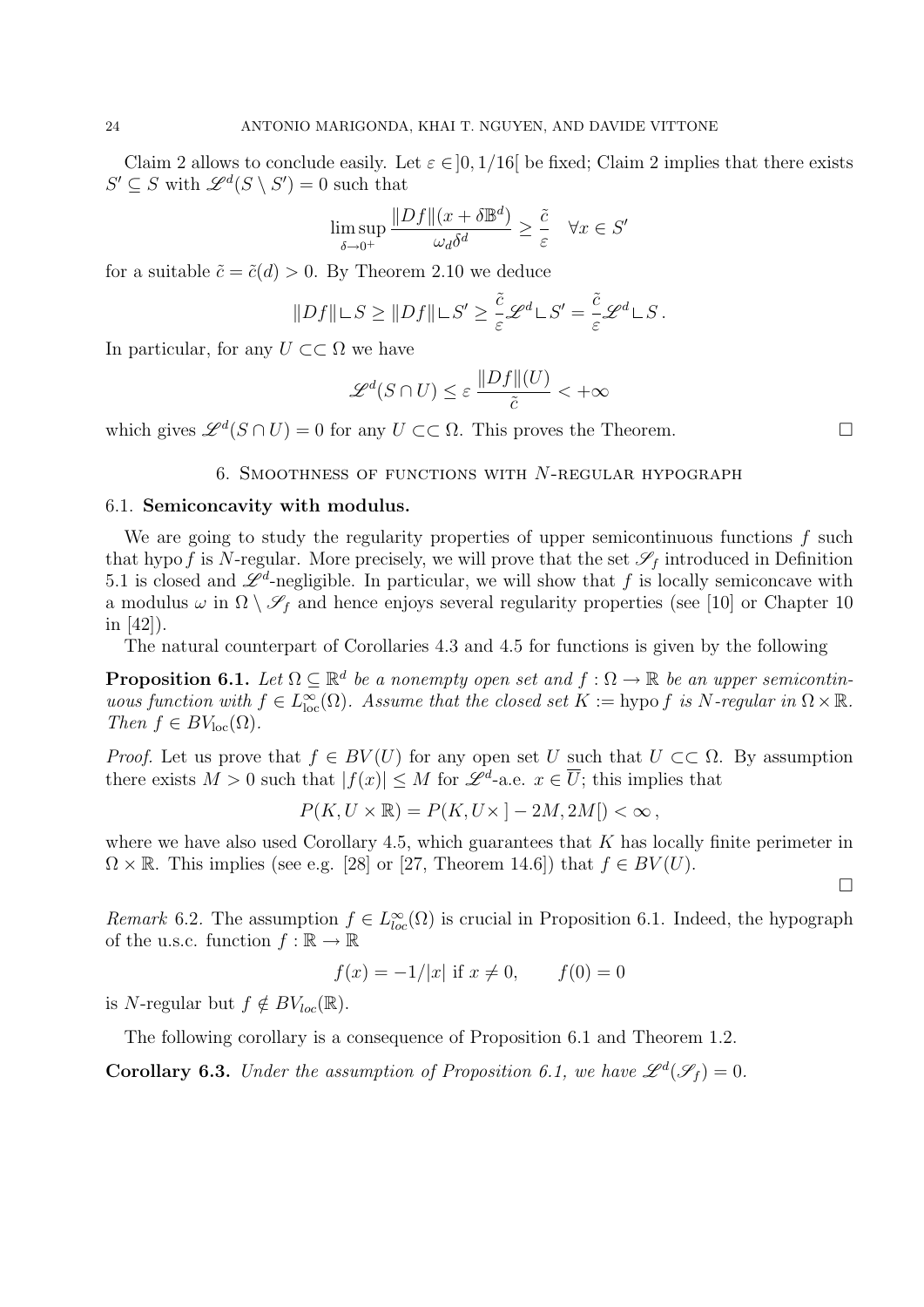Claim 2 allows to conclude easily. Let $\varepsilon \in ]0, 1/16[$ be fixed; Claim 2 implies that there exists $S' \subseteq S$ with $\mathscr{L}^d(S \setminus S') = 0$ such that

$$\limsup_{\delta \to 0^+} \frac{\|Df\|(x + \delta \mathbb{B}^d)}{\omega_d \delta^d} \geq \frac{\tilde{c}}{\varepsilon} \quad \forall x \in S'$$

for a suitable $\tilde{c} = \tilde{c}(d) > 0$. By Theorem 2.10 we deduce

$$\|Df\| \llcorner S \geq \|Df\| \llcorner S' \geq \frac{\tilde{c}}{\varepsilon} \mathscr{L}^d \llcorner S' = \frac{\tilde{c}}{\varepsilon} \mathscr{L}^d \llcorner S \, .$$

In particular, for any $U \subset\subset \Omega$ we have

$$\mathscr{L}^d(S \cap U) \leq \varepsilon \, \frac{\|Df\|(U)}{\tilde{c}} < +\infty$$

which gives $\mathscr{L}^d(S \cap U) = 0$ for any $U \subset\subset \Omega$. This proves the Theorem. $\square$

## 6. Smoothness of functions with $N$-regular hypograph

### 6.1. Semiconcavity with modulus.

We are going to study the regularity properties of upper semicontinuous functions $f$ such that $\operatorname{hypo} f$ is $N$-regular. More precisely, we will prove that the set $\mathscr{S}_f$ introduced in Definition 5.1 is closed and $\mathscr{L}^d$-negligible. In particular, we will show that $f$ is locally semiconcave with a modulus $\omega$ in $\Omega \setminus \mathscr{S}_f$ and hence enjoys several regularity properties (see [10] or Chapter 10 in [42]).

The natural counterpart of Corollaries 4.3 and 4.5 for functions is given by the following

**Proposition 6.1.** *Let $\Omega \subseteq \mathbb{R}^d$ be a nonempty open set and $f : \Omega \to \mathbb{R}$ be an upper semicontinuous function with $f \in L^\infty_{\mathrm{loc}}(\Omega)$. Assume that the closed set $K := \operatorname{hypo} f$ is $N$-regular in $\Omega \times \mathbb{R}$. Then $f \in BV_{\mathrm{loc}}(\Omega)$.*

*Proof.* Let us prove that $f \in BV(U)$ for any open set $U$ such that $U \subset\subset \Omega$. By assumption there exists $M > 0$ such that $|f(x)| \leq M$ for $\mathscr{L}^d$-a.e. $x \in \overline{U}$; this implies that

$$P(K, U \times \mathbb{R}) = P(K, U \times ]-2M, 2M[) < \infty \, ,$$

where we have also used Corollary 4.5, which guarantees that $K$ has locally finite perimeter in $\Omega \times \mathbb{R}$. This implies (see e.g. [28] or [27, Theorem 14.6]) that $f \in BV(U)$. $\square$

*Remark* 6.2. The assumption $f \in L^\infty_{loc}(\Omega)$ is crucial in Proposition 6.1. Indeed, the hypograph of the u.s.c. function $f : \mathbb{R} \to \mathbb{R}$

$$f(x) = -1/|x| \text{ if } x \neq 0, \qquad f(0) = 0$$

is $N$-regular but $f \notin BV_{loc}(\mathbb{R})$.

The following corollary is a consequence of Proposition 6.1 and Theorem 1.2.

**Corollary 6.3.** *Under the assumption of Proposition 6.1, we have $\mathscr{L}^d(\mathscr{S}_f) = 0$.*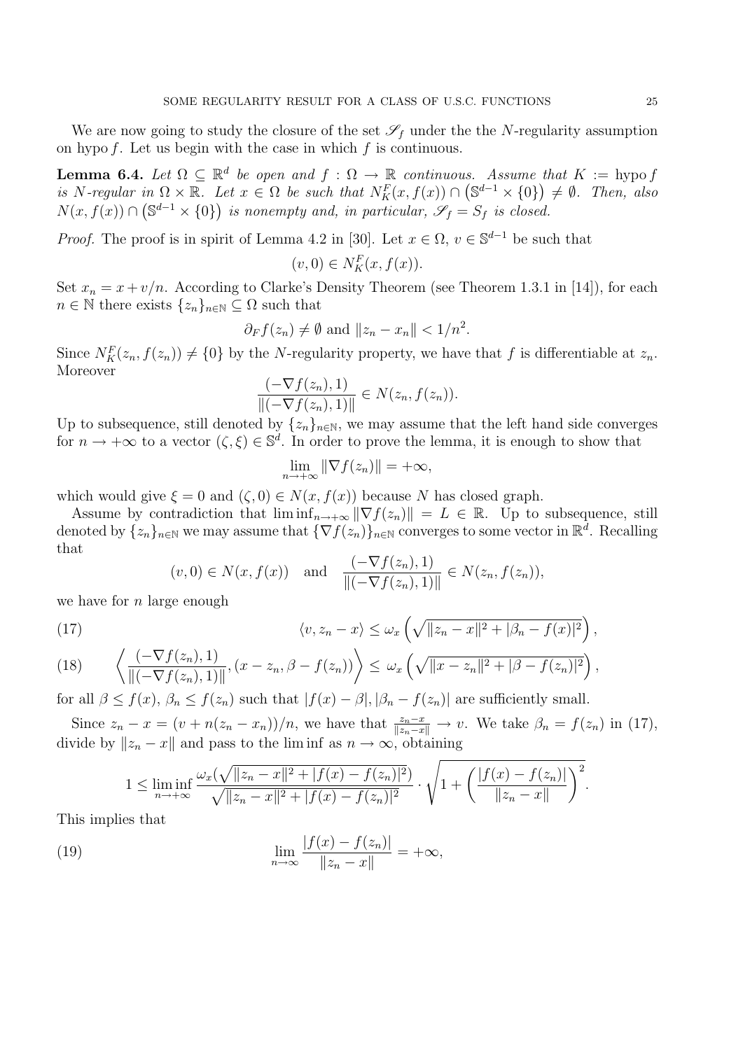We are now going to study the closure of the set $\mathscr{S}_f$ under the the $N$-regularity assumption on hypo $f$. Let us begin with the case in which $f$ is continuous.

**Lemma 6.4.** *Let $\Omega \subseteq \mathbb{R}^d$ be open and $f : \Omega \to \mathbb{R}$ continuous. Assume that $K :=$ hypo $f$ is $N$-regular in $\Omega \times \mathbb{R}$. Let $x \in \Omega$ be such that $N^F_K(x, f(x)) \cap \left(\mathbb{S}^{d-1} \times \{0\}\right) \neq \emptyset$. Then, also $N(x, f(x)) \cap \left(\mathbb{S}^{d-1} \times \{0\}\right)$ is nonempty and, in particular, $\mathscr{S}_f = S_f$ is closed.*

*Proof.* The proof is in spirit of Lemma 4.2 in [30]. Let $x \in \Omega$, $v \in \mathbb{S}^{d-1}$ be such that

$$(v, 0) \in N^F_K(x, f(x)).$$

Set $x_n = x + v/n$. According to Clarke's Density Theorem (see Theorem 1.3.1 in [14]), for each $n \in \mathbb{N}$ there exists $\{z_n\}_{n\in\mathbb{N}} \subseteq \Omega$ such that

$$\partial_F f(z_n) \neq \emptyset \text{ and } \|z_n - x_n\| < 1/n^2.$$

Since $N^F_K(z_n, f(z_n)) \neq \{0\}$ by the $N$-regularity property, we have that $f$ is differentiable at $z_n$. Moreover

$$\frac{(-\nabla f(z_n), 1)}{\|(-\nabla f(z_n), 1)\|} \in N(z_n, f(z_n)).$$

Up to subsequence, still denoted by $\{z_n\}_{n\in\mathbb{N}}$, we may assume that the left hand side converges for $n \to +\infty$ to a vector $(\zeta, \xi) \in \mathbb{S}^d$. In order to prove the lemma, it is enough to show that

$$\lim_{n\to+\infty} \|\nabla f(z_n)\| = +\infty,$$

which would give $\xi = 0$ and $(\zeta, 0) \in N(x, f(x))$ because $N$ has closed graph.

Assume by contradiction that $\liminf_{n\to+\infty} \|\nabla f(z_n)\| = L \in \mathbb{R}$. Up to subsequence, still denoted by $\{z_n\}_{n\in\mathbb{N}}$ we may assume that $\{\nabla f(z_n)\}_{n\in\mathbb{N}}$ converges to some vector in $\mathbb{R}^d$. Recalling that

$$(v, 0) \in N(x, f(x)) \quad \text{and} \quad \frac{(-\nabla f(z_n), 1)}{\|(-\nabla f(z_n), 1)\|} \in N(z_n, f(z_n)),$$

we have for $n$ large enough

$$\langle v, z_n - x\rangle \leq \omega_x\left(\sqrt{\|z_n - x\|^2 + |\beta_n - f(x)|^2}\right), \tag{17}$$

$$\left\langle \frac{(-\nabla f(z_n), 1)}{\|(-\nabla f(z_n), 1)\|}, (x - z_n, \beta - f(z_n))\right\rangle \leq \omega_x\left(\sqrt{\|x - z_n\|^2 + |\beta - f(z_n)|^2}\right), \tag{18}$$

for all $\beta \leq f(x)$, $\beta_n \leq f(z_n)$ such that $|f(x) - \beta|, |\beta_n - f(z_n)|$ are sufficiently small.

Since $z_n - x = (v + n(z_n - x_n))/n$, we have that $\frac{z_n - x}{\|z_n - x\|} \to v$. We take $\beta_n = f(z_n)$ in (17), divide by $\|z_n - x\|$ and pass to the lim inf as $n \to \infty$, obtaining

$$1 \leq \liminf_{n\to+\infty} \frac{\omega_x(\sqrt{\|z_n - x\|^2 + |f(x) - f(z_n)|^2})}{\sqrt{\|z_n - x\|^2 + |f(x) - f(z_n)|^2}} \cdot \sqrt{1 + \left(\frac{|f(x) - f(z_n)|}{\|z_n - x\|}\right)^2}.$$

This implies that

$$\lim_{n\to\infty} \frac{|f(x) - f(z_n)|}{\|z_n - x\|} = +\infty, \tag{19}$$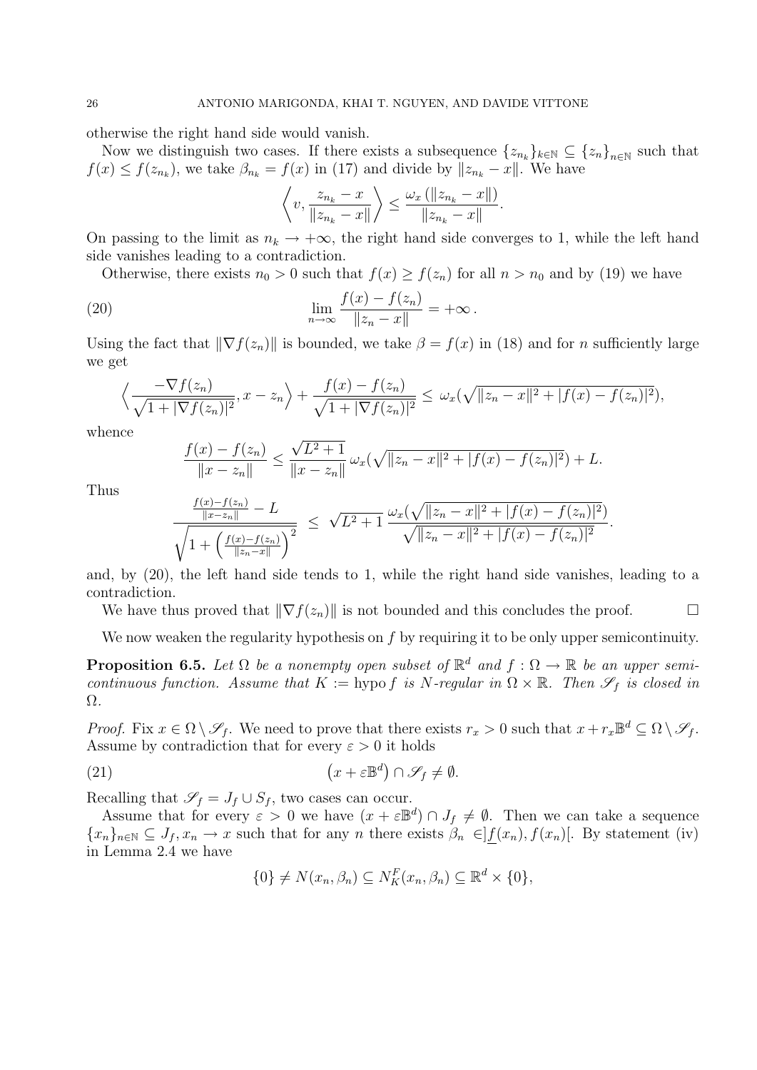otherwise the right hand side would vanish.

Now we distinguish two cases. If there exists a subsequence $\{z_{n_k}\}_{k\in\mathbb{N}} \subseteq \{z_n\}_{n\in\mathbb{N}}$ such that $f(x) \le f(z_{n_k})$, we take $\beta_{n_k} = f(x)$ in (17) and divide by $\|z_{n_k} - x\|$. We have

$$\left\langle v, \frac{z_{n_k} - x}{\|z_{n_k} - x\|} \right\rangle \le \frac{\omega_x(\|z_{n_k} - x\|)}{\|z_{n_k} - x\|}.$$

On passing to the limit as $n_k \to +\infty$, the right hand side converges to 1, while the left hand side vanishes leading to a contradiction.

Otherwise, there exists $n_0 > 0$ such that $f(x) \ge f(z_n)$ for all $n > n_0$ and by (19) we have

$$\lim_{n\to\infty} \frac{f(x) - f(z_n)}{\|z_n - x\|} = +\infty\,. \tag{20}$$

Using the fact that $\|\nabla f(z_n)\|$ is bounded, we take $\beta = f(x)$ in (18) and for $n$ sufficiently large we get

$$\left\langle \frac{-\nabla f(z_n)}{\sqrt{1 + |\nabla f(z_n)|^2}}, x - z_n \right\rangle + \frac{f(x) - f(z_n)}{\sqrt{1 + |\nabla f(z_n)|^2}} \le \omega_x(\sqrt{\|z_n - x\|^2 + |f(x) - f(z_n)|^2}),$$

whence

$$\frac{f(x) - f(z_n)}{\|x - z_n\|} \le \frac{\sqrt{L^2+1}}{\|x - z_n\|}\,\omega_x(\sqrt{\|z_n - x\|^2 + |f(x) - f(z_n)|^2}) + L.$$

Thus

$$\frac{\frac{f(x)-f(z_n)}{\|x - z_n\|} - L}{\sqrt{1 + \left(\frac{f(x)-f(z_n)}{\|z_n - x\|}\right)^2}} \;\le\; \sqrt{L^2+1}\,\frac{\omega_x(\sqrt{\|z_n - x\|^2 + |f(x) - f(z_n)|^2})}{\sqrt{\|z_n - x\|^2 + |f(x) - f(z_n)|^2}}.$$

and, by (20), the left hand side tends to 1, while the right hand side vanishes, leading to a contradiction.

We have thus proved that $\|\nabla f(z_n)\|$ is not bounded and this concludes the proof. $\square$

We now weaken the regularity hypothesis on $f$ by requiring it to be only upper semicontinuity.

**Proposition 6.5.** *Let $\Omega$ be a nonempty open subset of $\mathbb{R}^d$ and $f : \Omega \to \mathbb{R}$ be an upper semicontinuous function. Assume that $K := \operatorname{hypo} f$ is $N$-regular in $\Omega \times \mathbb{R}$. Then $\mathscr{S}_f$ is closed in $\Omega$.*

*Proof.* Fix $x \in \Omega \setminus \mathscr{S}_f$. We need to prove that there exists $r_x > 0$ such that $x + r_x\mathbb{B}^d \subseteq \Omega \setminus \mathscr{S}_f$. Assume by contradiction that for every $\varepsilon > 0$ it holds

$$\left(x + \varepsilon\mathbb{B}^d\right) \cap \mathscr{S}_f \neq \emptyset. \tag{21}$$

Recalling that $\mathscr{S}_f = J_f \cup S_f$, two cases can occur.

Assume that for every $\varepsilon > 0$ we have $(x + \varepsilon\mathbb{B}^d) \cap J_f \neq \emptyset$. Then we can take a sequence $\{x_n\}_{n\in\mathbb{N}} \subseteq J_f, x_n \to x$ such that for any $n$ there exists $\beta_n \in ]\underline{f}(x_n), f(x_n)[$. By statement (iv) in Lemma 2.4 we have

$$\{0\} \neq N(x_n, \beta_n) \subseteq N_K^F(x_n, \beta_n) \subseteq \mathbb{R}^d \times \{0\},$$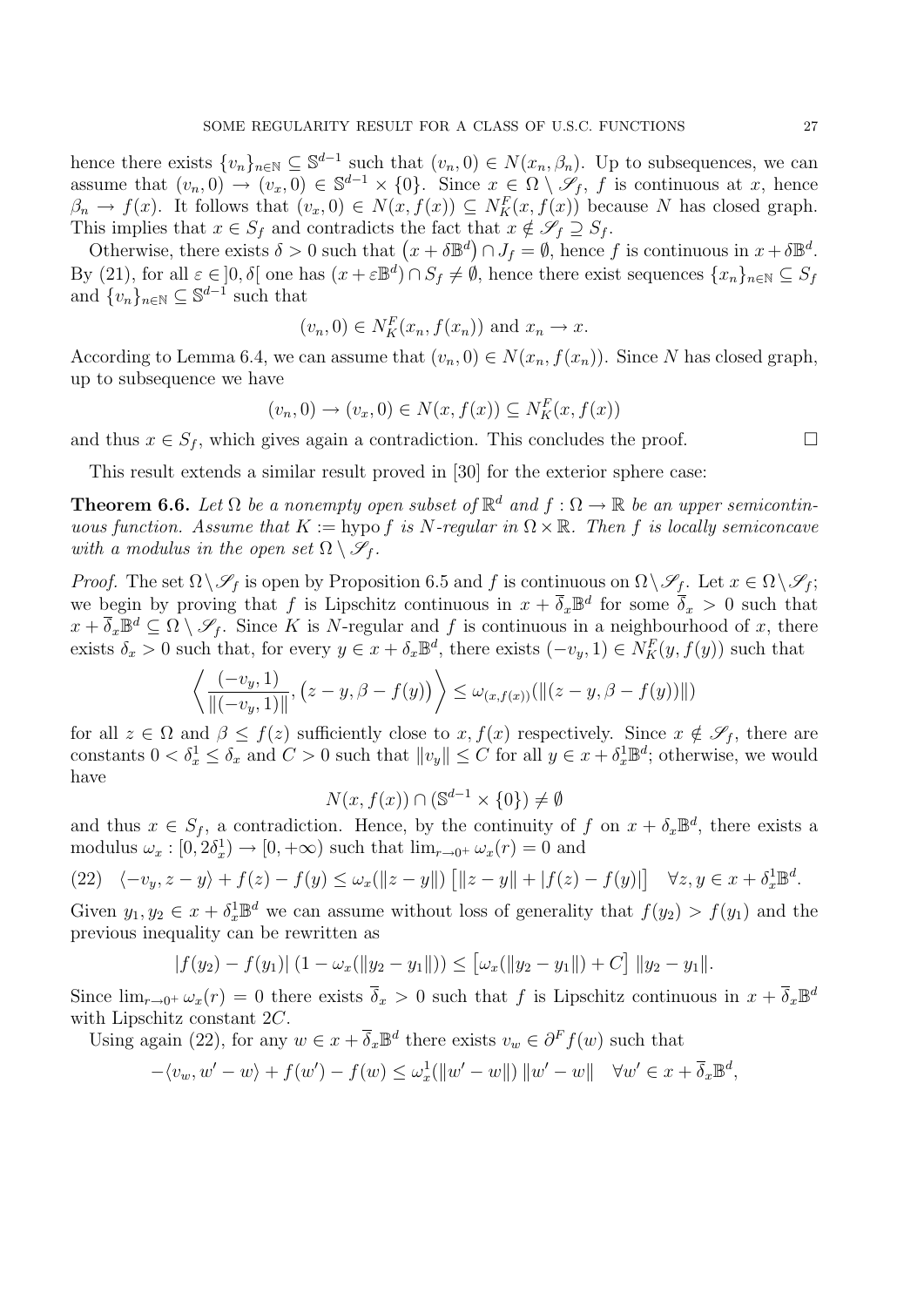hence there exists $\{v_n\}_{n\in\mathbb{N}} \subseteq \mathbb{S}^{d-1}$ such that $(v_n, 0) \in N(x_n, \beta_n)$. Up to subsequences, we can assume that $(v_n, 0) \to (v_x, 0) \in \mathbb{S}^{d-1} \times \{0\}$. Since $x \in \Omega \setminus \mathscr{S}_f$, $f$ is continuous at $x$, hence $\beta_n \to f(x)$. It follows that $(v_x, 0) \in N(x, f(x)) \subseteq N_K^F(x, f(x))$ because $N$ has closed graph. This implies that $x \in S_f$ and contradicts the fact that $x \notin \mathscr{S}_f \supseteq S_f$.

Otherwise, there exists $\delta > 0$ such that $\left(x + \delta\mathbb{B}^d\right) \cap J_f = \emptyset$, hence $f$ is continuous in $x + \delta\mathbb{B}^d$. By (21), for all $\varepsilon \in ]0, \delta[$ one has $(x + \varepsilon\mathbb{B}^d) \cap S_f \neq \emptyset$, hence there exist sequences $\{x_n\}_{n\in\mathbb{N}} \subseteq S_f$ and $\{v_n\}_{n\in\mathbb{N}} \subseteq \mathbb{S}^{d-1}$ such that

$$(v_n, 0) \in N_K^F(x_n, f(x_n)) \text{ and } x_n \to x.$$

According to Lemma 6.4, we can assume that $(v_n, 0) \in N(x_n, f(x_n))$. Since $N$ has closed graph, up to subsequence we have

$$(v_n, 0) \to (v_x, 0) \in N(x, f(x)) \subseteq N_K^F(x, f(x))$$

and thus $x \in S_f$, which gives again a contradiction. This concludes the proof. $\square$

This result extends a similar result proved in [30] for the exterior sphere case:

**Theorem 6.6.** *Let $\Omega$ be a nonempty open subset of $\mathbb{R}^d$ and $f : \Omega \to \mathbb{R}$ be an upper semicontinuous function. Assume that $K := \text{hypo}\, f$ is $N$-regular in $\Omega \times \mathbb{R}$. Then $f$ is locally semiconcave with a modulus in the open set $\Omega \setminus \mathscr{S}_f$.*

*Proof.* The set $\Omega \setminus \mathscr{S}_f$ is open by Proposition 6.5 and $f$ is continuous on $\Omega \setminus \mathscr{S}_f$. Let $x \in \Omega \setminus \mathscr{S}_f$; we begin by proving that $f$ is Lipschitz continuous in $x + \overline{\delta}_x\mathbb{B}^d$ for some $\overline{\delta}_x > 0$ such that $x + \overline{\delta}_x\mathbb{B}^d \subseteq \Omega \setminus \mathscr{S}_f$. Since $K$ is $N$-regular and $f$ is continuous in a neighbourhood of $x$, there exists $\delta_x > 0$ such that, for every $y \in x + \delta_x\mathbb{B}^d$, there exists $(-v_y, 1) \in N_K^F(y, f(y))$ such that

$$\left\langle \frac{(-v_y, 1)}{\|(-v_y, 1)\|}, \big(z - y, \beta - f(y)\big) \right\rangle \leq \omega_{(x, f(x))}(\|(z - y, \beta - f(y))\|)$$

for all $z \in \Omega$ and $\beta \leq f(z)$ sufficiently close to $x, f(x)$ respectively. Since $x \notin \mathscr{S}_f$, there are constants $0 < \delta_x^1 \leq \delta_x$ and $C > 0$ such that $\|v_y\| \leq C$ for all $y \in x + \delta_x^1\mathbb{B}^d$; otherwise, we would have

$$N(x, f(x)) \cap (\mathbb{S}^{d-1} \times \{0\}) \neq \emptyset$$

and thus $x \in S_f$, a contradiction. Hence, by the continuity of $f$ on $x + \delta_x\mathbb{B}^d$, there exists a modulus $\omega_x : [0, 2\delta_x^1) \to [0, +\infty)$ such that $\lim_{r\to 0^+} \omega_x(r) = 0$ and

$$(22) \quad \langle -v_y, z - y\rangle + f(z) - f(y) \leq \omega_x(\|z - y\|) \left[\|z - y\| + |f(z) - f(y)|\right] \quad \forall z, y \in x + \delta_x^1\mathbb{B}^d.$$

Given $y_1, y_2 \in x + \delta_x^1\mathbb{B}^d$ we can assume without loss of generality that $f(y_2) > f(y_1)$ and the previous inequality can be rewritten as

$$|f(y_2) - f(y_1)| \left(1 - \omega_x(\|y_2 - y_1\|)\right) \leq \left[\omega_x(\|y_2 - y_1\|) + C\right] \|y_2 - y_1\|.$$

Since $\lim_{r\to 0^+} \omega_x(r) = 0$ there exists $\overline{\delta}_x > 0$ such that $f$ is Lipschitz continuous in $x + \overline{\delta}_x\mathbb{B}^d$ with Lipschitz constant $2C$.

Using again (22), for any $w \in x + \overline{\delta}_x\mathbb{B}^d$ there exists $v_w \in \partial^F f(w)$ such that

$$-\langle v_w, w' - w\rangle + f(w') - f(w) \leq \omega_x^1(\|w' - w\|)\, \|w' - w\| \quad \forall w' \in x + \overline{\delta}_x\mathbb{B}^d,$$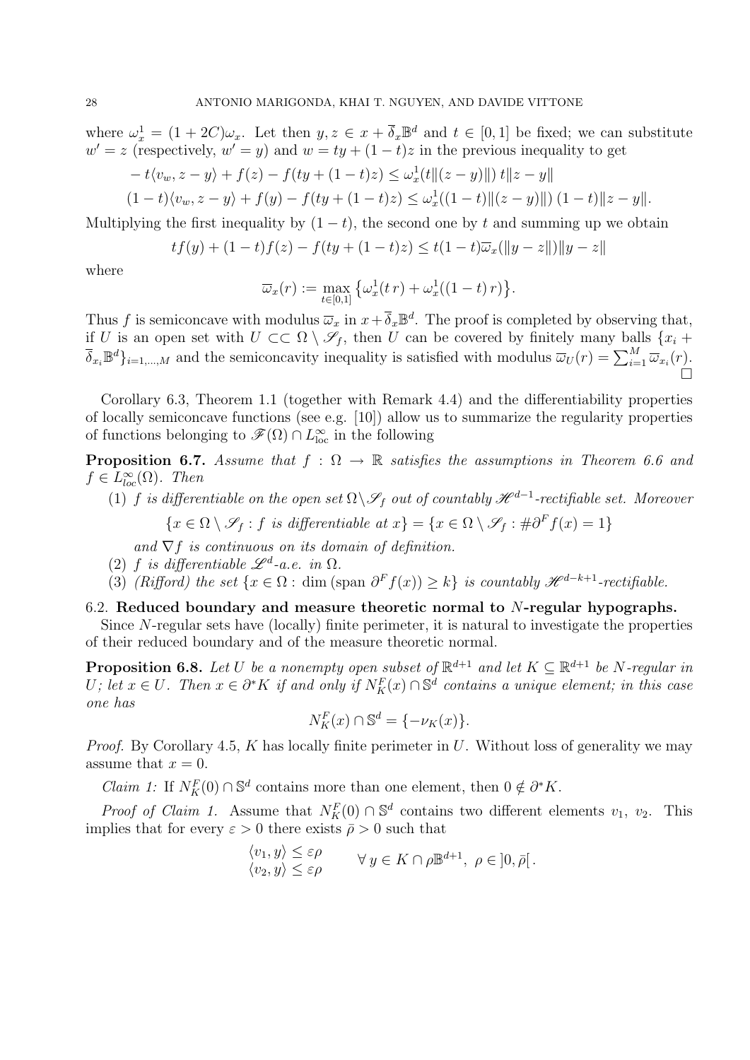where $\omega_x^1 = (1+2C)\omega_x$. Let then $y, z \in x + \overline{\delta}_x \mathbb{B}^d$ and $t \in [0,1]$ be fixed; we can substitute $w' = z$ (respectively, $w' = y$) and $w = ty + (1-t)z$ in the previous inequality to get

$$
\begin{aligned}
&-t\langle v_w, z-y\rangle + f(z) - f(ty+(1-t)z) \le \omega_x^1(t\|(z-y)\|)\, t\|z-y\| \\
&(1-t)\langle v_w, z-y\rangle + f(y) - f(ty+(1-t)z) \le \omega_x^1((1-t)\|(z-y)\|)\,(1-t)\|z-y\|.
\end{aligned}
$$

Multiplying the first inequality by $(1-t)$, the second one by $t$ and summing up we obtain

$$
tf(y) + (1-t)f(z) - f(ty+(1-t)z) \le t(1-t)\overline{\omega}_x(\|y-z\|)\|y-z\|
$$

where

$$
\overline{\omega}_x(r) := \max_{t\in[0,1]} \left\{\omega_x^1(t\,r) + \omega_x^1((1-t)\,r)\right\}.
$$

Thus $f$ is semiconcave with modulus $\overline{\omega}_x$ in $x + \overline{\delta}_x\mathbb{B}^d$. The proof is completed by observing that, if $U$ is an open set with $U \subset\subset \Omega \setminus \mathscr{S}_f$, then $U$ can be covered by finitely many balls $\{x_i + \overline{\delta}_{x_i}\mathbb{B}^d\}_{i=1,\dots,M}$ and the semiconcavity inequality is satisfied with modulus $\overline{\omega}_U(r) = \sum_{i=1}^M \overline{\omega}_{x_i}(r)$. □

Corollary 6.3, Theorem 1.1 (together with Remark 4.4) and the differentiability properties of locally semiconcave functions (see e.g. [10]) allow us to summarize the regularity properties of functions belonging to $\mathscr{F}(\Omega) \cap L^\infty_{\rm loc}$ in the following

**Proposition 6.7.** *Assume that $f : \Omega \to \mathbb{R}$ satisfies the assumptions in Theorem 6.6 and $f \in L^\infty_{loc}(\Omega)$. Then*

(1) *$f$ is differentiable on the open set $\Omega \setminus \mathscr{S}_f$ out of countably $\mathscr{H}^{d-1}$-rectifiable set. Moreover*

$$
\{x \in \Omega \setminus \mathscr{S}_f : f \text{ is differentiable at } x\} = \{x \in \Omega \setminus \mathscr{S}_f : \#\partial^F f(x) = 1\}
$$

*and $\nabla f$ is continuous on its domain of definition.*

(2) *$f$ is differentiable $\mathscr{L}^d$-a.e. in $\Omega$.*

(3) *(Rifford) the set $\{x \in \Omega : \dim(\mathrm{span}\, \partial^F f(x)) \ge k\}$ is countably $\mathscr{H}^{d-k+1}$-rectifiable.*

### 6.2. Reduced boundary and measure theoretic normal to $N$-regular hypographs.

Since $N$-regular sets have (locally) finite perimeter, it is natural to investigate the properties of their reduced boundary and of the measure theoretic normal.

**Proposition 6.8.** *Let $U$ be a nonempty open subset of $\mathbb{R}^{d+1}$ and let $K \subseteq \mathbb{R}^{d+1}$ be $N$-regular in $U$; let $x \in U$. Then $x \in \partial^* K$ if and only if $N_K^F(x) \cap \mathbb{S}^d$ contains a unique element; in this case one has*

$$
N_K^F(x) \cap \mathbb{S}^d = \{-\nu_K(x)\}.
$$

*Proof.* By Corollary 4.5, $K$ has locally finite perimeter in $U$. Without loss of generality we may assume that $x = 0$.

*Claim 1:* If $N_K^F(0) \cap \mathbb{S}^d$ contains more than one element, then $0 \notin \partial^* K$.

*Proof of Claim 1.* Assume that $N_K^F(0) \cap \mathbb{S}^d$ contains two different elements $v_1$, $v_2$. This implies that for every $\varepsilon > 0$ there exists $\bar\rho > 0$ such that

$$
\begin{matrix}
\langle v_1, y\rangle \le \varepsilon\rho \\
\langle v_2, y\rangle \le \varepsilon\rho
\end{matrix}
\qquad \forall\, y \in K \cap \rho\mathbb{B}^{d+1},\ \rho \in\, ]0, \bar\rho[\,.
$$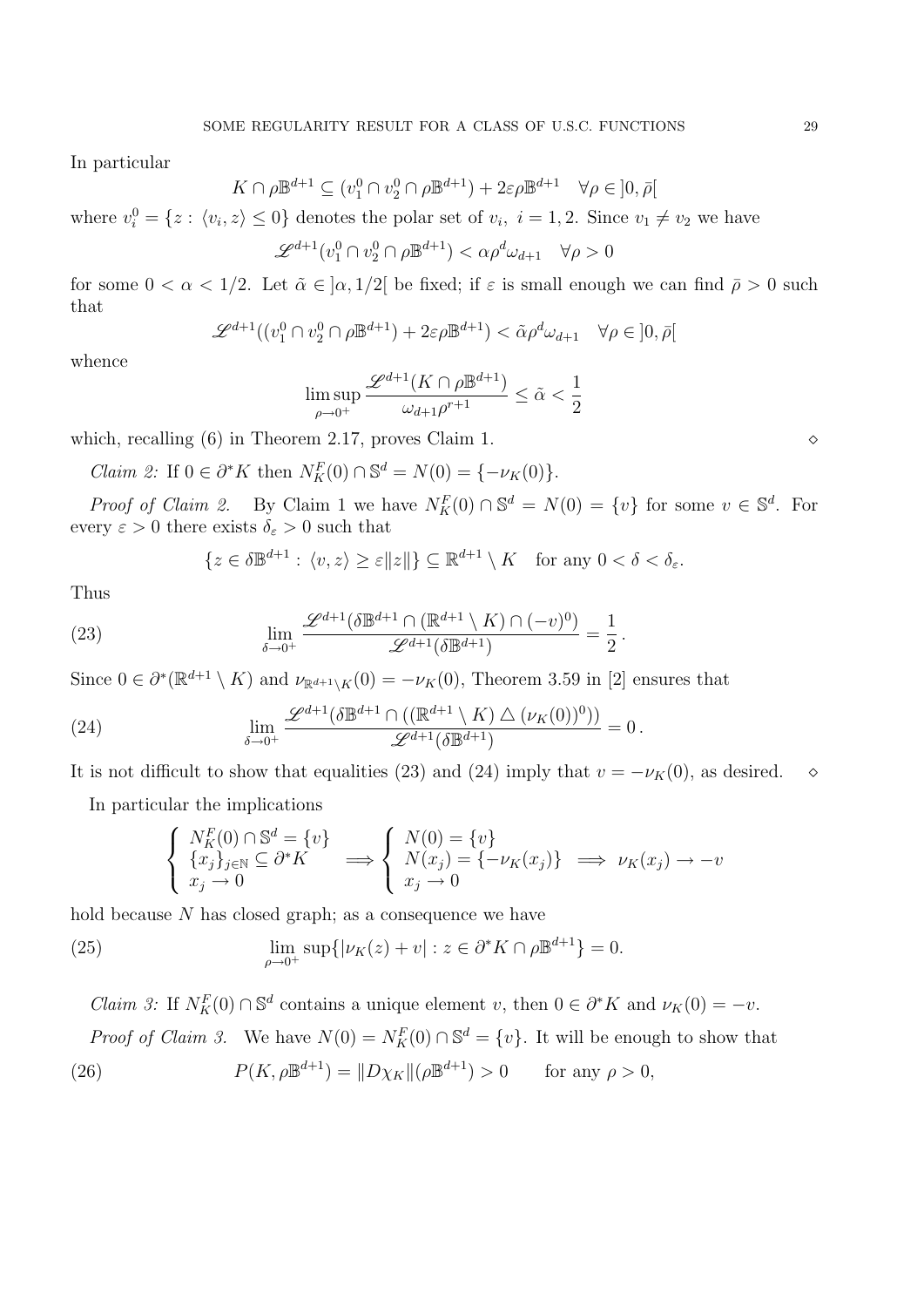In particular

$$K \cap \rho\mathbb{B}^{d+1} \subseteq (v_1^0 \cap v_2^0 \cap \rho\mathbb{B}^{d+1}) + 2\varepsilon\rho\mathbb{B}^{d+1} \quad \forall \rho \in ]0, \bar{\rho}[$$

where $v_i^0 = \{z : \langle v_i, z\rangle \le 0\}$ denotes the polar set of $v_i$, $i = 1, 2$. Since $v_1 \neq v_2$ we have

$$\mathscr{L}^{d+1}(v_1^0 \cap v_2^0 \cap \rho\mathbb{B}^{d+1}) < \alpha\rho^d\omega_{d+1} \quad \forall \rho > 0$$

for some $0 < \alpha < 1/2$. Let $\tilde{\alpha} \in ]\alpha, 1/2[$ be fixed; if $\varepsilon$ is small enough we can find $\bar{\rho} > 0$ such that

$$\mathscr{L}^{d+1}((v_1^0 \cap v_2^0 \cap \rho\mathbb{B}^{d+1}) + 2\varepsilon\rho\mathbb{B}^{d+1}) < \tilde{\alpha}\rho^d\omega_{d+1} \quad \forall \rho \in ]0, \bar{\rho}[$$

whence

$$\limsup_{\rho\to 0^+} \frac{\mathscr{L}^{d+1}(K \cap \rho\mathbb{B}^{d+1})}{\omega_{d+1}\rho^{r+1}} \le \tilde{\alpha} < \frac{1}{2}$$

which, recalling (6) in Theorem 2.17, proves Claim 1. $\diamond$

*Claim 2:* If $0 \in \partial^* K$ then $N_K^F(0) \cap \mathbb{S}^d = N(0) = \{-\nu_K(0)\}$.

*Proof of Claim 2.* By Claim 1 we have $N_K^F(0) \cap \mathbb{S}^d = N(0) = \{v\}$ for some $v \in \mathbb{S}^d$. For every $\varepsilon > 0$ there exists $\delta_\varepsilon > 0$ such that

$$\{z \in \delta\mathbb{B}^{d+1} : \langle v, z\rangle \ge \varepsilon\|z\|\} \subseteq \mathbb{R}^{d+1} \setminus K \quad \text{for any } 0 < \delta < \delta_\varepsilon.$$

Thus

$$\lim_{\delta\to 0^+} \frac{\mathscr{L}^{d+1}(\delta\mathbb{B}^{d+1} \cap (\mathbb{R}^{d+1} \setminus K) \cap (-v)^0)}{\mathscr{L}^{d+1}(\delta\mathbb{B}^{d+1})} = \frac{1}{2}\,. \tag{23}$$

Since $0 \in \partial^*(\mathbb{R}^{d+1} \setminus K)$ and $\nu_{\mathbb{R}^{d+1}\setminus K}(0) = -\nu_K(0)$, Theorem 3.59 in [2] ensures that

$$\lim_{\delta\to 0^+} \frac{\mathscr{L}^{d+1}(\delta\mathbb{B}^{d+1} \cap ((\mathbb{R}^{d+1} \setminus K) \triangle (\nu_K(0))^0))}{\mathscr{L}^{d+1}(\delta\mathbb{B}^{d+1})} = 0\,. \tag{24}$$

It is not difficult to show that equalities (23) and (24) imply that $v = -\nu_K(0)$, as desired. $\diamond$

In particular the implications

$$\left\{\begin{array}{l} N_K^F(0) \cap \mathbb{S}^d = \{v\} \\ \{x_j\}_{j\in\mathbb{N}} \subseteq \partial^* K \\ x_j \to 0 \end{array}\right. \implies \left\{\begin{array}{l} N(0) = \{v\} \\ N(x_j) = \{-\nu_K(x_j)\} \\ x_j \to 0 \end{array}\right. \implies \nu_K(x_j) \to -v$$

hold because $N$ has closed graph; as a consequence we have

$$\lim_{\rho\to 0^+} \sup\{|\nu_K(z) + v| : z \in \partial^* K \cap \rho\mathbb{B}^{d+1}\} = 0. \tag{25}$$

*Claim 3:* If $N_K^F(0) \cap \mathbb{S}^d$ contains a unique element $v$, then $0 \in \partial^* K$ and $\nu_K(0) = -v$.

*Proof of Claim 3.* We have $N(0) = N_K^F(0) \cap \mathbb{S}^d = \{v\}$. It will be enough to show that

$$P(K, \rho\mathbb{B}^{d+1}) = \|D\chi_K\|(\rho\mathbb{B}^{d+1}) > 0 \qquad \text{for any } \rho > 0, \tag{26}$$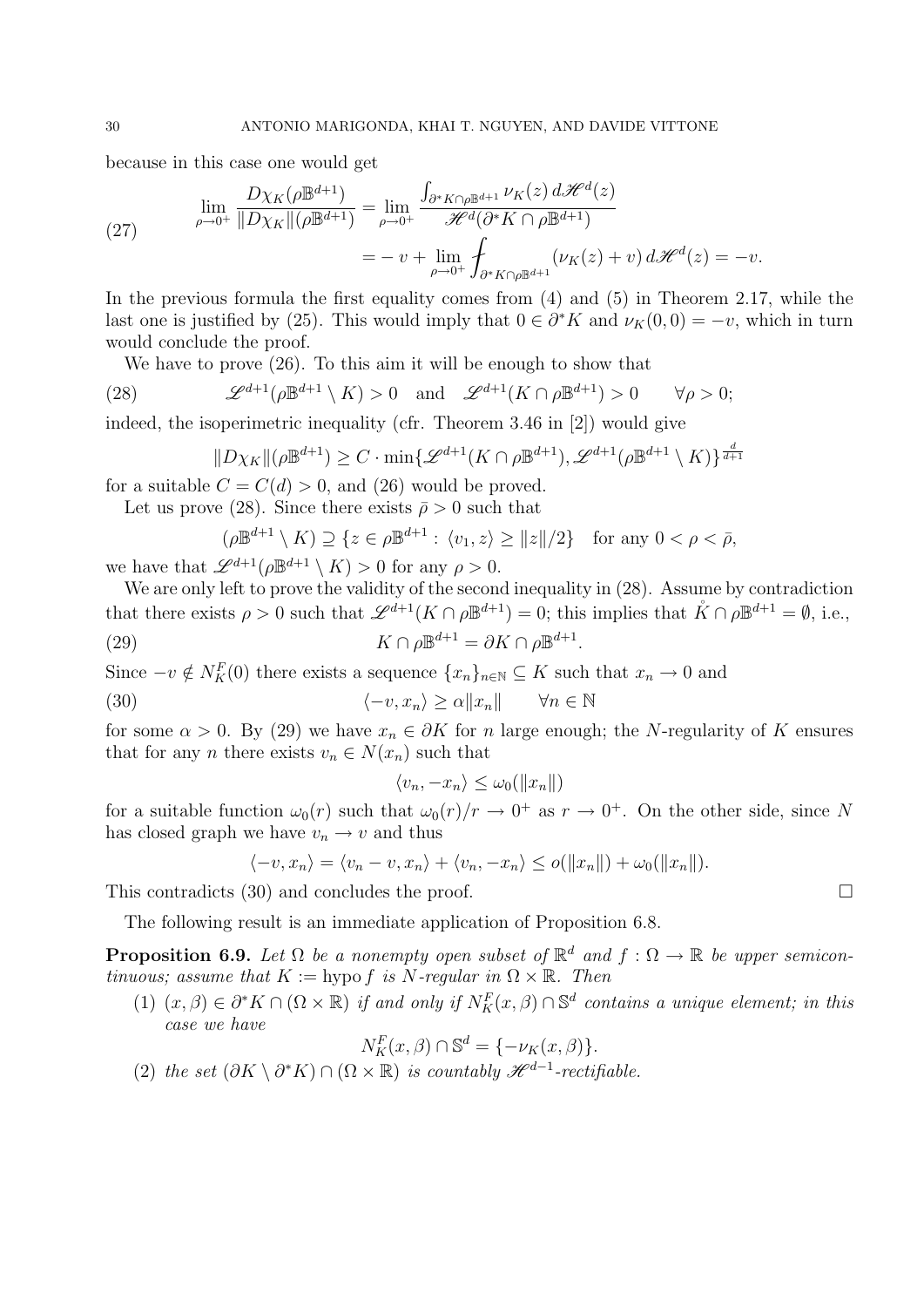because in this case one would get

$$
\begin{aligned}
\lim_{\rho\to 0^+} \frac{D\chi_K(\rho\mathbb{B}^{d+1})}{\|D\chi_K\|(\rho\mathbb{B}^{d+1})} &= \lim_{\rho\to 0^+} \frac{\int_{\partial^* K\cap\rho\mathbb{B}^{d+1}} \nu_K(z)\, d\mathscr{H}^d(z)}{\mathscr{H}^d(\partial^* K\cap\rho\mathbb{B}^{d+1})} \\
&= -v + \lim_{\rho\to 0^+} \fint_{\partial^* K\cap\rho\mathbb{B}^{d+1}} (\nu_K(z)+v)\, d\mathscr{H}^d(z) = -v.
\end{aligned} \tag{27}
$$

In the previous formula the first equality comes from (4) and (5) in Theorem 2.17, while the last one is justified by (25). This would imply that $0\in\partial^* K$ and $\nu_K(0,0)=-v$, which in turn would conclude the proof.

We have to prove (26). To this aim it will be enough to show that

$$
\mathscr{L}^{d+1}(\rho\mathbb{B}^{d+1}\setminus K)>0 \quad\text{and}\quad \mathscr{L}^{d+1}(K\cap\rho\mathbb{B}^{d+1})>0 \qquad \forall\rho>0; \tag{28}
$$

indeed, the isoperimetric inequality (cfr. Theorem 3.46 in [2]) would give

$$
\|D\chi_K\|(\rho\mathbb{B}^{d+1}) \geq C\cdot\min\{\mathscr{L}^{d+1}(K\cap\rho\mathbb{B}^{d+1}),\mathscr{L}^{d+1}(\rho\mathbb{B}^{d+1}\setminus K)\}^{\frac{d}{d+1}}
$$

for a suitable $C=C(d)>0$, and (26) would be proved.

Let us prove (28). Since there exists $\bar\rho>0$ such that

$$
(\rho\mathbb{B}^{d+1}\setminus K) \supseteq \{z\in\rho\mathbb{B}^{d+1}:\langle v_1,z\rangle\geq\|z\|/2\} \quad\text{for any } 0<\rho<\bar\rho,
$$

we have that $\mathscr{L}^{d+1}(\rho\mathbb{B}^{d+1}\setminus K)>0$ for any $\rho>0$.

We are only left to prove the validity of the second inequality in (28). Assume by contradiction that there exists $\rho>0$ such that $\mathscr{L}^{d+1}(K\cap\rho\mathbb{B}^{d+1})=0$; this implies that $\mathring{K}\cap\rho\mathbb{B}^{d+1}=\emptyset$, i.e.,

$$
K\cap\rho\mathbb{B}^{d+1}=\partial K\cap\rho\mathbb{B}^{d+1}. \tag{29}
$$

Since $-v\notin N^F_K(0)$ there exists a sequence $\{x_n\}_{n\in\mathbb{N}}\subseteq K$ such that $x_n\to 0$ and

$$
\langle -v,x_n\rangle\geq\alpha\|x_n\| \qquad \forall n\in\mathbb{N} \tag{30}
$$

for some $\alpha>0$. By (29) we have $x_n\in\partial K$ for $n$ large enough; the $N$-regularity of $K$ ensures that for any $n$ there exists $v_n\in N(x_n)$ such that

$$
\langle v_n,-x_n\rangle\leq\omega_0(\|x_n\|)
$$

for a suitable function $\omega_0(r)$ such that $\omega_0(r)/r\to 0^+$ as $r\to 0^+$. On the other side, since $N$ has closed graph we have $v_n\to v$ and thus

$$
\langle -v,x_n\rangle=\langle v_n-v,x_n\rangle+\langle v_n,-x_n\rangle\leq o(\|x_n\|)+\omega_0(\|x_n\|).
$$

This contradicts (30) and concludes the proof. $\square$

The following result is an immediate application of Proposition 6.8.

**Proposition 6.9.** *Let $\Omega$ be a nonempty open subset of $\mathbb{R}^d$ and $f:\Omega\to\mathbb{R}$ be upper semicontinuous; assume that $K:=\operatorname{hypo} f$ is $N$-regular in $\Omega\times\mathbb{R}$. Then*

1. *$(x,\beta)\in\partial^* K\cap(\Omega\times\mathbb{R})$ if and only if $N^F_K(x,\beta)\cap\mathbb{S}^d$ contains a unique element; in this case we have*
$$
N^F_K(x,\beta)\cap\mathbb{S}^d=\{-\nu_K(x,\beta)\}.
$$
2. *the set $(\partial K\setminus\partial^* K)\cap(\Omega\times\mathbb{R})$ is countably $\mathscr{H}^{d-1}$-rectifiable.*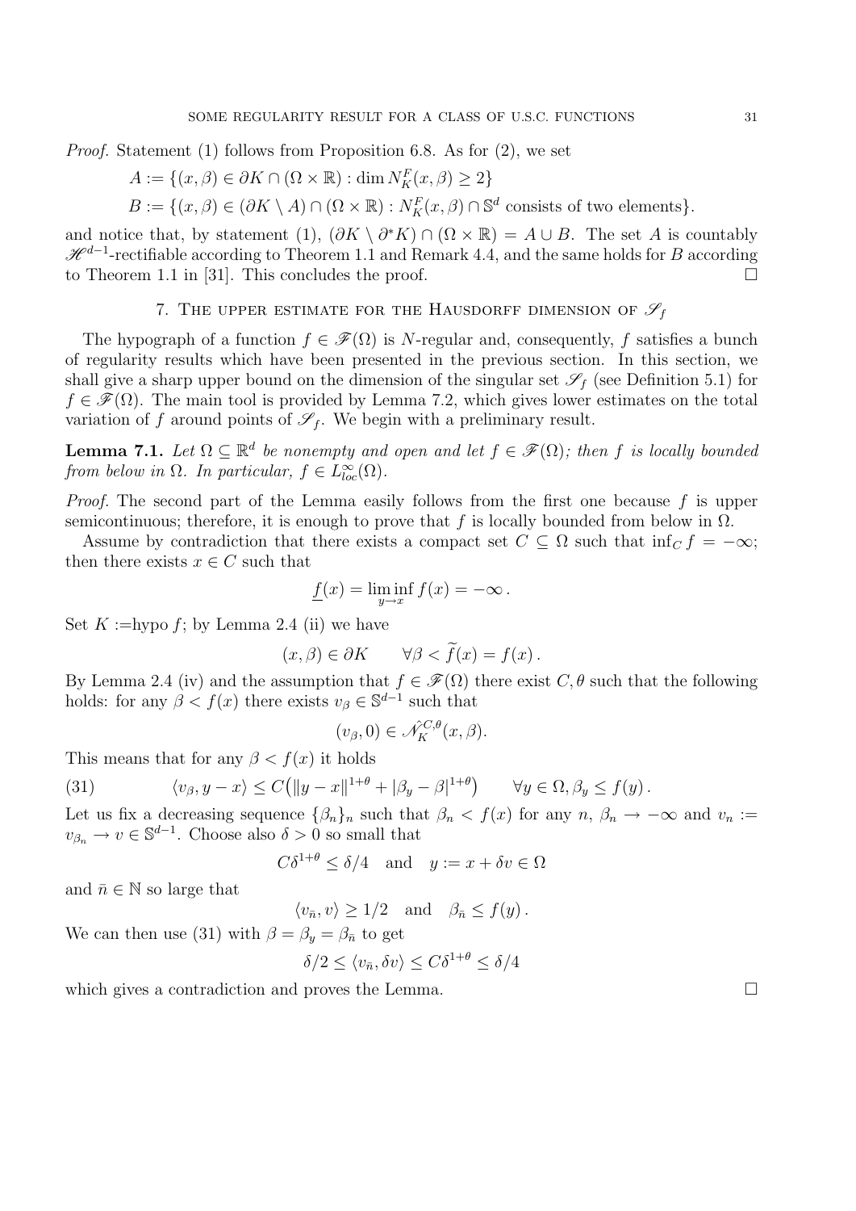*Proof.* Statement (1) follows from Proposition 6.8. As for (2), we set

$$A := \{(x,\beta) \in \partial K \cap (\Omega \times \mathbb{R}) : \dim N_K^F(x,\beta) \geq 2\}$$

$$B := \{(x,\beta) \in (\partial K \setminus A) \cap (\Omega \times \mathbb{R}) : N_K^F(x,\beta) \cap \mathbb{S}^d \text{ consists of two elements}\}.$$

and notice that, by statement (1), $(\partial K \setminus \partial^* K) \cap (\Omega \times \mathbb{R}) = A \cup B$. The set $A$ is countably $\mathscr{H}^{d-1}$-rectifiable according to Theorem 1.1 and Remark 4.4, and the same holds for $B$ according to Theorem 1.1 in [31]. This concludes the proof. $\square$

## 7. The upper estimate for the Hausdorff dimension of $\mathscr{S}_f$

The hypograph of a function $f \in \mathscr{F}(\Omega)$ is $N$-regular and, consequently, $f$ satisfies a bunch of regularity results which have been presented in the previous section. In this section, we shall give a sharp upper bound on the dimension of the singular set $\mathscr{S}_f$ (see Definition 5.1) for $f \in \mathscr{F}(\Omega)$. The main tool is provided by Lemma 7.2, which gives lower estimates on the total variation of $f$ around points of $\mathscr{S}_f$. We begin with a preliminary result.

**Lemma 7.1.** *Let $\Omega \subseteq \mathbb{R}^d$ be nonempty and open and let $f \in \mathscr{F}(\Omega)$; then $f$ is locally bounded from below in $\Omega$. In particular, $f \in L^\infty_{loc}(\Omega)$.*

*Proof.* The second part of the Lemma easily follows from the first one because $f$ is upper semicontinuous; therefore, it is enough to prove that $f$ is locally bounded from below in $\Omega$.

Assume by contradiction that there exists a compact set $C \subseteq \Omega$ such that $\inf_C f = -\infty$; then there exists $x \in C$ such that

$$\underline{f}(x) = \liminf_{y \to x} f(x) = -\infty\,.$$

Set $K :=$hypo $f$; by Lemma 2.4 (ii) we have

$$(x,\beta) \in \partial K \qquad \forall \beta < \widetilde{f}(x) = f(x)\,.$$

By Lemma 2.4 (iv) and the assumption that $f \in \mathscr{F}(\Omega)$ there exist $C, \theta$ such that the following holds: for any $\beta < f(x)$ there exists $v_\beta \in \mathbb{S}^{d-1}$ such that

$$(v_\beta, 0) \in \hat{\mathscr{N}}_K^{C,\theta}(x,\beta).$$

This means that for any $\beta < f(x)$ it holds

$$\langle v_\beta, y - x\rangle \leq C\big(\|y-x\|^{1+\theta} + |\beta_y - \beta|^{1+\theta}\big) \qquad \forall y \in \Omega, \beta_y \leq f(y)\,. \tag{31}$$

Let us fix a decreasing sequence $\{\beta_n\}_n$ such that $\beta_n < f(x)$ for any $n$, $\beta_n \to -\infty$ and $v_n := v_{\beta_n} \to v \in \mathbb{S}^{d-1}$. Choose also $\delta > 0$ so small that

$$C\delta^{1+\theta} \leq \delta/4 \quad \text{and} \quad y := x + \delta v \in \Omega$$

and $\bar{n} \in \mathbb{N}$ so large that

$$\langle v_{\bar{n}}, v\rangle \geq 1/2 \quad \text{and} \quad \beta_{\bar{n}} \leq f(y)\,.$$

We can then use (31) with $\beta = \beta_y = \beta_{\bar{n}}$ to get

$$\delta/2 \leq \langle v_{\bar{n}}, \delta v\rangle \leq C\delta^{1+\theta} \leq \delta/4$$

which gives a contradiction and proves the Lemma. $\square$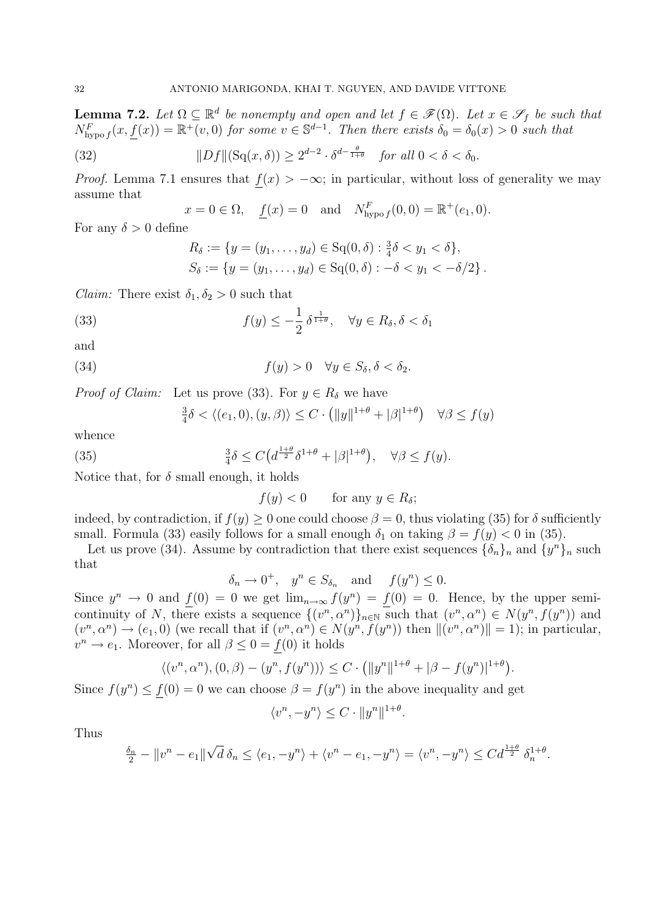**Lemma 7.2.** *Let $\Omega \subseteq \mathbb{R}^d$ be nonempty and open and let $f \in \mathscr{F}(\Omega)$. Let $x \in \mathscr{S}_f$ be such that $N^F_{\mathrm{hypo}\, f}(x, \underline{f}(x)) = \mathbb{R}^+(v, 0)$ for some $v \in \mathbb{S}^{d-1}$. Then there exists $\delta_0 = \delta_0(x) > 0$ such that*

$$\|Df\|(\mathrm{Sq}(x,\delta)) \geq 2^{d-2} \cdot \delta^{d-\frac{\theta}{1+\theta}} \quad \text{for all } 0 < \delta < \delta_0. \tag{32}$$

*Proof.* Lemma 7.1 ensures that $\underline{f}(x) > -\infty$; in particular, without loss of generality we may assume that

$$x = 0 \in \Omega, \quad \underline{f}(x) = 0 \quad \text{and} \quad N^F_{\mathrm{hypo}\, f}(0,0) = \mathbb{R}^+(e_1, 0).$$

For any $\delta > 0$ define

$$R_\delta := \{y = (y_1, \dots, y_d) \in \mathrm{Sq}(0,\delta) : \tfrac{3}{4}\delta < y_1 < \delta\},$$
$$S_\delta := \{y = (y_1, \dots, y_d) \in \mathrm{Sq}(0,\delta) : -\delta < y_1 < -\delta/2\}.$$

*Claim:* There exist $\delta_1, \delta_2 > 0$ such that

$$f(y) \leq -\frac{1}{2}\,\delta^{\frac{1}{1+\theta}}, \quad \forall y \in R_\delta, \delta < \delta_1 \tag{33}$$

and

$$f(y) > 0 \quad \forall y \in S_\delta, \delta < \delta_2. \tag{34}$$

*Proof of Claim:* Let us prove (33). For $y \in R_\delta$ we have

$$\tfrac{3}{4}\delta < \langle (e_1, 0), (y, \beta)\rangle \leq C \cdot \left(\|y\|^{1+\theta} + |\beta|^{1+\theta}\right) \quad \forall \beta \leq f(y)$$

whence

$$\tfrac{3}{4}\delta \leq C\big(d^{\frac{1+\theta}{2}}\delta^{1+\theta} + |\beta|^{1+\theta}\big), \quad \forall \beta \leq f(y). \tag{35}$$

Notice that, for $\delta$ small enough, it holds

$$f(y) < 0 \qquad \text{for any } y \in R_\delta;$$

indeed, by contradiction, if $f(y) \geq 0$ one could choose $\beta = 0$, thus violating (35) for $\delta$ sufficiently small. Formula (33) easily follows for a small enough $\delta_1$ on taking $\beta = f(y) < 0$ in (35).

Let us prove (34). Assume by contradiction that there exist sequences $\{\delta_n\}_n$ and $\{y^n\}_n$ such that

$$\delta_n \to 0^+, \quad y^n \in S_{\delta_n} \quad \text{and} \quad f(y^n) \leq 0.$$

Since $y^n \to 0$ and $\underline{f}(0) = 0$ we get $\lim_{n\to\infty} f(y^n) = \underline{f}(0) = 0$. Hence, by the upper semicontinuity of $N$, there exists a sequence $\{(v^n, \alpha^n)\}_{n\in\mathbb{N}}$ such that $(v^n, \alpha^n) \in N(y^n, f(y^n))$ and $(v^n, \alpha^n) \to (e_1, 0)$ (we recall that if $(v^n, \alpha^n) \in N(y^n, f(y^n))$ then $\|(v^n, \alpha^n)\| = 1$); in particular, $v^n \to e_1$. Moreover, for all $\beta \leq 0 = \underline{f}(0)$ it holds

$$\langle (v^n, \alpha^n), (0, \beta) - (y^n, f(y^n))\rangle \leq C \cdot \big(\|y^n\|^{1+\theta} + |\beta - f(y^n)|^{1+\theta}\big).$$

Since $f(y^n) \leq \underline{f}(0) = 0$ we can choose $\beta = f(y^n)$ in the above inequality and get

$$\langle v^n, -y^n\rangle \leq C \cdot \|y^n\|^{1+\theta}.$$

Thus

$$\tfrac{\delta_n}{2} - \|v^n - e_1\|\sqrt{d}\,\delta_n \leq \langle e_1, -y^n\rangle + \langle v^n - e_1, -y^n\rangle = \langle v^n, -y^n\rangle \leq C d^{\frac{1+\theta}{2}}\,\delta_n^{1+\theta}.$$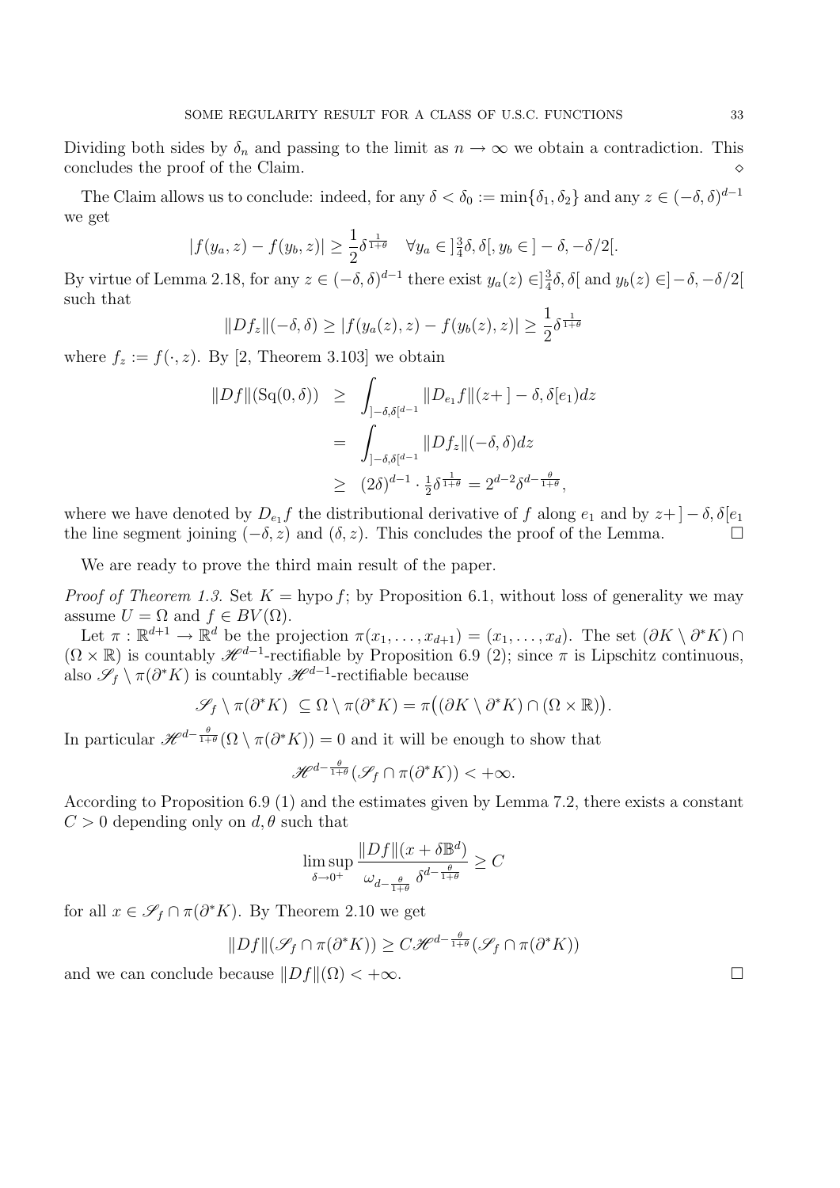Dividing both sides by $\delta_n$ and passing to the limit as $n \to \infty$ we obtain a contradiction. This concludes the proof of the Claim. $\diamond$

The Claim allows us to conclude: indeed, for any $\delta < \delta_0 := \min\{\delta_1, \delta_2\}$ and any $z \in (-\delta, \delta)^{d-1}$ we get

$$|f(y_a, z) - f(y_b, z)| \geq \frac{1}{2}\delta^{\frac{1}{1+\theta}} \quad \forall y_a \in ]\tfrac{3}{4}\delta, \delta[, y_b \in ]-\delta, -\delta/2[.$$

By virtue of Lemma 2.18, for any $z \in (-\delta, \delta)^{d-1}$ there exist $y_a(z) \in ]\frac{3}{4}\delta, \delta[$ and $y_b(z) \in ]-\delta, -\delta/2[$ such that

$$\|Df_z\|(-\delta, \delta) \geq |f(y_a(z), z) - f(y_b(z), z)| \geq \frac{1}{2}\delta^{\frac{1}{1+\theta}}$$

where $f_z := f(\cdot, z)$. By [2, Theorem 3.103] we obtain

$$\begin{aligned}
\|Df\|(\mathrm{Sq}(0, \delta)) &\geq \int_{]-\delta,\delta[^{d-1}} \|D_{e_1}f\|(z+]-\delta, \delta[e_1)dz \\
&= \int_{]-\delta,\delta[^{d-1}} \|Df_z\|(-\delta, \delta)dz \\
&\geq (2\delta)^{d-1} \cdot \tfrac{1}{2}\delta^{\frac{1}{1+\theta}} = 2^{d-2}\delta^{d-\frac{\theta}{1+\theta}},
\end{aligned}$$

where we have denoted by $D_{e_1}f$ the distributional derivative of $f$ along $e_1$ and by $z+]-\delta, \delta[e_1$ the line segment joining $(-\delta, z)$ and $(\delta, z)$. This concludes the proof of the Lemma. $\square$

We are ready to prove the third main result of the paper.

*Proof of Theorem 1.3.* Set $K = \operatorname{hypo} f$; by Proposition 6.1, without loss of generality we may assume $U = \Omega$ and $f \in BV(\Omega)$.

Let $\pi : \mathbb{R}^{d+1} \to \mathbb{R}^d$ be the projection $\pi(x_1, \ldots, x_{d+1}) = (x_1, \ldots, x_d)$. The set $(\partial K \setminus \partial^* K) \cap (\Omega \times \mathbb{R})$ is countably $\mathscr{H}^{d-1}$-rectifiable by Proposition 6.9 (2); since $\pi$ is Lipschitz continuous, also $\mathscr{S}_f \setminus \pi(\partial^* K)$ is countably $\mathscr{H}^{d-1}$-rectifiable because

$$\mathscr{S}_f \setminus \pi(\partial^* K) \subseteq \Omega \setminus \pi(\partial^* K) = \pi\big((\partial K \setminus \partial^* K) \cap (\Omega \times \mathbb{R})\big).$$

In particular $\mathscr{H}^{d-\frac{\theta}{1+\theta}}(\Omega \setminus \pi(\partial^* K)) = 0$ and it will be enough to show that

$$\mathscr{H}^{d-\frac{\theta}{1+\theta}}(\mathscr{S}_f \cap \pi(\partial^* K)) < +\infty.$$

According to Proposition 6.9 (1) and the estimates given by Lemma 7.2, there exists a constant $C > 0$ depending only on $d, \theta$ such that

$$\limsup_{\delta \to 0^+} \frac{\|Df\|(x + \delta\mathbb{B}^d)}{\omega_{d-\frac{\theta}{1+\theta}}\, \delta^{d-\frac{\theta}{1+\theta}}} \geq C$$

for all $x \in \mathscr{S}_f \cap \pi(\partial^* K)$. By Theorem 2.10 we get

$$\|Df\|(\mathscr{S}_f \cap \pi(\partial^* K)) \geq C\mathscr{H}^{d-\frac{\theta}{1+\theta}}(\mathscr{S}_f \cap \pi(\partial^* K))$$

and we can conclude because $\|Df\|(\Omega) < +\infty$. $\square$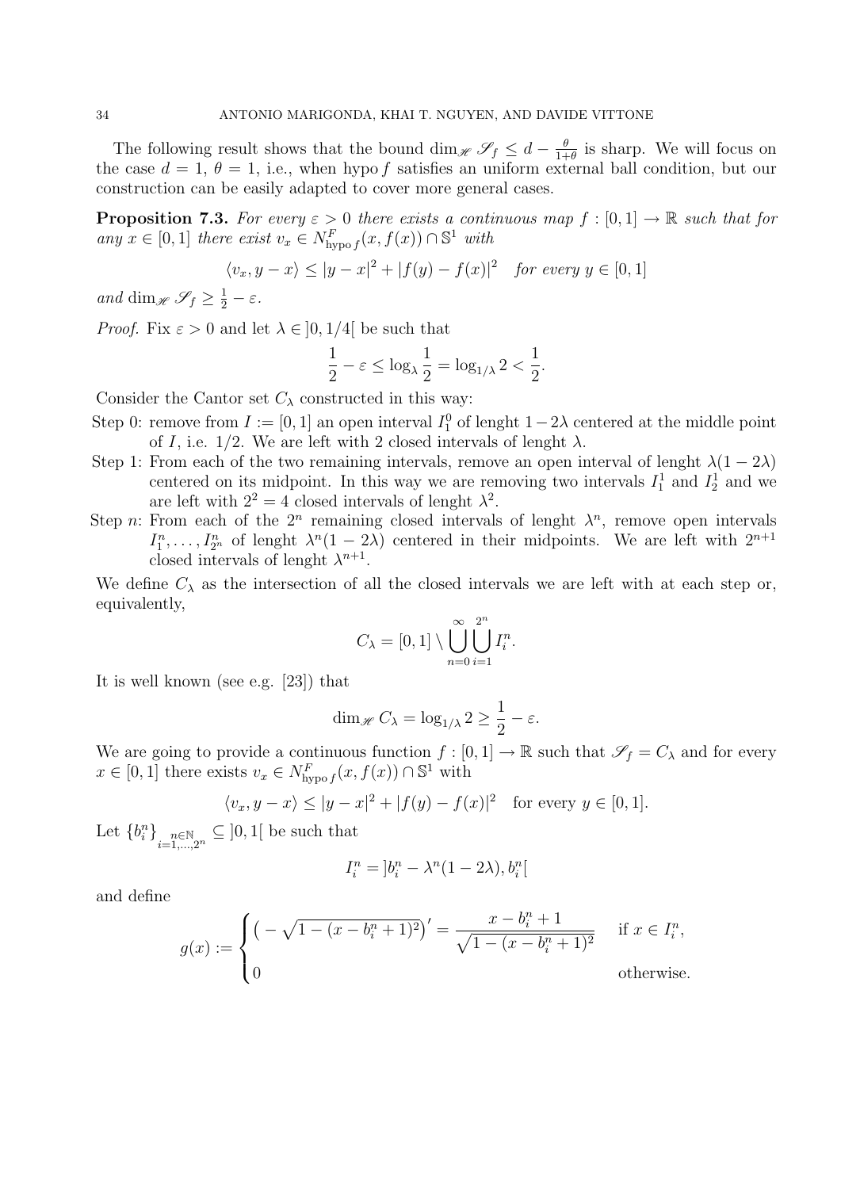The following result shows that the bound $\dim_{\mathscr{H}} \mathscr{S}_f \leq d - \frac{\theta}{1+\theta}$ is sharp. We will focus on the case $d = 1$, $\theta = 1$, i.e., when hypo $f$ satisfies an uniform external ball condition, but our construction can be easily adapted to cover more general cases.

**Proposition 7.3.** *For every $\varepsilon > 0$ there exists a continuous map $f : [0,1] \to \mathbb{R}$ such that for any $x \in [0,1]$ there exist $v_x \in N^F_{\text{hypo} f}(x, f(x)) \cap \mathbb{S}^1$ with*

$$\langle v_x, y - x \rangle \leq |y - x|^2 + |f(y) - f(x)|^2 \quad \textit{for every } y \in [0,1]$$

*and $\dim_{\mathscr{H}} \mathscr{S}_f \geq \frac{1}{2} - \varepsilon$.*

*Proof.* Fix $\varepsilon > 0$ and let $\lambda \in ]0, 1/4[$ be such that

$$\frac{1}{2} - \varepsilon \leq \log_\lambda \frac{1}{2} = \log_{1/\lambda} 2 < \frac{1}{2}.$$

Consider the Cantor set $C_\lambda$ constructed in this way:

Step 0: remove from $I := [0,1]$ an open interval $I^0_1$ of lenght $1 - 2\lambda$ centered at the middle point of $I$, i.e. $1/2$. We are left with 2 closed intervals of lenght $\lambda$.

Step 1: From each of the two remaining intervals, remove an open interval of lenght $\lambda(1 - 2\lambda)$ centered on its midpoint. In this way we are removing two intervals $I^1_1$ and $I^1_2$ and we are left with $2^2 = 4$ closed intervals of lenght $\lambda^2$.

Step $n$: From each of the $2^n$ remaining closed intervals of lenght $\lambda^n$, remove open intervals $I^n_1, \ldots, I^n_{2^n}$ of lenght $\lambda^n(1 - 2\lambda)$ centered in their midpoints. We are left with $2^{n+1}$ closed intervals of lenght $\lambda^{n+1}$.

We define $C_\lambda$ as the intersection of all the closed intervals we are left with at each step or, equivalently,

$$C_\lambda = [0,1] \setminus \bigcup_{n=0}^{\infty} \bigcup_{i=1}^{2^n} I^n_i.$$

It is well known (see e.g. [23]) that

$$\dim_{\mathscr{H}} C_\lambda = \log_{1/\lambda} 2 \geq \frac{1}{2} - \varepsilon.$$

We are going to provide a continuous function $f : [0,1] \to \mathbb{R}$ such that $\mathscr{S}_f = C_\lambda$ and for every $x \in [0,1]$ there exists $v_x \in N^F_{\text{hypo} f}(x, f(x)) \cap \mathbb{S}^1$ with

$$\langle v_x, y - x \rangle \leq |y - x|^2 + |f(y) - f(x)|^2 \quad \text{for every } y \in [0,1].$$

Let $\{b^n_i\}_{\substack{n \in \mathbb{N} \\ i = 1, \ldots, 2^n}} \subseteq ]0,1[$ be such that

$$I^n_i = ]b^n_i - \lambda^n(1 - 2\lambda), b^n_i[$$

and define

$$g(x) := \begin{cases} \left( -\sqrt{1 - (x - b^n_i + 1)^2} \right)' = \dfrac{x - b^n_i + 1}{\sqrt{1 - (x - b^n_i + 1)^2}} & \text{if } x \in I^n_i, \\ 0 & \text{otherwise.} \end{cases}$$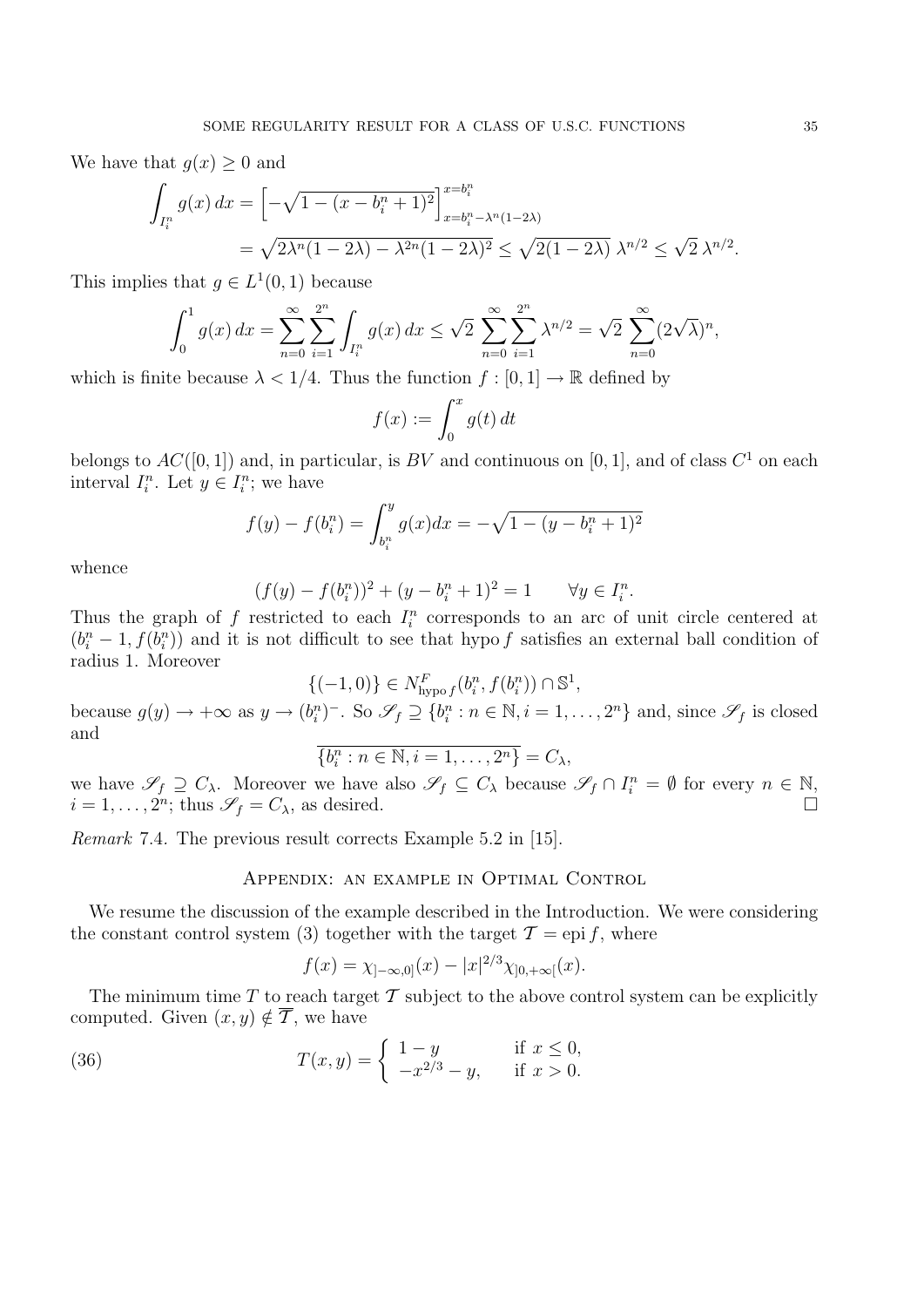We have that $g(x) \geq 0$ and

$$
\begin{aligned}
\int_{I_i^n} g(x)\,dx &= \Big[-\sqrt{1-(x-b_i^n+1)^2}\Big]_{x=b_i^n-\lambda^n(1-2\lambda)}^{x=b_i^n} \\
&= \sqrt{2\lambda^n(1-2\lambda)-\lambda^{2n}(1-2\lambda)^2} \leq \sqrt{2(1-2\lambda)}\;\lambda^{n/2} \leq \sqrt{2}\,\lambda^{n/2}.
\end{aligned}
$$

This implies that $g \in L^1(0,1)$ because

$$
\int_0^1 g(x)\,dx = \sum_{n=0}^{\infty}\sum_{i=1}^{2^n}\int_{I_i^n} g(x)\,dx \leq \sqrt{2}\,\sum_{n=0}^{\infty}\sum_{i=1}^{2^n}\lambda^{n/2} = \sqrt{2}\,\sum_{n=0}^{\infty}(2\sqrt{\lambda})^n,
$$

which is finite because $\lambda < 1/4$. Thus the function $f : [0,1] \to \mathbb{R}$ defined by

$$
f(x) := \int_0^x g(t)\,dt
$$

belongs to $AC([0,1])$ and, in particular, is $BV$ and continuous on $[0,1]$, and of class $C^1$ on each interval $I_i^n$. Let $y \in I_i^n$; we have

$$
f(y) - f(b_i^n) = \int_{b_i^n}^{y} g(x)dx = -\sqrt{1-(y-b_i^n+1)^2}
$$

whence

$$
(f(y)-f(b_i^n))^2 + (y-b_i^n+1)^2 = 1 \qquad \forall y \in I_i^n.
$$

Thus the graph of $f$ restricted to each $I_i^n$ corresponds to an arc of unit circle centered at $(b_i^n-1, f(b_i^n))$ and it is not difficult to see that $\operatorname{hypo} f$ satisfies an external ball condition of radius 1. Moreover

$$
\{(-1,0)\} \in N^F_{\operatorname{hypo} f}(b_i^n, f(b_i^n)) \cap \mathbb{S}^1,
$$

because $g(y) \to +\infty$ as $y \to (b_i^n)^-$. So $\mathscr{S}_f \supseteq \{b_i^n : n \in \mathbb{N}, i = 1,\dots,2^n\}$ and, since $\mathscr{S}_f$ is closed and

$$
\overline{\{b_i^n : n \in \mathbb{N}, i = 1,\dots,2^n\}} = C_\lambda,
$$

we have $\mathscr{S}_f \supseteq C_\lambda$. Moreover we have also $\mathscr{S}_f \subseteq C_\lambda$ because $\mathscr{S}_f \cap I_i^n = \emptyset$ for every $n \in \mathbb{N}$, $i = 1,\dots,2^n$; thus $\mathscr{S}_f = C_\lambda$, as desired. $\square$

*Remark* 7.4. The previous result corrects Example 5.2 in [15].

## Appendix: an example in Optimal Control

We resume the discussion of the example described in the Introduction. We were considering the constant control system (3) together with the target $\mathcal{T} = \operatorname{epi} f$, where

$$
f(x) = \chi_{]-\infty,0]}(x) - |x|^{2/3}\chi_{]0,+\infty[}(x).
$$

The minimum time $T$ to reach target $\mathcal{T}$ subject to the above control system can be explicitly computed. Given $(x,y) \notin \overline{\mathcal{T}}$, we have

$$
T(x,y) = \begin{cases} 1-y & \text{if } x \leq 0, \\ -x^{2/3}-y, & \text{if } x > 0. \end{cases} \tag{36}
$$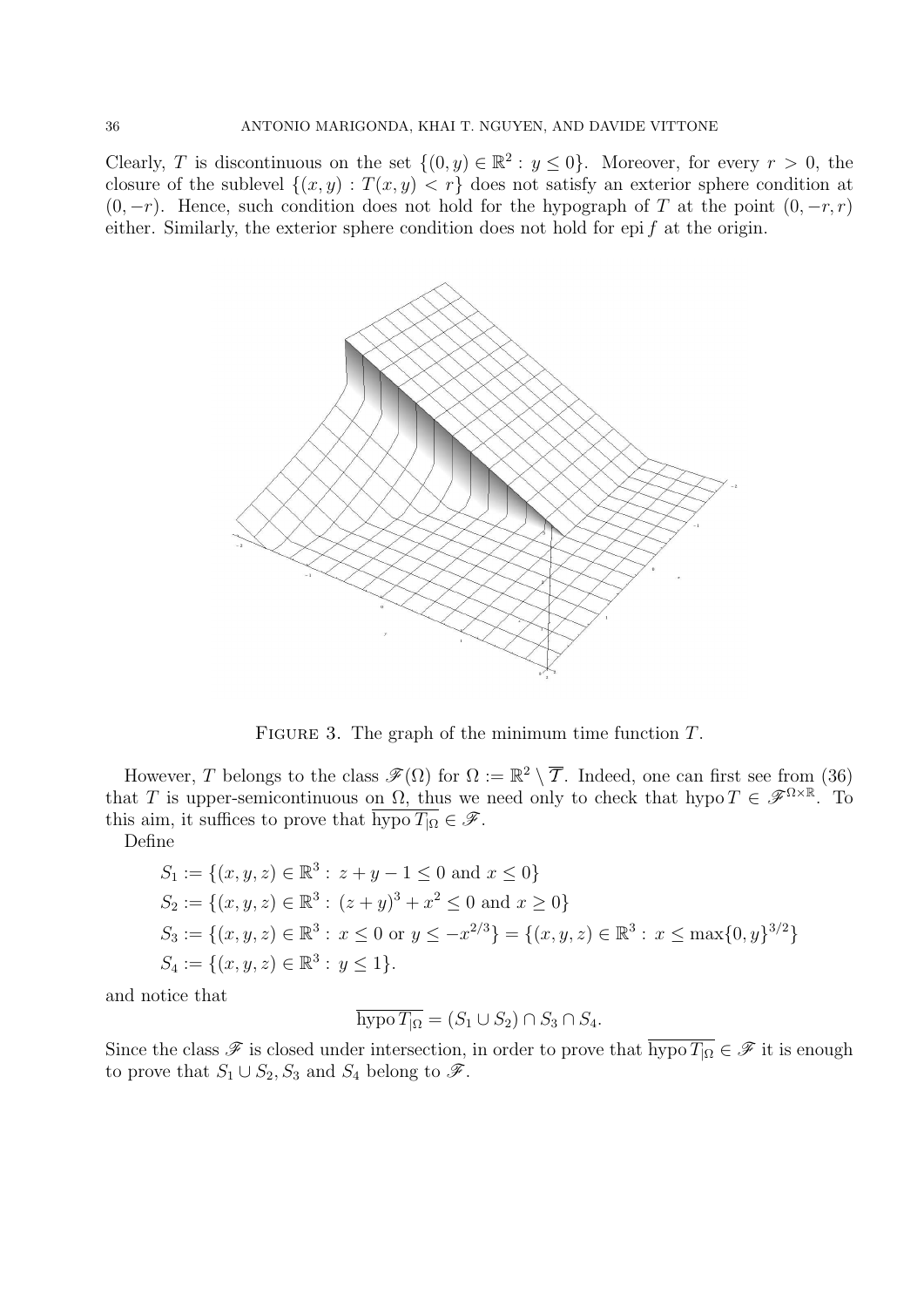Clearly, $T$ is discontinuous on the set $\{(0, y) \in \mathbb{R}^2 : y \le 0\}$. Moreover, for every $r > 0$, the closure of the sublevel $\{(x, y) : T(x, y) < r\}$ does not satisfy an exterior sphere condition at $(0, -r)$. Hence, such condition does not hold for the hypograph of $T$ at the point $(0, -r, r)$ either. Similarly, the exterior sphere condition does not hold for epi $f$ at the origin.

FIGURE 3. The graph of the minimum time function $T$.

However, $T$ belongs to the class $\mathscr{F}(\Omega)$ for $\Omega := \mathbb{R}^2 \setminus \overline{\mathcal{T}}$. Indeed, one can first see from (36) that $T$ is upper-semicontinuous on $\Omega$, thus we need only to check that $\operatorname{hypo} T \in \mathscr{F}^{\Omega \times \mathbb{R}}$. To this aim, it suffices to prove that $\overline{\operatorname{hypo} T_{|\Omega}} \in \mathscr{F}$.

Define

$$
\begin{aligned}
S_1 &:= \{(x, y, z) \in \mathbb{R}^3 : z + y - 1 \le 0 \text{ and } x \le 0\} \\
S_2 &:= \{(x, y, z) \in \mathbb{R}^3 : (z + y)^3 + x^2 \le 0 \text{ and } x \ge 0\} \\
S_3 &:= \{(x, y, z) \in \mathbb{R}^3 : x \le 0 \text{ or } y \le -x^{2/3}\} = \{(x, y, z) \in \mathbb{R}^3 : x \le \max\{0, y\}^{3/2}\} \\
S_4 &:= \{(x, y, z) \in \mathbb{R}^3 : y \le 1\}.
\end{aligned}
$$

and notice that

$$
\overline{\operatorname{hypo} T_{|\Omega}} = (S_1 \cup S_2) \cap S_3 \cap S_4.
$$

Since the class $\mathscr{F}$ is closed under intersection, in order to prove that $\overline{\operatorname{hypo} T_{|\Omega}} \in \mathscr{F}$ it is enough to prove that $S_1 \cup S_2$, $S_3$ and $S_4$ belong to $\mathscr{F}$.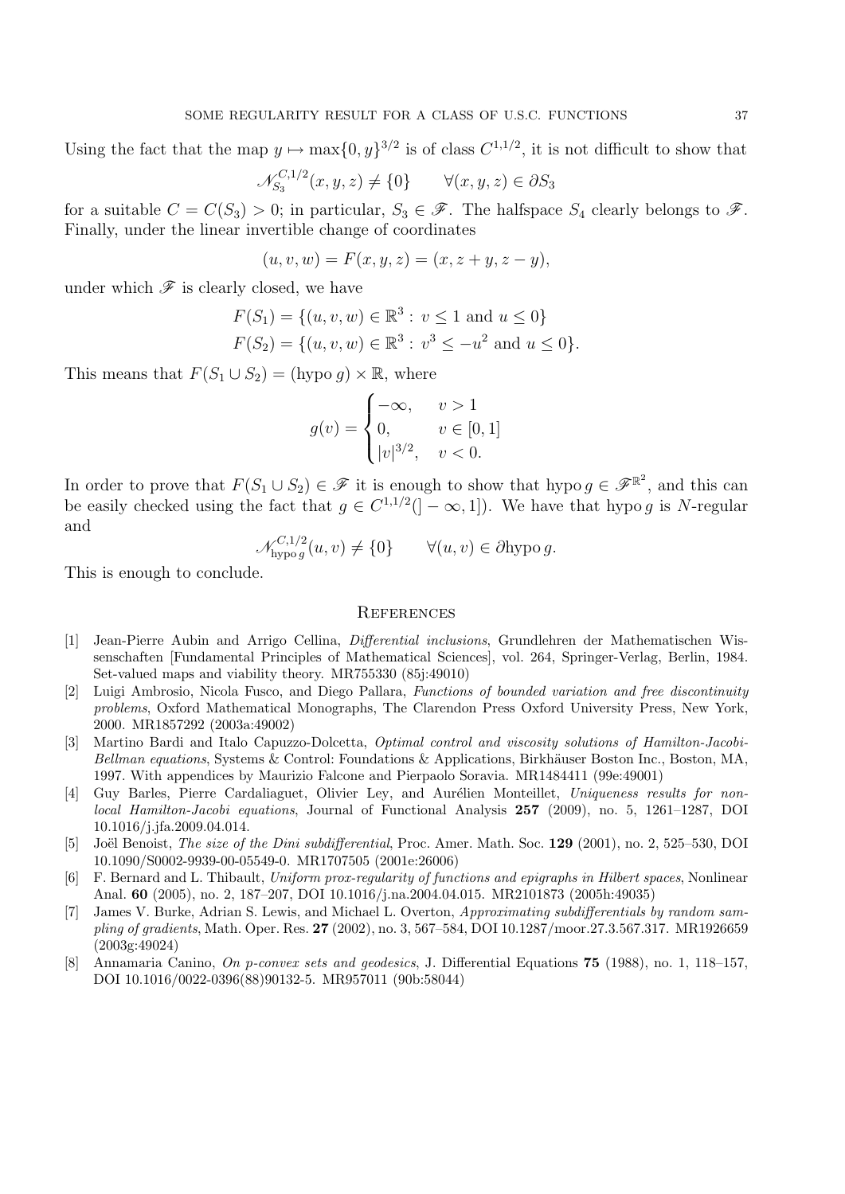Using the fact that the map $y \mapsto \max\{0, y\}^{3/2}$ is of class $C^{1,1/2}$, it is not difficult to show that

$$\mathscr{N}_{S_3}^{C,1/2}(x, y, z) \neq \{0\} \qquad \forall (x, y, z) \in \partial S_3$$

for a suitable $C = C(S_3) > 0$; in particular, $S_3 \in \mathscr{F}$. The halfspace $S_4$ clearly belongs to $\mathscr{F}$. Finally, under the linear invertible change of coordinates

$$(u, v, w) = F(x, y, z) = (x, z + y, z - y),$$

under which $\mathscr{F}$ is clearly closed, we have

$$F(S_1) = \{(u, v, w) \in \mathbb{R}^3 : v \leq 1 \text{ and } u \leq 0\}$$
$$F(S_2) = \{(u, v, w) \in \mathbb{R}^3 : v^3 \leq -u^2 \text{ and } u \leq 0\}.$$

This means that $F(S_1 \cup S_2) = (\text{hypo}\, g) \times \mathbb{R}$, where

$$g(v) = \begin{cases} -\infty, & v > 1 \\ 0, & v \in [0, 1] \\ |v|^{3/2}, & v < 0. \end{cases}$$

In order to prove that $F(S_1 \cup S_2) \in \mathscr{F}$ it is enough to show that $\text{hypo}\, g \in \mathscr{F}^{\mathbb{R}^2}$, and this can be easily checked using the fact that $g \in C^{1,1/2}(]-\infty, 1])$. We have that $\text{hypo}\, g$ is $N$-regular and

$$\mathscr{N}_{\text{hypo}\, g}^{C,1/2}(u, v) \neq \{0\} \qquad \forall (u, v) \in \partial \text{hypo}\, g.$$

This is enough to conclude.

## References

[1] Jean-Pierre Aubin and Arrigo Cellina, *Differential inclusions*, Grundlehren der Mathematischen Wissenschaften [Fundamental Principles of Mathematical Sciences], vol. 264, Springer-Verlag, Berlin, 1984. Set-valued maps and viability theory. MR755330 (85j:49010)

[2] Luigi Ambrosio, Nicola Fusco, and Diego Pallara, *Functions of bounded variation and free discontinuity problems*, Oxford Mathematical Monographs, The Clarendon Press Oxford University Press, New York, 2000. MR1857292 (2003a:49002)

[3] Martino Bardi and Italo Capuzzo-Dolcetta, *Optimal control and viscosity solutions of Hamilton-Jacobi-Bellman equations*, Systems & Control: Foundations & Applications, Birkhäuser Boston Inc., Boston, MA, 1997. With appendices by Maurizio Falcone and Pierpaolo Soravia. MR1484411 (99e:49001)

[4] Guy Barles, Pierre Cardaliaguet, Olivier Ley, and Aurélien Monteillet, *Uniqueness results for nonlocal Hamilton-Jacobi equations*, Journal of Functional Analysis **257** (2009), no. 5, 1261–1287, DOI 10.1016/j.jfa.2009.04.014.

[5] Joël Benoist, *The size of the Dini subdifferential*, Proc. Amer. Math. Soc. **129** (2001), no. 2, 525–530, DOI 10.1090/S0002-9939-00-05549-0. MR1707505 (2001e:26006)

[6] F. Bernard and L. Thibault, *Uniform prox-regularity of functions and epigraphs in Hilbert spaces*, Nonlinear Anal. **60** (2005), no. 2, 187–207, DOI 10.1016/j.na.2004.04.015. MR2101873 (2005h:49035)

[7] James V. Burke, Adrian S. Lewis, and Michael L. Overton, *Approximating subdifferentials by random sampling of gradients*, Math. Oper. Res. **27** (2002), no. 3, 567–584, DOI 10.1287/moor.27.3.567.317. MR1926659 (2003g:49024)

[8] Annamaria Canino, *On p-convex sets and geodesics*, J. Differential Equations **75** (1988), no. 1, 118–157, DOI 10.1016/0022-0396(88)90132-5. MR957011 (90b:58044)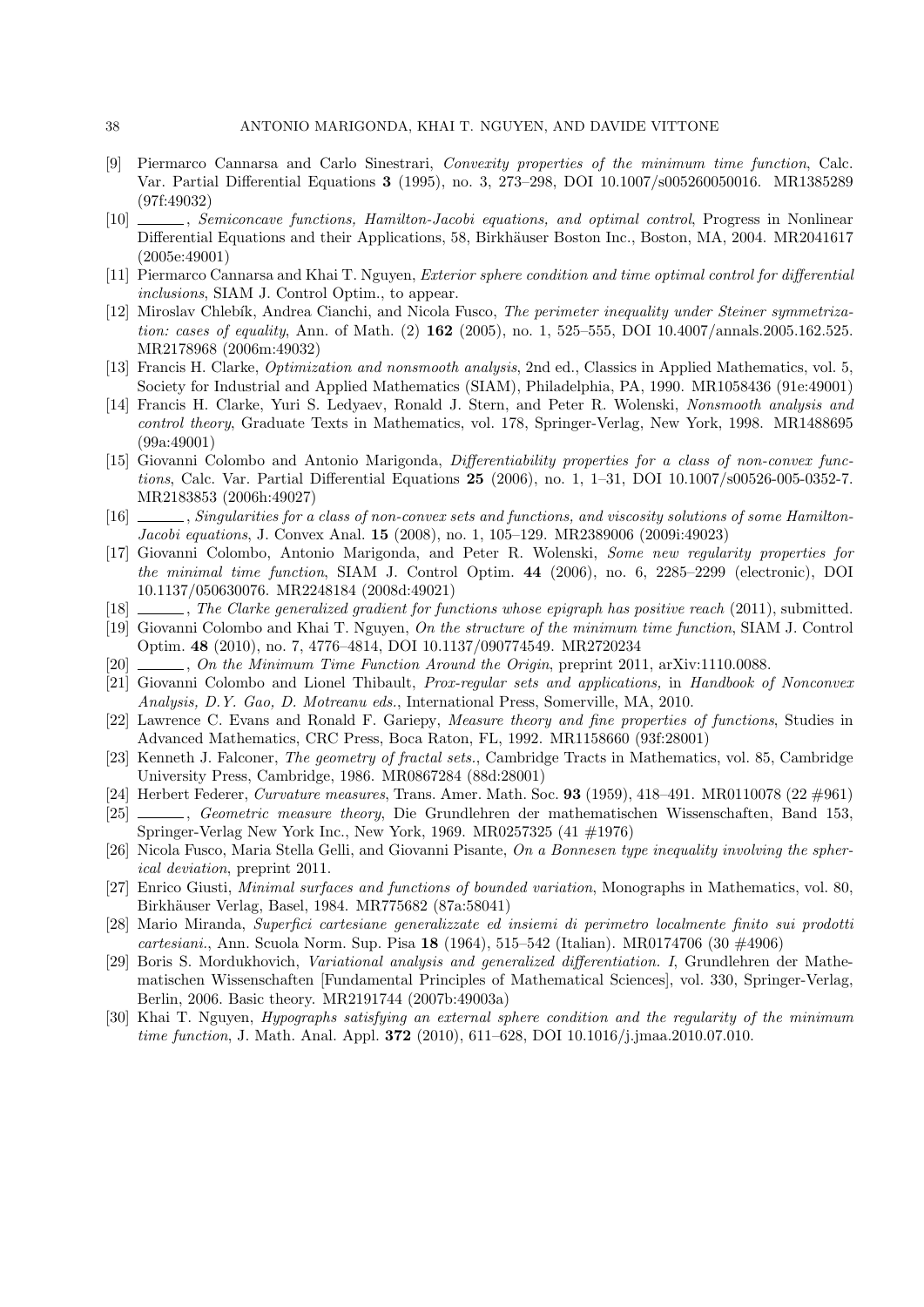[9] Piermarco Cannarsa and Carlo Sinestrari, *Convexity properties of the minimum time function*, Calc. Var. Partial Differential Equations **3** (1995), no. 3, 273–298, DOI 10.1007/s005260050016. MR1385289 (97f:49032)

[10] ______, *Semiconcave functions, Hamilton-Jacobi equations, and optimal control*, Progress in Nonlinear Differential Equations and their Applications, 58, Birkhäuser Boston Inc., Boston, MA, 2004. MR2041617 (2005e:49001)

[11] Piermarco Cannarsa and Khai T. Nguyen, *Exterior sphere condition and time optimal control for differential inclusions*, SIAM J. Control Optim., to appear.

[12] Miroslav Chlebík, Andrea Cianchi, and Nicola Fusco, *The perimeter inequality under Steiner symmetrization: cases of equality*, Ann. of Math. (2) **162** (2005), no. 1, 525–555, DOI 10.4007/annals.2005.162.525. MR2178968 (2006m:49032)

[13] Francis H. Clarke, *Optimization and nonsmooth analysis*, 2nd ed., Classics in Applied Mathematics, vol. 5, Society for Industrial and Applied Mathematics (SIAM), Philadelphia, PA, 1990. MR1058436 (91e:49001)

[14] Francis H. Clarke, Yuri S. Ledyaev, Ronald J. Stern, and Peter R. Wolenski, *Nonsmooth analysis and control theory*, Graduate Texts in Mathematics, vol. 178, Springer-Verlag, New York, 1998. MR1488695 (99a:49001)

[15] Giovanni Colombo and Antonio Marigonda, *Differentiability properties for a class of non-convex functions*, Calc. Var. Partial Differential Equations **25** (2006), no. 1, 1–31, DOI 10.1007/s00526-005-0352-7. MR2183853 (2006h:49027)

[16] ______, *Singularities for a class of non-convex sets and functions, and viscosity solutions of some Hamilton-Jacobi equations*, J. Convex Anal. **15** (2008), no. 1, 105–129. MR2389006 (2009i:49023)

[17] Giovanni Colombo, Antonio Marigonda, and Peter R. Wolenski, *Some new regularity properties for the minimal time function*, SIAM J. Control Optim. **44** (2006), no. 6, 2285–2299 (electronic), DOI 10.1137/050630076. MR2248184 (2008d:49021)

[18] ______, *The Clarke generalized gradient for functions whose epigraph has positive reach* (2011), submitted.

[19] Giovanni Colombo and Khai T. Nguyen, *On the structure of the minimum time function*, SIAM J. Control Optim. **48** (2010), no. 7, 4776–4814, DOI 10.1137/090774549. MR2720234

[20] ______, *On the Minimum Time Function Around the Origin*, preprint 2011, arXiv:1110.0088.

[21] Giovanni Colombo and Lionel Thibault, *Prox-regular sets and applications,* in *Handbook of Nonconvex Analysis, D.Y. Gao, D. Motreanu eds.*, International Press, Somerville, MA, 2010.

[22] Lawrence C. Evans and Ronald F. Gariepy, *Measure theory and fine properties of functions*, Studies in Advanced Mathematics, CRC Press, Boca Raton, FL, 1992. MR1158660 (93f:28001)

[23] Kenneth J. Falconer, *The geometry of fractal sets.*, Cambridge Tracts in Mathematics, vol. 85, Cambridge University Press, Cambridge, 1986. MR0867284 (88d:28001)

[24] Herbert Federer, *Curvature measures*, Trans. Amer. Math. Soc. **93** (1959), 418–491. MR0110078 (22 #961)

[25] ______, *Geometric measure theory*, Die Grundlehren der mathematischen Wissenschaften, Band 153, Springer-Verlag New York Inc., New York, 1969. MR0257325 (41 #1976)

[26] Nicola Fusco, Maria Stella Gelli, and Giovanni Pisante, *On a Bonnesen type inequality involving the spherical deviation*, preprint 2011.

[27] Enrico Giusti, *Minimal surfaces and functions of bounded variation*, Monographs in Mathematics, vol. 80, Birkhäuser Verlag, Basel, 1984. MR775682 (87a:58041)

[28] Mario Miranda, *Superfici cartesiane generalizzate ed insiemi di perimetro localmente finito sui prodotti cartesiani.*, Ann. Scuola Norm. Sup. Pisa **18** (1964), 515–542 (Italian). MR0174706 (30 #4906)

[29] Boris S. Mordukhovich, *Variational analysis and generalized differentiation. I*, Grundlehren der Mathematischen Wissenschaften [Fundamental Principles of Mathematical Sciences], vol. 330, Springer-Verlag, Berlin, 2006. Basic theory. MR2191744 (2007b:49003a)

[30] Khai T. Nguyen, *Hypographs satisfying an external sphere condition and the regularity of the minimum time function*, J. Math. Anal. Appl. **372** (2010), 611–628, DOI 10.1016/j.jmaa.2010.07.010.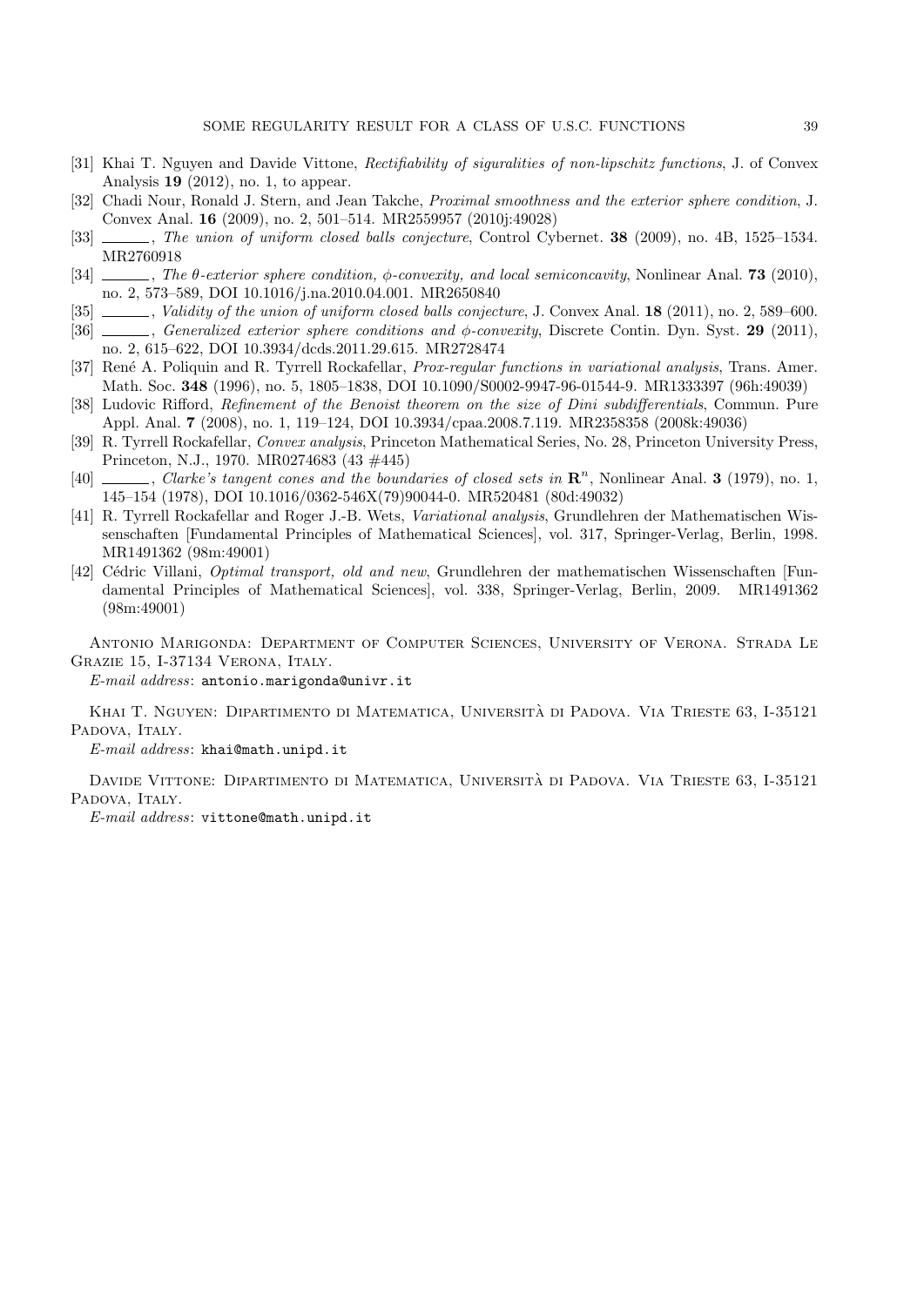[31] Khai T. Nguyen and Davide Vittone, *Rectifiability of siguralities of non-lipschitz functions*, J. of Convex Analysis **19** (2012), no. 1, to appear.

[32] Chadi Nour, Ronald J. Stern, and Jean Takche, *Proximal smoothness and the exterior sphere condition*, J. Convex Anal. **16** (2009), no. 2, 501–514. MR2559957 (2010j:49028)

[33] ______, *The union of uniform closed balls conjecture*, Control Cybernet. **38** (2009), no. 4B, 1525–1534. MR2760918

[34] ______, *The $\theta$-exterior sphere condition, $\phi$-convexity, and local semiconcavity*, Nonlinear Anal. **73** (2010), no. 2, 573–589, DOI 10.1016/j.na.2010.04.001. MR2650840

[35] ______, *Validity of the union of uniform closed balls conjecture*, J. Convex Anal. **18** (2011), no. 2, 589–600.

[36] ______, *Generalized exterior sphere conditions and $\phi$-convexity*, Discrete Contin. Dyn. Syst. **29** (2011), no. 2, 615–622, DOI 10.3934/dcds.2011.29.615. MR2728474

[37] René A. Poliquin and R. Tyrrell Rockafellar, *Prox-regular functions in variational analysis*, Trans. Amer. Math. Soc. **348** (1996), no. 5, 1805–1838, DOI 10.1090/S0002-9947-96-01544-9. MR1333397 (96h:49039)

[38] Ludovic Rifford, *Refinement of the Benoist theorem on the size of Dini subdifferentials*, Commun. Pure Appl. Anal. **7** (2008), no. 1, 119–124, DOI 10.3934/cpaa.2008.7.119. MR2358358 (2008k:49036)

[39] R. Tyrrell Rockafellar, *Convex analysis*, Princeton Mathematical Series, No. 28, Princeton University Press, Princeton, N.J., 1970. MR0274683 (43 #445)

[40] ______, *Clarke's tangent cones and the boundaries of closed sets in $\mathbf{R}^n$*, Nonlinear Anal. **3** (1979), no. 1, 145–154 (1978), DOI 10.1016/0362-546X(79)90044-0. MR520481 (80d:49032)

[41] R. Tyrrell Rockafellar and Roger J.-B. Wets, *Variational analysis*, Grundlehren der Mathematischen Wissenschaften [Fundamental Principles of Mathematical Sciences], vol. 317, Springer-Verlag, Berlin, 1998. MR1491362 (98m:49001)

[42] Cédric Villani, *Optimal transport, old and new*, Grundlehren der mathematischen Wissenschaften [Fundamental Principles of Mathematical Sciences], vol. 338, Springer-Verlag, Berlin, 2009. MR1491362 (98m:49001)

Antonio Marigonda: Department of Computer Sciences, University of Verona. Strada Le Grazie 15, I-37134 Verona, Italy.

*E-mail address*: antonio.marigonda@univr.it

Khai T. Nguyen: Dipartimento di Matematica, Università di Padova. Via Trieste 63, I-35121 Padova, Italy.

*E-mail address*: khai@math.unipd.it

Davide Vittone: Dipartimento di Matematica, Università di Padova. Via Trieste 63, I-35121 Padova, Italy.

*E-mail address*: vittone@math.unipd.it